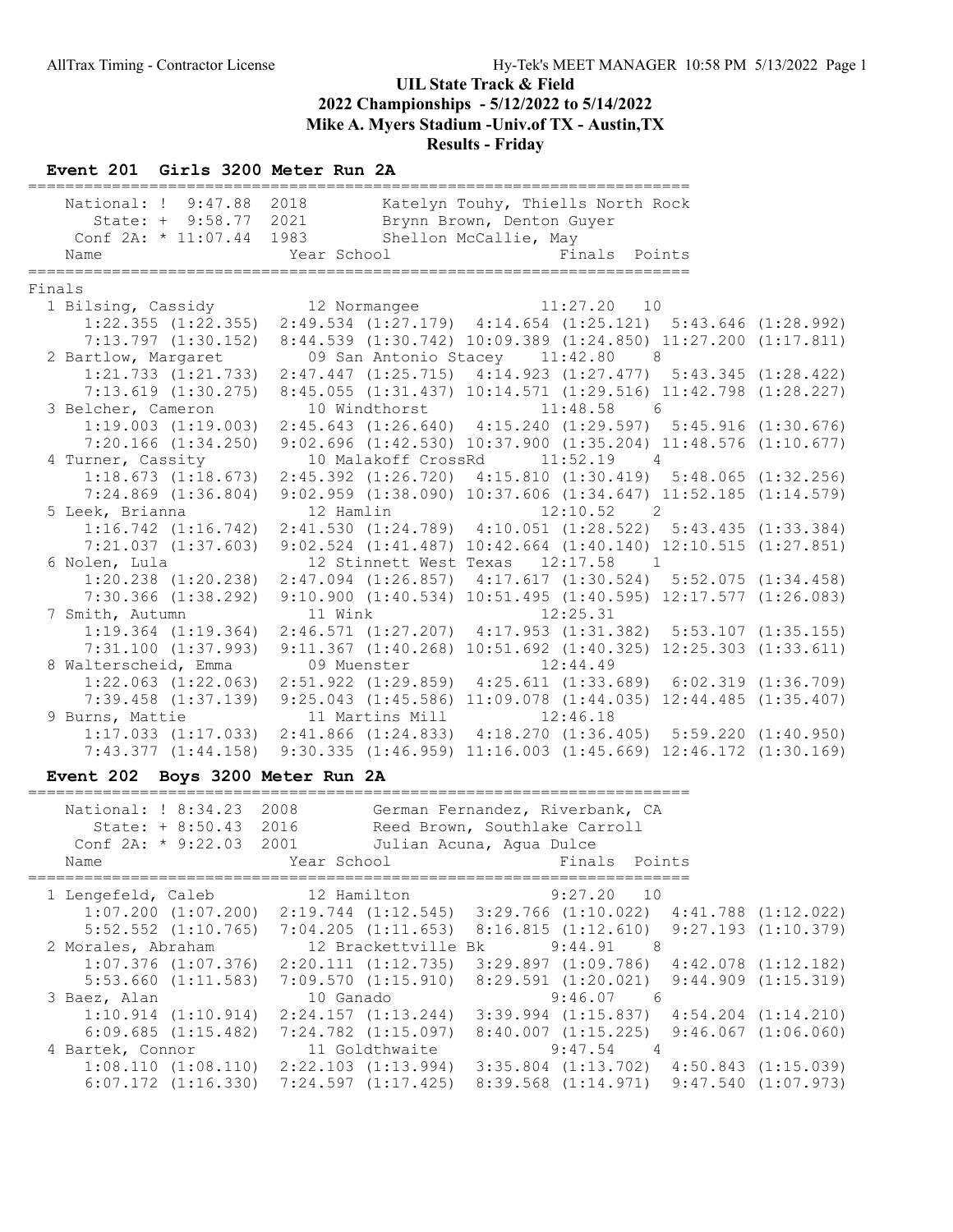# UIL State Track & Field

## 2022 Championships - 5/12/2022 to 5/14/2022

## Mike A. Myers Stadium -Univ.of TX - Austin,TX

## Results - Friday

### Event 201 Girls 3200 Meter Run 2A

```
========================================================================
    National: ! 9:47.88  2018        Katelyn Touhy, Thiells North Rock
       State: + 9:58.77  2021        Brynn Brown, Denton Guyer
    Conf 2A: * 11:07.44  1983        Shellon McCallie, May
    Name                    Year School                 Finals  Points
========================================================================
Finals
  1 Bilsing, Cassidy         12 Normangee              11:27.20   10
      1:22.355 (1:22.355)  2:49.534 (1:27.179)  4:14.654 (1:25.121)  5:43.646 (1:28.992)
      7:13.797 (1:30.152)  8:44.539 (1:30.742) 10:09.389 (1:24.850) 11:27.200 (1:17.811)
  2 Bartlow, Margaret        09 San Antonio Stacey     11:42.80    8
      1:21.733 (1:21.733)  2:47.447 (1:25.715)  4:14.923 (1:27.477)  5:43.345 (1:28.422)
      7:13.619 (1:30.275)  8:45.055 (1:31.437) 10:14.571 (1:29.516) 11:42.798 (1:28.227)
  3 Belcher, Cameron         10 Windthorst             11:48.58    6
      1:19.003 (1:19.003)  2:45.643 (1:26.640)  4:15.240 (1:29.597)  5:45.916 (1:30.676)
      7:20.166 (1:34.250)  9:02.696 (1:42.530) 10:37.900 (1:35.204) 11:48.576 (1:10.677)
  4 Turner, Cassity          10 Malakoff CrossRd       11:52.19    4
      1:18.673 (1:18.673)  2:45.392 (1:26.720)  4:15.810 (1:30.419)  5:48.065 (1:32.256)
      7:24.869 (1:36.804)  9:02.959 (1:38.090) 10:37.606 (1:34.647) 11:52.185 (1:14.579)
  5 Leek, Brianna            12 Hamlin                 12:10.52    2
      1:16.742 (1:16.742)  2:41.530 (1:24.789)  4:10.051 (1:28.522)  5:43.435 (1:33.384)
      7:21.037 (1:37.603)  9:02.524 (1:41.487) 10:42.664 (1:40.140) 12:10.515 (1:27.851)
  6 Nolen, Lula              12 Stinnett West Texas    12:17.58    1
      1:20.238 (1:20.238)  2:47.094 (1:26.857)  4:17.617 (1:30.524)  5:52.075 (1:34.458)
      7:30.366 (1:38.292)  9:10.900 (1:40.534) 10:51.495 (1:40.595) 12:17.577 (1:26.083)
  7 Smith, Autumn            11 Wink                   12:25.31
      1:19.364 (1:19.364)  2:46.571 (1:27.207)  4:17.953 (1:31.382)  5:53.107 (1:35.155)
      7:31.100 (1:37.993)  9:11.367 (1:40.268) 10:51.692 (1:40.325) 12:25.303 (1:33.611)
  8 Walterscheid, Emma       09 Muenster               12:44.49
      1:22.063 (1:22.063)  2:51.922 (1:29.859)  4:25.611 (1:33.689)  6:02.319 (1:36.709)
      7:39.458 (1:37.139)  9:25.043 (1:45.586) 11:09.078 (1:44.035) 12:44.485 (1:35.407)
  9 Burns, Mattie            11 Martins Mill           12:46.18
      1:17.033 (1:17.033)  2:41.866 (1:24.833)  4:18.270 (1:36.405)  5:59.220 (1:40.950)
      7:43.377 (1:44.158)  9:30.335 (1:46.959) 11:16.003 (1:45.669) 12:46.172 (1:30.169)
```

### Event 202 Boys 3200 Meter Run 2A

```
========================================================================
    National: ! 8:34.23  2008        German Fernandez, Riverbank, CA
       State: + 8:50.43  2016        Reed Brown, Southlake Carroll
     Conf 2A: * 9:22.03  2001        Julian Acuna, Agua Dulce
    Name                    Year School                 Finals  Points
========================================================================
  1 Lengefeld, Caleb         12 Hamilton                9:27.20   10
      1:07.200 (1:07.200)  2:19.744 (1:12.545)  3:29.766 (1:10.022)  4:41.788 (1:12.022)
      5:52.552 (1:10.765)  7:04.205 (1:11.653)  8:16.815 (1:12.610)  9:27.193 (1:10.379)
  2 Morales, Abraham         12 Brackettville Bk        9:44.91    8
      1:07.376 (1:07.376)  2:20.111 (1:12.735)  3:29.897 (1:09.786)  4:42.078 (1:12.182)
      5:53.660 (1:11.583)  7:09.570 (1:15.910)  8:29.591 (1:20.021)  9:44.909 (1:15.319)
  3 Baez, Alan               10 Ganado                  9:46.07    6
      1:10.914 (1:10.914)  2:24.157 (1:13.244)  3:39.994 (1:15.837)  4:54.204 (1:14.210)
      6:09.685 (1:15.482)  7:24.782 (1:15.097)  8:40.007 (1:15.225)  9:46.067 (1:06.060)
  4 Bartek, Connor           11 Goldthwaite             9:47.54    4
      1:08.110 (1:08.110)  2:22.103 (1:13.994)  3:35.804 (1:13.702)  4:50.843 (1:15.039)
      6:07.172 (1:16.330)  7:24.597 (1:17.425)  8:39.568 (1:14.971)  9:47.540 (1:07.973)
```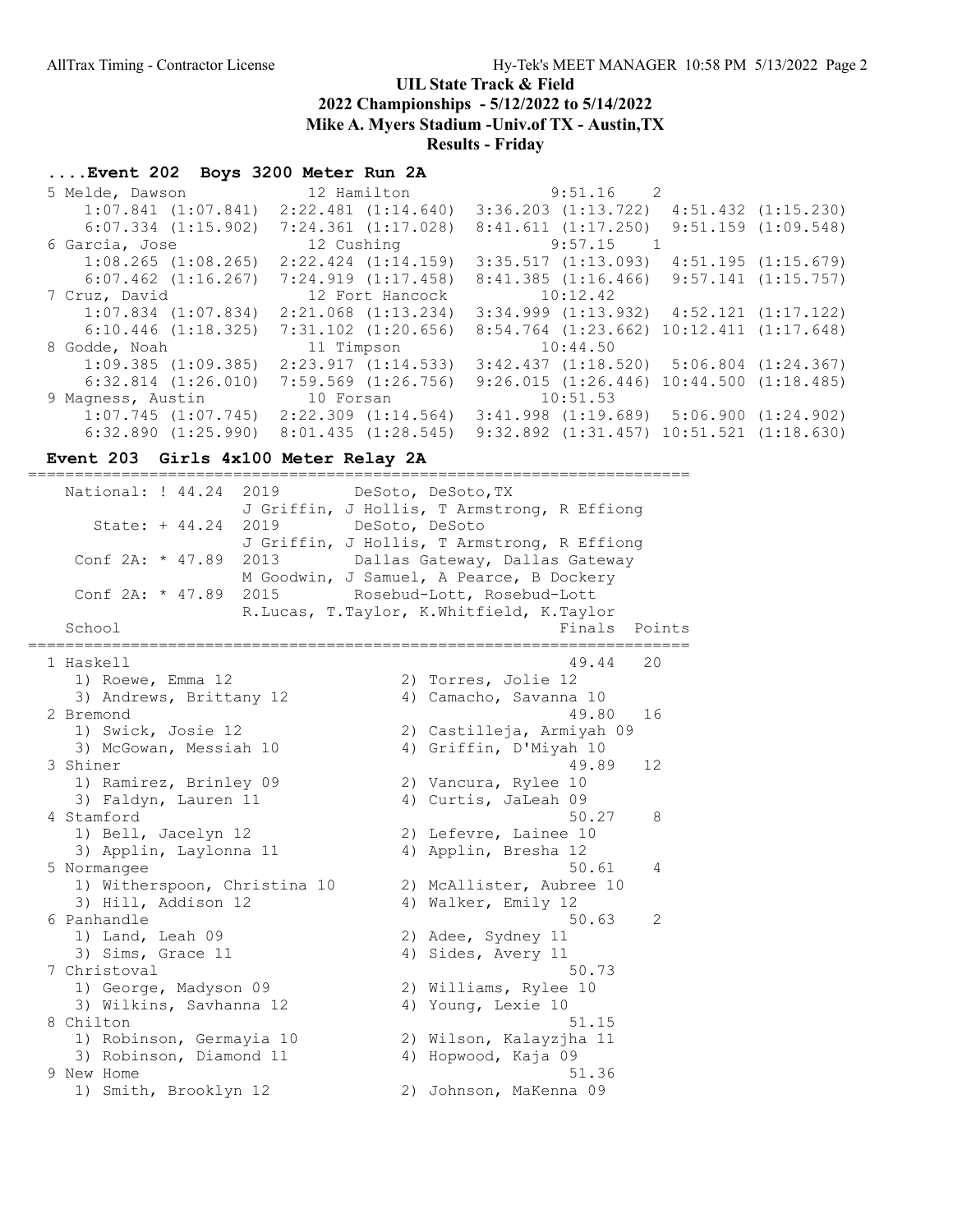## UIL State Track & Field
## 2022 Championships - 5/12/2022 to 5/14/2022
## Mike A. Myers Stadium -Univ.of TX - Austin,TX
## Results - Friday

### ....Event 202 Boys 3200 Meter Run 2A

```
 5 Melde, Dawson           12 Hamilton              9:51.16    2
     1:07.841 (1:07.841)  2:22.481 (1:14.640)  3:36.203 (1:13.722)  4:51.432 (1:15.230)
     6:07.334 (1:15.902)  7:24.361 (1:17.028)  8:41.611 (1:17.250)  9:51.159 (1:09.548)
 6 Garcia, Jose            12 Cushing               9:57.15    1
     1:08.265 (1:08.265)  2:22.424 (1:14.159)  3:35.517 (1:13.093)  4:51.195 (1:15.679)
     6:07.462 (1:16.267)  7:24.919 (1:17.458)  8:41.385 (1:16.466)  9:57.141 (1:15.757)
 7 Cruz, David             12 Fort Hancock         10:12.42
     1:07.834 (1:07.834)  2:21.068 (1:13.234)  3:34.999 (1:13.932)  4:52.121 (1:17.122)
     6:10.446 (1:18.325)  7:31.102 (1:20.656)  8:54.764 (1:23.662) 10:12.411 (1:17.648)
 8 Godde, Noah             11 Timpson              10:44.50
     1:09.385 (1:09.385)  2:23.917 (1:14.533)  3:42.437 (1:18.520)  5:06.804 (1:24.367)
     6:32.814 (1:26.010)  7:59.569 (1:26.756)  9:26.015 (1:26.446) 10:44.500 (1:18.485)
 9 Magness, Austin         10 Forsan               10:51.53
     1:07.745 (1:07.745)  2:22.309 (1:14.564)  3:41.998 (1:19.689)  5:06.900 (1:24.902)
     6:32.890 (1:25.990)  8:01.435 (1:28.545)  9:32.892 (1:31.457) 10:51.521 (1:18.630)
```

### Event 203 Girls 4x100 Meter Relay 2A

```
=======================================================================
   National: ! 44.24  2019        DeSoto, DeSoto,TX
                      J Griffin, J Hollis, T Armstrong, R Effiong
      State: + 44.24  2019        DeSoto, DeSoto
                      J Griffin, J Hollis, T Armstrong, R Effiong
    Conf 2A: * 47.89  2013        Dallas Gateway, Dallas Gateway
                      M Goodwin, J Samuel, A Pearce, B Dockery
    Conf 2A: * 47.89  2015        Rosebud-Lott, Rosebud-Lott
                      R.Lucas, T.Taylor, K.Whitfield, K.Taylor
    School                                               Finals  Points
=======================================================================
  1 Haskell                                              49.44   20
     1) Roewe, Emma 12                 2) Torres, Jolie 12
     3) Andrews, Brittany 12           4) Camacho, Savanna 10
  2 Bremond                                              49.80   16
     1) Swick, Josie 12                2) Castilleja, Armiyah 09
     3) McGowan, Messiah 10            4) Griffin, D'Miyah 10
  3 Shiner                                               49.89   12
     1) Ramirez, Brinley 09            2) Vancura, Rylee 10
     3) Faldyn, Lauren 11              4) Curtis, JaLeah 09
  4 Stamford                                             50.27    8
     1) Bell, Jacelyn 12               2) Lefevre, Lainee 10
     3) Applin, Laylonna 11            4) Applin, Bresha 12
  5 Normangee                                            50.61    4
     1) Witherspoon, Christina 10      2) McAllister, Aubree 10
     3) Hill, Addison 12               4) Walker, Emily 12
  6 Panhandle                                            50.63    2
     1) Land, Leah 09                  2) Adee, Sydney 11
     3) Sims, Grace 11                 4) Sides, Avery 11
  7 Christoval                                           50.73
     1) George, Madyson 09             2) Williams, Rylee 10
     3) Wilkins, Savhanna 12           4) Young, Lexie 10
  8 Chilton                                              51.15
     1) Robinson, Germayia 10          2) Wilson, Kalayzjha 11
     3) Robinson, Diamond 11           4) Hopwood, Kaja 09
  9 New Home                                             51.36
     1) Smith, Brooklyn 12             2) Johnson, MaKenna 09
```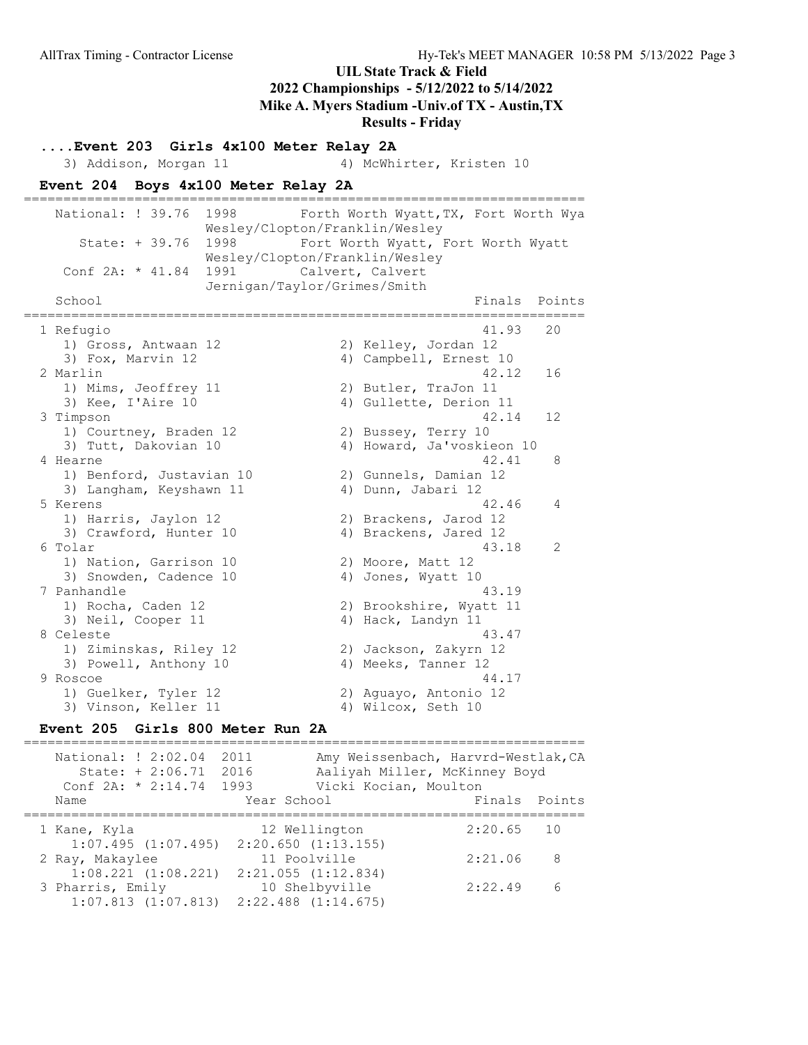## UIL State Track & Field
## 2022 Championships - 5/12/2022 to 5/14/2022
## Mike A. Myers Stadium -Univ.of TX - Austin,TX
## Results - Friday

### ....Event 203 Girls 4x100 Meter Relay 2A

3) Addison, Morgan 11 | 4) McWhirter, Kristen 10

### Event 204 Boys 4x100 Meter Relay 2A

| Record | Time | Year | Holder |
|---|---|---|---|
| National: ! | 39.76 | 1998 | Forth Worth Wyatt,TX, Fort Worth Wya — Wesley/Clopton/Franklin/Wesley |
| State: + | 39.76 | 1998 | Fort Worth Wyatt, Fort Worth Wyatt — Wesley/Clopton/Franklin/Wesley |
| Conf 2A: * | 41.84 | 1991 | Calvert, Calvert — Jernigan/Taylor/Grimes/Smith |

| Place | School | Finals | Points |
|---|---|---|---|
| 1 | Refugio | 41.93 | 20 |
| | 1) Gross, Antwaan 12; 2) Kelley, Jordan 12; 3) Fox, Marvin 12; 4) Campbell, Ernest 10 | | |
| 2 | Marlin | 42.12 | 16 |
| | 1) Mims, Jeoffrey 11; 2) Butler, TraJon 11; 3) Kee, I'Aire 10; 4) Gullette, Derion 11 | | |
| 3 | Timpson | 42.14 | 12 |
| | 1) Courtney, Braden 12; 2) Bussey, Terry 10; 3) Tutt, Dakovian 10; 4) Howard, Ja'voskieon 10 | | |
| 4 | Hearne | 42.41 | 8 |
| | 1) Benford, Justavian 10; 2) Gunnels, Damian 12; 3) Langham, Keyshawn 11; 4) Dunn, Jabari 12 | | |
| 5 | Kerens | 42.46 | 4 |
| | 1) Harris, Jaylon 12; 2) Brackens, Jarod 12; 3) Crawford, Hunter 10; 4) Brackens, Jared 12 | | |
| 6 | Tolar | 43.18 | 2 |
| | 1) Nation, Garrison 10; 2) Moore, Matt 12; 3) Snowden, Cadence 10; 4) Jones, Wyatt 10 | | |
| 7 | Panhandle | 43.19 | |
| | 1) Rocha, Caden 12; 2) Brookshire, Wyatt 11; 3) Neil, Cooper 11; 4) Hack, Landyn 11 | | |
| 8 | Celeste | 43.47 | |
| | 1) Ziminskas, Riley 12; 2) Jackson, Zakyrn 12; 3) Powell, Anthony 10; 4) Meeks, Tanner 12 | | |
| 9 | Roscoe | 44.17 | |
| | 1) Guelker, Tyler 12; 2) Aguayo, Antonio 12; 3) Vinson, Keller 11; 4) Wilcox, Seth 10 | | |

### Event 205 Girls 800 Meter Run 2A

| Record | Time | Year | Holder |
|---|---|---|---|
| National: ! | 2:02.04 | 2011 | Amy Weissenbach, Harvrd-Westlak,CA |
| State: + | 2:06.71 | 2016 | Aaliyah Miller, McKinney Boyd |
| Conf 2A: * | 2:14.74 | 1993 | Vicki Kocian, Moulton |

| Place | Name | Year | School | Finals | Points |
|---|---|---|---|---|---|
| 1 | Kane, Kyla | 12 | Wellington | 2:20.65 | 10 |
| | 1:07.495 (1:07.495) 2:20.650 (1:13.155) | | | | |
| 2 | Ray, Makaylee | 11 | Poolville | 2:21.06 | 8 |
| | 1:08.221 (1:08.221) 2:21.055 (1:12.834) | | | | |
| 3 | Pharris, Emily | 10 | Shelbyville | 2:22.49 | 6 |
| | 1:07.813 (1:07.813) 2:22.488 (1:14.675) | | | | |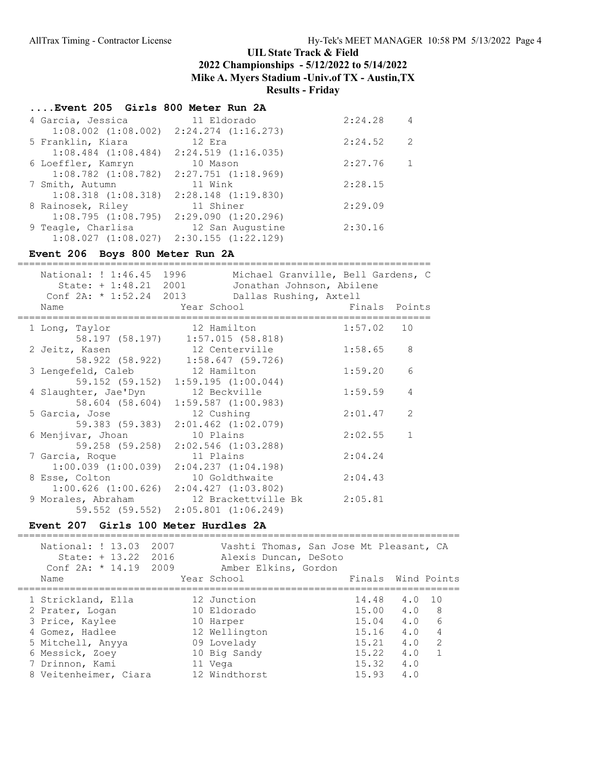# UIL State Track & Field
## 2022 Championships - 5/12/2022 to 5/14/2022
## Mike A. Myers Stadium -Univ.of TX - Austin,TX
## Results - Friday

### ....Event 205 Girls 800 Meter Run 2A

| Place | Name | Year | School | Finals | Points |
|---|---|---|---|---|---|
| 4 | Garcia, Jessica | 11 | Eldorado | 2:24.28 | 4 |
| | 1:08.002 (1:08.002) 2:24.274 (1:16.273) | | | | |
| 5 | Franklin, Kiara | 12 | Era | 2:24.52 | 2 |
| | 1:08.484 (1:08.484) 2:24.519 (1:16.035) | | | | |
| 6 | Loeffler, Kamryn | 10 | Mason | 2:27.76 | 1 |
| | 1:08.782 (1:08.782) 2:27.751 (1:18.969) | | | | |
| 7 | Smith, Autumn | 11 | Wink | 2:28.15 | |
| | 1:08.318 (1:08.318) 2:28.148 (1:19.830) | | | | |
| 8 | Rainosek, Riley | 11 | Shiner | 2:29.09 | |
| | 1:08.795 (1:08.795) 2:29.090 (1:20.296) | | | | |
| 9 | Teagle, Charlisa | 12 | San Augustine | 2:30.16 | |
| | 1:08.027 (1:08.027) 2:30.155 (1:22.129) | | | | |

### Event 206 Boys 800 Meter Run 2A

National: ! 1:46.45 1996 Michael Granville, Bell Gardens, C
State: + 1:48.21 2001 Jonathan Johnson, Abilene
Conf 2A: * 1:52.24 2013 Dallas Rushing, Axtell

| Place | Name | Year | School | Finals | Points |
|---|---|---|---|---|---|
| 1 | Long, Taylor | 12 | Hamilton | 1:57.02 | 10 |
| | 58.197 (58.197) 1:57.015 (58.818) | | | | |
| 2 | Jeitz, Kasen | 12 | Centerville | 1:58.65 | 8 |
| | 58.922 (58.922) 1:58.647 (59.726) | | | | |
| 3 | Lengefeld, Caleb | 12 | Hamilton | 1:59.20 | 6 |
| | 59.152 (59.152) 1:59.195 (1:00.044) | | | | |
| 4 | Slaughter, Jae'Dyn | 12 | Beckville | 1:59.59 | 4 |
| | 58.604 (58.604) 1:59.587 (1:00.983) | | | | |
| 5 | Garcia, Jose | 12 | Cushing | 2:01.47 | 2 |
| | 59.383 (59.383) 2:01.462 (1:02.079) | | | | |
| 6 | Menjivar, Jhoan | 10 | Plains | 2:02.55 | 1 |
| | 59.258 (59.258) 2:02.546 (1:03.288) | | | | |
| 7 | Garcia, Roque | 11 | Plains | 2:04.24 | |
| | 1:00.039 (1:00.039) 2:04.237 (1:04.198) | | | | |
| 8 | Esse, Colton | 10 | Goldthwaite | 2:04.43 | |
| | 1:00.626 (1:00.626) 2:04.427 (1:03.802) | | | | |
| 9 | Morales, Abraham | 12 | Brackettville Bk | 2:05.81 | |
| | 59.552 (59.552) 2:05.801 (1:06.249) | | | | |

### Event 207 Girls 100 Meter Hurdles 2A

National: ! 13.03 2007 Vashti Thomas, San Jose Mt Pleasant, CA
State: + 13.22 2016 Alexis Duncan, DeSoto
Conf 2A: * 14.19 2009 Amber Elkins, Gordon

| Place | Name | Year | School | Finals | Wind | Points |
|---|---|---|---|---|---|---|
| 1 | Strickland, Ella | 12 | Junction | 14.48 | 4.0 | 10 |
| 2 | Prater, Logan | 10 | Eldorado | 15.00 | 4.0 | 8 |
| 3 | Price, Kaylee | 10 | Harper | 15.04 | 4.0 | 6 |
| 4 | Gomez, Hadlee | 12 | Wellington | 15.16 | 4.0 | 4 |
| 5 | Mitchell, Anyya | 09 | Lovelady | 15.21 | 4.0 | 2 |
| 6 | Messick, Zoey | 10 | Big Sandy | 15.22 | 4.0 | 1 |
| 7 | Drinnon, Kami | 11 | Vega | 15.32 | 4.0 | |
| 8 | Veitenheimer, Ciara | 12 | Windthorst | 15.93 | 4.0 | |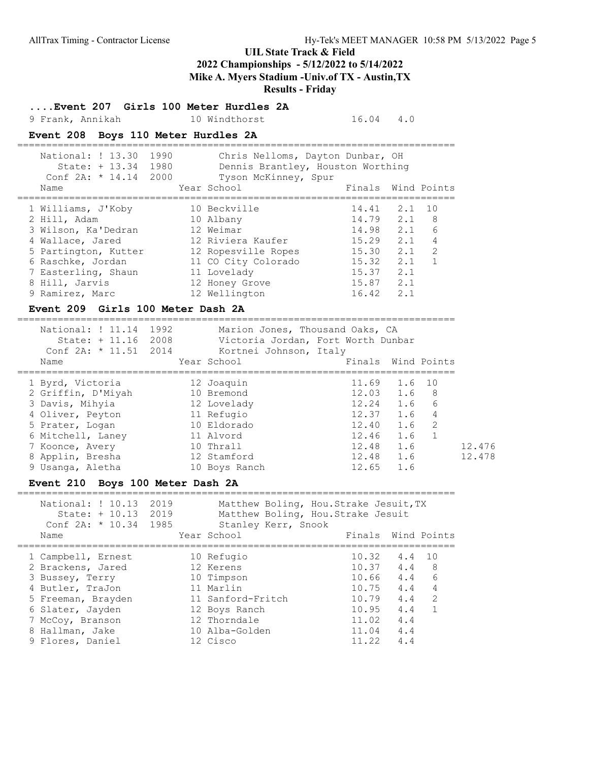# UIL State Track & Field

## 2022 Championships - 5/12/2022 to 5/14/2022

## Mike A. Myers Stadium -Univ.of TX - Austin,TX

## Results - Friday

### ....Event 207 Girls 100 Meter Hurdles 2A

| Name | Year | School | Finals | Wind | Points |
|---|---|---|---|---|---|
| 9 Frank, Annikah | 10 | Windthorst | 16.04 | 4.0 | |

### Event 208 Boys 110 Meter Hurdles 2A

National: ! 13.30 1990 Chris Nelloms, Dayton Dunbar, OH
State: + 13.34 1980 Dennis Brantley, Houston Worthing
Conf 2A: * 14.14 2000 Tyson McKinney, Spur

| Name | Year | School | Finals | Wind | Points |
|---|---|---|---|---|---|
| 1 Williams, J'Koby | 10 | Beckville | 14.41 | 2.1 | 10 |
| 2 Hill, Adam | 10 | Albany | 14.79 | 2.1 | 8 |
| 3 Wilson, Ka'Dedran | 12 | Weimar | 14.98 | 2.1 | 6 |
| 4 Wallace, Jared | 12 | Riviera Kaufer | 15.29 | 2.1 | 4 |
| 5 Partington, Kutter | 12 | Ropesville Ropes | 15.30 | 2.1 | 2 |
| 6 Raschke, Jordan | 11 | CO City Colorado | 15.32 | 2.1 | 1 |
| 7 Easterling, Shaun | 11 | Lovelady | 15.37 | 2.1 | |
| 8 Hill, Jarvis | 12 | Honey Grove | 15.87 | 2.1 | |
| 9 Ramirez, Marc | 12 | Wellington | 16.42 | 2.1 | |

### Event 209 Girls 100 Meter Dash 2A

National: ! 11.14 1992 Marion Jones, Thousand Oaks, CA
State: + 11.16 2008 Victoria Jordan, Fort Worth Dunbar
Conf 2A: * 11.51 2014 Kortnei Johnson, Italy

| Name | Year | School | Finals | Wind | Points | |
|---|---|---|---|---|---|---|
| 1 Byrd, Victoria | 12 | Joaquin | 11.69 | 1.6 | 10 | |
| 2 Griffin, D'Miyah | 10 | Bremond | 12.03 | 1.6 | 8 | |
| 3 Davis, Mihyia | 12 | Lovelady | 12.24 | 1.6 | 6 | |
| 4 Oliver, Peyton | 11 | Refugio | 12.37 | 1.6 | 4 | |
| 5 Prater, Logan | 10 | Eldorado | 12.40 | 1.6 | 2 | |
| 6 Mitchell, Laney | 11 | Alvord | 12.46 | 1.6 | 1 | |
| 7 Koonce, Avery | 10 | Thrall | 12.48 | 1.6 | | 12.476 |
| 8 Applin, Bresha | 12 | Stamford | 12.48 | 1.6 | | 12.478 |
| 9 Usanga, Aletha | 10 | Boys Ranch | 12.65 | 1.6 | | |

### Event 210 Boys 100 Meter Dash 2A

National: ! 10.13 2019 Matthew Boling, Hou.Strake Jesuit,TX
State: + 10.13 2019 Matthew Boling, Hou.Strake Jesuit
Conf 2A: * 10.34 1985 Stanley Kerr, Snook

| Name | Year | School | Finals | Wind | Points |
|---|---|---|---|---|---|
| 1 Campbell, Ernest | 10 | Refugio | 10.32 | 4.4 | 10 |
| 2 Brackens, Jared | 12 | Kerens | 10.37 | 4.4 | 8 |
| 3 Bussey, Terry | 10 | Timpson | 10.66 | 4.4 | 6 |
| 4 Butler, TraJon | 11 | Marlin | 10.75 | 4.4 | 4 |
| 5 Freeman, Brayden | 11 | Sanford-Fritch | 10.79 | 4.4 | 2 |
| 6 Slater, Jayden | 12 | Boys Ranch | 10.95 | 4.4 | 1 |
| 7 McCoy, Branson | 12 | Thorndale | 11.02 | 4.4 | |
| 8 Hallman, Jake | 10 | Alba-Golden | 11.04 | 4.4 | |
| 9 Flores, Daniel | 12 | Cisco | 11.22 | 4.4 | |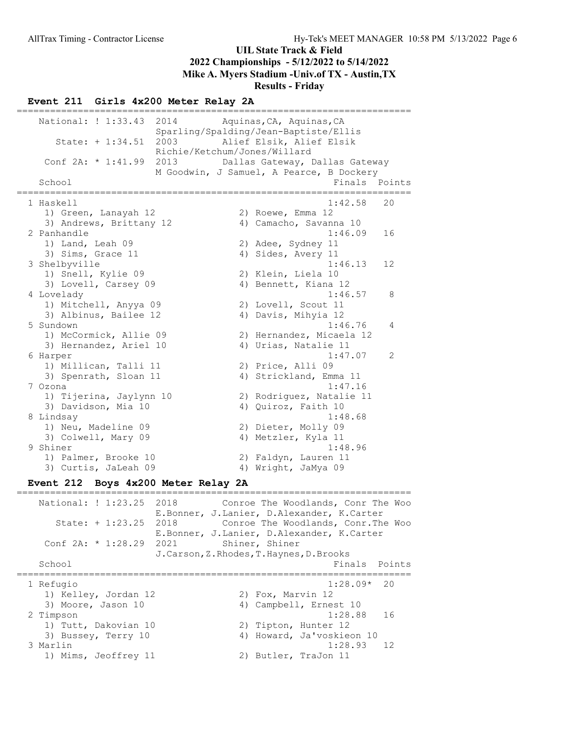# UIL State Track & Field
## 2022 Championships - 5/12/2022 to 5/14/2022
## Mike A. Myers Stadium -Univ.of TX - Austin,TX
## Results - Friday

### Event 211 Girls 4x200 Meter Relay 2A

```
=====================================================================
   National: ! 1:33.43  2014        Aquinas,CA, Aquinas,CA
                        Sparling/Spalding/Jean-Baptiste/Ellis
      State: + 1:34.51  2003        Alief Elsik, Alief Elsik
                        Richie/Ketchum/Jones/Willard
    Conf 2A: * 1:41.99  2013        Dallas Gateway, Dallas Gateway
                        M Goodwin, J Samuel, A Pearce, B Dockery
   School                                               Finals  Points
=====================================================================
  1 Haskell                                            1:42.58   20
     1) Green, Lanayah 12               2) Roewe, Emma 12
     3) Andrews, Brittany 12            4) Camacho, Savanna 10
  2 Panhandle                                          1:46.09   16
     1) Land, Leah 09                   2) Adee, Sydney 11
     3) Sims, Grace 11                  4) Sides, Avery 11
  3 Shelbyville                                        1:46.13   12
     1) Snell, Kylie 09                 2) Klein, Liela 10
     3) Lovell, Carsey 09               4) Bennett, Kiana 12
  4 Lovelady                                           1:46.57    8
     1) Mitchell, Anyya 09              2) Lovell, Scout 11
     3) Albinus, Bailee 12              4) Davis, Mihyia 12
  5 Sundown                                            1:46.76    4
     1) McCormick, Allie 09             2) Hernandez, Micaela 12
     3) Hernandez, Ariel 10             4) Urias, Natalie 11
  6 Harper                                             1:47.07    2
     1) Millican, Talli 11              2) Price, Alli 09
     3) Spenrath, Sloan 11              4) Strickland, Emma 11
  7 Ozona                                              1:47.16
     1) Tijerina, Jaylynn 10            2) Rodriguez, Natalie 11
     3) Davidson, Mia 10                4) Quiroz, Faith 10
  8 Lindsay                                            1:48.68
     1) Neu, Madeline 09                2) Dieter, Molly 09
     3) Colwell, Mary 09                4) Metzler, Kyla 11
  9 Shiner                                             1:48.96
     1) Palmer, Brooke 10               2) Faldyn, Lauren 11
     3) Curtis, JaLeah 09               4) Wright, JaMya 09
```

### Event 212 Boys 4x200 Meter Relay 2A

```
=====================================================================
   National: ! 1:23.25  2018        Conroe The Woodlands, Conr The Woo
                        E.Bonner, J.Lanier, D.Alexander, K.Carter
      State: + 1:23.25  2018        Conroe The Woodlands, Conr.The Woo
                        E.Bonner, J.Lanier, D.Alexander, K.Carter
    Conf 2A: * 1:28.29  2021        Shiner, Shiner
                        J.Carson,Z.Rhodes,T.Haynes,D.Brooks
   School                                               Finals  Points
=====================================================================
  1 Refugio                                            1:28.09*  20
     1) Kelley, Jordan 12               2) Fox, Marvin 12
     3) Moore, Jason 10                 4) Campbell, Ernest 10
  2 Timpson                                            1:28.88   16
     1) Tutt, Dakovian 10               2) Tipton, Hunter 12
     3) Bussey, Terry 10                4) Howard, Ja'voskieon 10
  3 Marlin                                             1:28.93   12
     1) Mims, Jeoffrey 11               2) Butler, TraJon 11
```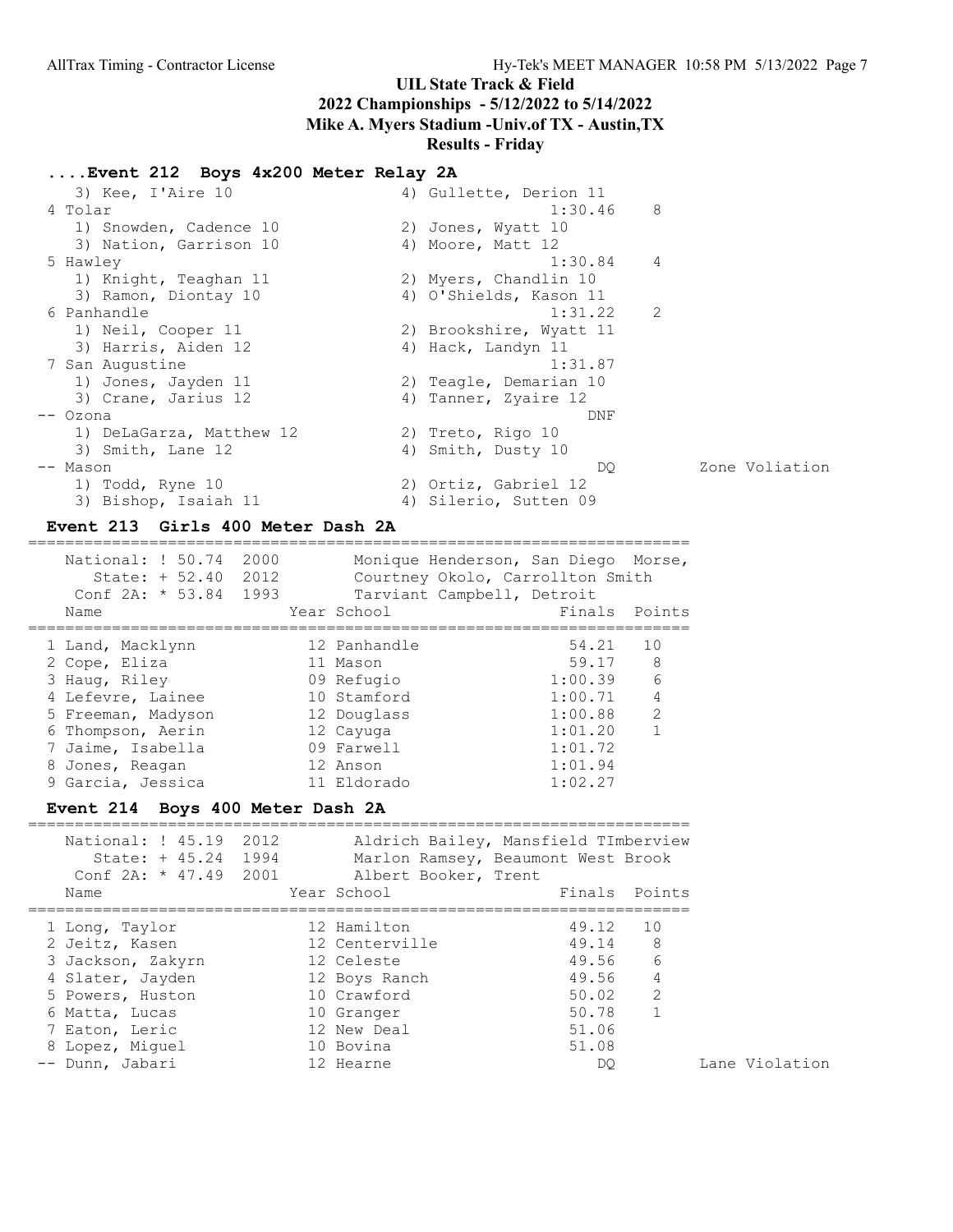## UIL State Track & Field
## 2022 Championships - 5/12/2022 to 5/14/2022
## Mike A. Myers Stadium -Univ.of TX - Austin,TX
## Results - Friday

### ....Event 212 Boys 4x200 Meter Relay 2A

```
   3) Kee, I'Aire 10                  4) Gullette, Derion 11
 4 Tolar                                         1:30.46    8
   1) Snowden, Cadence 10             2) Jones, Wyatt 10
   3) Nation, Garrison 10             4) Moore, Matt 12
 5 Hawley                                        1:30.84    4
   1) Knight, Teaghan 11              2) Myers, Chandlin 10
   3) Ramon, Diontay 10               4) O'Shields, Kason 11
 6 Panhandle                                     1:31.22    2
   1) Neil, Cooper 11                 2) Brookshire, Wyatt 11
   3) Harris, Aiden 12                4) Hack, Landyn 11
 7 San Augustine                                 1:31.87
   1) Jones, Jayden 11                2) Teagle, Demarian 10
   3) Crane, Jarius 12                4) Tanner, Zyaire 12
-- Ozona                                             DNF
   1) DeLaGarza, Matthew 12           2) Treto, Rigo 10
   3) Smith, Lane 12                  4) Smith, Dusty 10
-- Mason                                              DQ        Zone Voliation
   1) Todd, Ryne 10                   2) Ortiz, Gabriel 12
   3) Bishop, Isaiah 11               4) Silerio, Sutten 09
```

### Event 213 Girls 400 Meter Dash 2A

```
=====================================================================
   National: ! 50.74  2000        Monique Henderson, San Diego  Morse,
      State: + 52.40  2012        Courtney Okolo, Carrollton Smith
    Conf 2A: * 53.84  1993        Tarviant Campbell, Detroit
   Name                    Year School                Finals  Points
=====================================================================
 1 Land, Macklynn          12 Panhandle                54.21   10
 2 Cope, Eliza             11 Mason                    59.17    8
 3 Haug, Riley             09 Refugio                1:00.39    6
 4 Lefevre, Lainee         10 Stamford               1:00.71    4
 5 Freeman, Madyson        12 Douglass               1:00.88    2
 6 Thompson, Aerin         12 Cayuga                 1:01.20    1
 7 Jaime, Isabella         09 Farwell                1:01.72
 8 Jones, Reagan           12 Anson                  1:01.94
 9 Garcia, Jessica         11 Eldorado               1:02.27
```

### Event 214 Boys 400 Meter Dash 2A

```
=====================================================================
   National: ! 45.19  2012        Aldrich Bailey, Mansfield TImberview
      State: + 45.24  1994        Marlon Ramsey, Beaumont West Brook
    Conf 2A: * 47.49  2001        Albert Booker, Trent
   Name                    Year School                Finals  Points
=====================================================================
 1 Long, Taylor            12 Hamilton                 49.12   10
 2 Jeitz, Kasen            12 Centerville              49.14    8
 3 Jackson, Zakyrn         12 Celeste                  49.56    6
 4 Slater, Jayden          12 Boys Ranch               49.56    4
 5 Powers, Huston          10 Crawford                 50.02    2
 6 Matta, Lucas            10 Granger                  50.78    1
 7 Eaton, Leric            12 New Deal                 51.06
 8 Lopez, Miguel           10 Bovina                   51.08
-- Dunn, Jabari            12 Hearne                      DQ           Lane Violation
```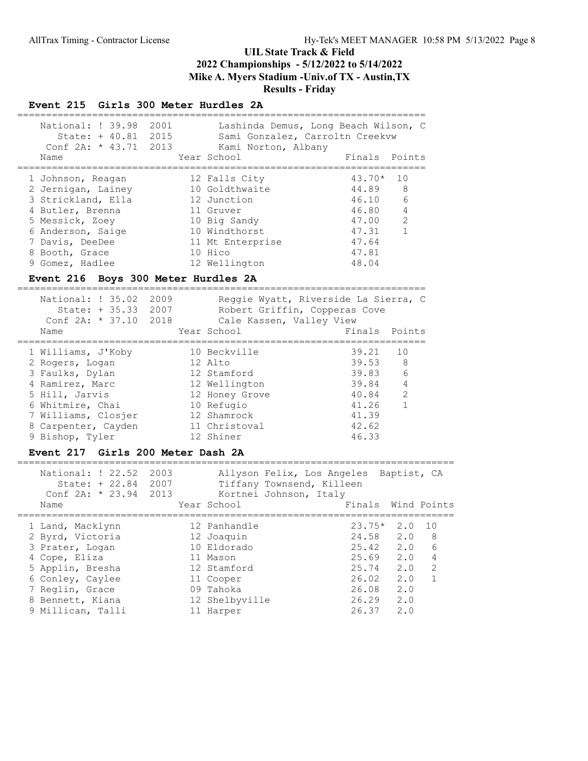# UIL State Track & Field
## 2022 Championships - 5/12/2022 to 5/14/2022
## Mike A. Myers Stadium -Univ.of TX - Austin,TX
## Results - Friday

### Event 215 Girls 300 Meter Hurdles 2A

| Record | Mark | Year | Holder |
|---|---|---|---|
| National: ! | 39.98 | 2001 | Lashinda Demus, Long Beach Wilson, C |
| State: + | 40.81 | 2015 | Sami Gonzalez, Carroltn Creekvw |
| Conf 2A: * | 43.71 | 2013 | Kami Norton, Albany |

| Place | Name | Year | School | Finals | Points |
|---|---|---|---|---|---|
| 1 | Johnson, Reagan | 12 | Falls City | 43.70* | 10 |
| 2 | Jernigan, Lainey | 10 | Goldthwaite | 44.89 | 8 |
| 3 | Strickland, Ella | 12 | Junction | 46.10 | 6 |
| 4 | Butler, Brenna | 11 | Gruver | 46.80 | 4 |
| 5 | Messick, Zoey | 10 | Big Sandy | 47.00 | 2 |
| 6 | Anderson, Saige | 10 | Windthorst | 47.31 | 1 |
| 7 | Davis, DeeDee | 11 | Mt Enterprise | 47.64 | |
| 8 | Booth, Grace | 10 | Hico | 47.81 | |
| 9 | Gomez, Hadlee | 12 | Wellington | 48.04 | |

### Event 216 Boys 300 Meter Hurdles 2A

| Record | Mark | Year | Holder |
|---|---|---|---|
| National: ! | 35.02 | 2009 | Reggie Wyatt, Riverside La Sierra, C |
| State: + | 35.33 | 2007 | Robert Griffin, Copperas Cove |
| Conf 2A: * | 37.10 | 2018 | Cale Kassen, Valley View |

| Place | Name | Year | School | Finals | Points |
|---|---|---|---|---|---|
| 1 | Williams, J'Koby | 10 | Beckville | 39.21 | 10 |
| 2 | Rogers, Logan | 12 | Alto | 39.53 | 8 |
| 3 | Faulks, Dylan | 12 | Stamford | 39.83 | 6 |
| 4 | Ramirez, Marc | 12 | Wellington | 39.84 | 4 |
| 5 | Hill, Jarvis | 12 | Honey Grove | 40.84 | 2 |
| 6 | Whitmire, Chai | 10 | Refugio | 41.26 | 1 |
| 7 | Williams, Closjer | 12 | Shamrock | 41.39 | |
| 8 | Carpenter, Cayden | 11 | Christoval | 42.62 | |
| 9 | Bishop, Tyler | 12 | Shiner | 46.33 | |

### Event 217 Girls 200 Meter Dash 2A

| Record | Mark | Year | Holder |
|---|---|---|---|
| National: ! | 22.52 | 2003 | Allyson Felix, Los Angeles Baptist, CA |
| State: + | 22.84 | 2007 | Tiffany Townsend, Killeen |
| Conf 2A: * | 23.94 | 2013 | Kortnei Johnson, Italy |

| Place | Name | Year | School | Finals | Wind | Points |
|---|---|---|---|---|---|---|
| 1 | Land, Macklynn | 12 | Panhandle | 23.75* | 2.0 | 10 |
| 2 | Byrd, Victoria | 12 | Joaquin | 24.58 | 2.0 | 8 |
| 3 | Prater, Logan | 10 | Eldorado | 25.42 | 2.0 | 6 |
| 4 | Cope, Eliza | 11 | Mason | 25.69 | 2.0 | 4 |
| 5 | Applin, Bresha | 12 | Stamford | 25.74 | 2.0 | 2 |
| 6 | Conley, Caylee | 11 | Cooper | 26.02 | 2.0 | 1 |
| 7 | Reglin, Grace | 09 | Tahoka | 26.08 | 2.0 | |
| 8 | Bennett, Kiana | 12 | Shelbyville | 26.29 | 2.0 | |
| 9 | Millican, Talli | 11 | Harper | 26.37 | 2.0 | |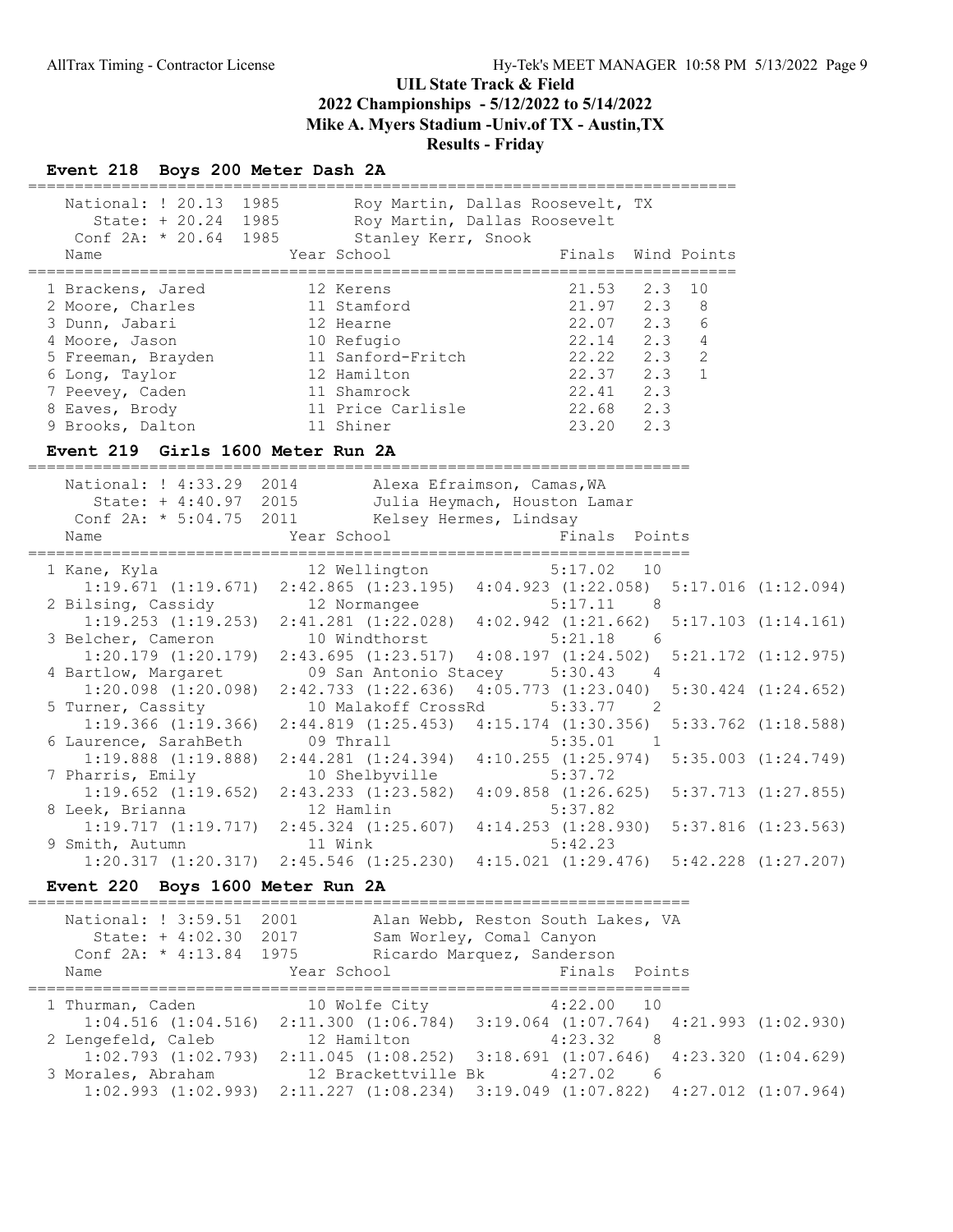# UIL State Track & Field
## 2022 Championships - 5/12/2022 to 5/14/2022
## Mike A. Myers Stadium -Univ.of TX - Austin,TX
## Results - Friday

### Event 218 Boys 200 Meter Dash 2A

| Record | Mark | Year | Holder |
|---|---|---|---|
| National: ! | 20.13 | 1985 | Roy Martin, Dallas Roosevelt, TX |
| State: + | 20.24 | 1985 | Roy Martin, Dallas Roosevelt |
| Conf 2A: * | 20.64 | 1985 | Stanley Kerr, Snook |

| Place | Name | Year | School | Finals | Wind | Points |
|---|---|---|---|---|---|---|
| 1 | Brackens, Jared | 12 | Kerens | 21.53 | 2.3 | 10 |
| 2 | Moore, Charles | 11 | Stamford | 21.97 | 2.3 | 8 |
| 3 | Dunn, Jabari | 12 | Hearne | 22.07 | 2.3 | 6 |
| 4 | Moore, Jason | 10 | Refugio | 22.14 | 2.3 | 4 |
| 5 | Freeman, Brayden | 11 | Sanford-Fritch | 22.22 | 2.3 | 2 |
| 6 | Long, Taylor | 12 | Hamilton | 22.37 | 2.3 | 1 |
| 7 | Peevey, Caden | 11 | Shamrock | 22.41 | 2.3 | |
| 8 | Eaves, Brody | 11 | Price Carlisle | 22.68 | 2.3 | |
| 9 | Brooks, Dalton | 11 | Shiner | 23.20 | 2.3 | |

### Event 219 Girls 1600 Meter Run 2A

| Record | Mark | Year | Holder |
|---|---|---|---|
| National: ! | 4:33.29 | 2014 | Alexa Efraimson, Camas,WA |
| State: + | 4:40.97 | 2015 | Julia Heymach, Houston Lamar |
| Conf 2A: * | 5:04.75 | 2011 | Kelsey Hermes, Lindsay |

| Place | Name | Year | School | Finals | Points |
|---|---|---|---|---|---|
| 1 | Kane, Kyla | 12 | Wellington | 5:17.02 | 10 |
| | 1:19.671 (1:19.671) | 2:42.865 (1:23.195) | 4:04.923 (1:22.058) | 5:17.016 (1:12.094) | |
| 2 | Bilsing, Cassidy | 12 | Normangee | 5:17.11 | 8 |
| | 1:19.253 (1:19.253) | 2:41.281 (1:22.028) | 4:02.942 (1:21.662) | 5:17.103 (1:14.161) | |
| 3 | Belcher, Cameron | 10 | Windthorst | 5:21.18 | 6 |
| | 1:20.179 (1:20.179) | 2:43.695 (1:23.517) | 4:08.197 (1:24.502) | 5:21.172 (1:12.975) | |
| 4 | Bartlow, Margaret | 09 | San Antonio Stacey | 5:30.43 | 4 |
| | 1:20.098 (1:20.098) | 2:42.733 (1:22.636) | 4:05.773 (1:23.040) | 5:30.424 (1:24.652) | |
| 5 | Turner, Cassity | 10 | Malakoff CrossRd | 5:33.77 | 2 |
| | 1:19.366 (1:19.366) | 2:44.819 (1:25.453) | 4:15.174 (1:30.356) | 5:33.762 (1:18.588) | |
| 6 | Laurence, SarahBeth | 09 | Thrall | 5:35.01 | 1 |
| | 1:19.888 (1:19.888) | 2:44.281 (1:24.394) | 4:10.255 (1:25.974) | 5:35.003 (1:24.749) | |
| 7 | Pharris, Emily | 10 | Shelbyville | 5:37.72 | |
| | 1:19.652 (1:19.652) | 2:43.233 (1:23.582) | 4:09.858 (1:26.625) | 5:37.713 (1:27.855) | |
| 8 | Leek, Brianna | 12 | Hamlin | 5:37.82 | |
| | 1:19.717 (1:19.717) | 2:45.324 (1:25.607) | 4:14.253 (1:28.930) | 5:37.816 (1:23.563) | |
| 9 | Smith, Autumn | 11 | Wink | 5:42.23 | |
| | 1:20.317 (1:20.317) | 2:45.546 (1:25.230) | 4:15.021 (1:29.476) | 5:42.228 (1:27.207) | |

### Event 220 Boys 1600 Meter Run 2A

| Record | Mark | Year | Holder |
|---|---|---|---|
| National: ! | 3:59.51 | 2001 | Alan Webb, Reston South Lakes, VA |
| State: + | 4:02.30 | 2017 | Sam Worley, Comal Canyon |
| Conf 2A: * | 4:13.84 | 1975 | Ricardo Marquez, Sanderson |

| Place | Name | Year | School | Finals | Points |
|---|---|---|---|---|---|
| 1 | Thurman, Caden | 10 | Wolfe City | 4:22.00 | 10 |
| | 1:04.516 (1:04.516) | 2:11.300 (1:06.784) | 3:19.064 (1:07.764) | 4:21.993 (1:02.930) | |
| 2 | Lengefeld, Caleb | 12 | Hamilton | 4:23.32 | 8 |
| | 1:02.793 (1:02.793) | 2:11.045 (1:08.252) | 3:18.691 (1:07.646) | 4:23.320 (1:04.629) | |
| 3 | Morales, Abraham | 12 | Brackettville Bk | 4:27.02 | 6 |
| | 1:02.993 (1:02.993) | 2:11.227 (1:08.234) | 3:19.049 (1:07.822) | 4:27.012 (1:07.964) | |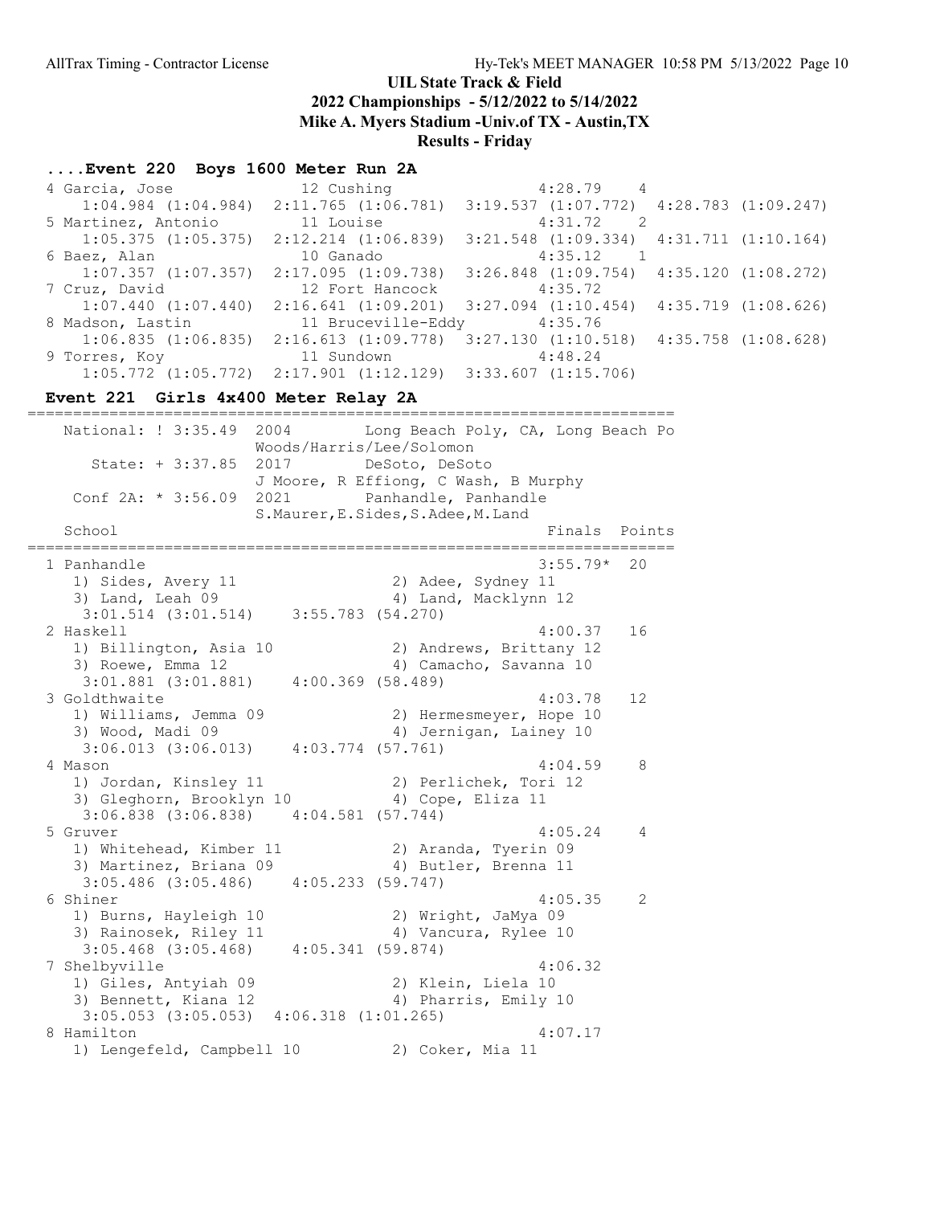## UIL State Track & Field
## 2022 Championships - 5/12/2022 to 5/14/2022
## Mike A. Myers Stadium -Univ.of TX - Austin,TX
## Results - Friday

### ....Event 220 Boys 1600 Meter Run 2A

```
 4 Garcia, Jose             12 Cushing                 4:28.79    4
     1:04.984 (1:04.984)  2:11.765 (1:06.781)  3:19.537 (1:07.772)  4:28.783 (1:09.247)
 5 Martinez, Antonio        11 Louise                  4:31.72    2
     1:05.375 (1:05.375)  2:12.214 (1:06.839)  3:21.548 (1:09.334)  4:31.711 (1:10.164)
 6 Baez, Alan               10 Ganado                  4:35.12    1
     1:07.357 (1:07.357)  2:17.095 (1:09.738)  3:26.848 (1:09.754)  4:35.120 (1:08.272)
 7 Cruz, David              12 Fort Hancock            4:35.72
     1:07.440 (1:07.440)  2:16.641 (1:09.201)  3:27.094 (1:10.454)  4:35.719 (1:08.626)
 8 Madson, Lastin           11 Bruceville-Eddy         4:35.76
     1:06.835 (1:06.835)  2:16.613 (1:09.778)  3:27.130 (1:10.518)  4:35.758 (1:08.628)
 9 Torres, Koy              11 Sundown                 4:48.24
     1:05.772 (1:05.772)  2:17.901 (1:12.129)  3:33.607 (1:15.706)
```

### Event 221 Girls 4x400 Meter Relay 2A

```
=======================================================================
   National: ! 3:35.49  2004        Long Beach Poly, CA, Long Beach Po
                        Woods/Harris/Lee/Solomon
      State: + 3:37.85  2017        DeSoto, DeSoto
                        J Moore, R Effiong, C Wash, B Murphy
   Conf 2A: * 3:56.09  2021        Panhandle, Panhandle
                        S.Maurer,E.Sides,S.Adee,M.Land
    School                                            Finals  Points
=======================================================================
  1 Panhandle                                        3:55.79*  20
     1) Sides, Avery 11                 2) Adee, Sydney 11
     3) Land, Leah 09                   4) Land, Macklynn 12
      3:01.514 (3:01.514)    3:55.783 (54.270)
  2 Haskell                                          4:00.37   16
     1) Billington, Asia 10             2) Andrews, Brittany 12
     3) Roewe, Emma 12                  4) Camacho, Savanna 10
      3:01.881 (3:01.881)    4:00.369 (58.489)
  3 Goldthwaite                                      4:03.78   12
     1) Williams, Jemma 09              2) Hermesmeyer, Hope 10
     3) Wood, Madi 09                   4) Jernigan, Lainey 10
      3:06.013 (3:06.013)    4:03.774 (57.761)
  4 Mason                                            4:04.59    8
     1) Jordan, Kinsley 11              2) Perlichek, Tori 12
     3) Gleghorn, Brooklyn 10           4) Cope, Eliza 11
      3:06.838 (3:06.838)    4:04.581 (57.744)
  5 Gruver                                           4:05.24    4
     1) Whitehead, Kimber 11            2) Aranda, Tyerin 09
     3) Martinez, Briana 09             4) Butler, Brenna 11
      3:05.486 (3:05.486)    4:05.233 (59.747)
  6 Shiner                                           4:05.35    2
     1) Burns, Hayleigh 10              2) Wright, JaMya 09
     3) Rainosek, Riley 11              4) Vancura, Rylee 10
      3:05.468 (3:05.468)    4:05.341 (59.874)
  7 Shelbyville                                      4:06.32
     1) Giles, Antyiah 09               2) Klein, Liela 10
     3) Bennett, Kiana 12               4) Pharris, Emily 10
      3:05.053 (3:05.053)  4:06.318 (1:01.265)
  8 Hamilton                                         4:07.17
     1) Lengefeld, Campbell 10          2) Coker, Mia 11
```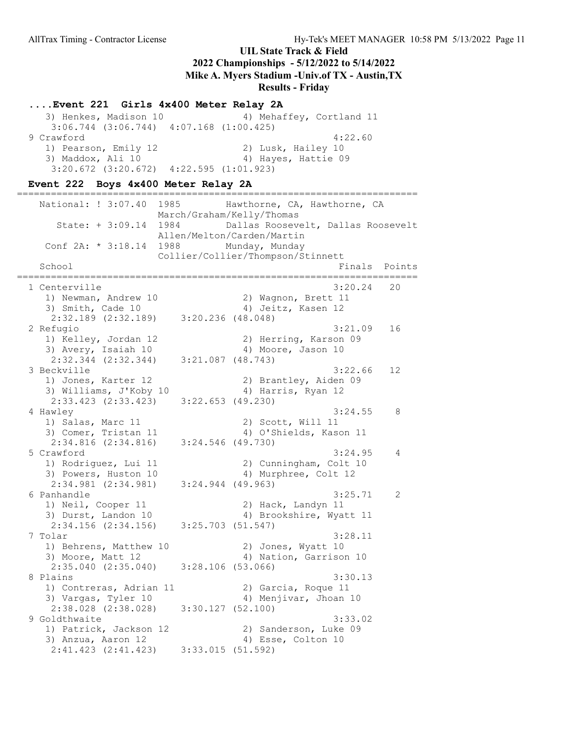## UIL State Track & Field
## 2022 Championships - 5/12/2022 to 5/14/2022
## Mike A. Myers Stadium -Univ.of TX - Austin,TX
## Results - Friday

### ....Event 221 Girls 4x400 Meter Relay 2A

```
   3) Henkes, Madison 10              4) Mehaffey, Cortland 11
    3:06.744 (3:06.744)  4:07.168 (1:00.425)
  9 Crawford                                            4:22.60
   1) Pearson, Emily 12               2) Lusk, Hailey 10
   3) Maddox, Ali 10                  4) Hayes, Hattie 09
    3:20.672 (3:20.672)  4:22.595 (1:01.923)
```

### Event 222 Boys 4x400 Meter Relay 2A

```
=======================================================================
   National: ! 3:07.40  1985        Hawthorne, CA, Hawthorne, CA
                        March/Graham/Kelly/Thomas
      State: + 3:09.14  1984        Dallas Roosevelt, Dallas Roosevelt
                        Allen/Melton/Carden/Martin
    Conf 2A: * 3:18.14  1988        Munday, Munday
                        Collier/Collier/Thompson/Stinnett
   School                                               Finals  Points
=======================================================================
  1 Centerville                                         3:20.24   20
   1) Newman, Andrew 10               2) Wagnon, Brett 11
   3) Smith, Cade 10                  4) Jeitz, Kasen 12
    2:32.189 (2:32.189)    3:20.236 (48.048)
  2 Refugio                                             3:21.09   16
   1) Kelley, Jordan 12               2) Herring, Karson 09
   3) Avery, Isaiah 10                4) Moore, Jason 10
    2:32.344 (2:32.344)    3:21.087 (48.743)
  3 Beckville                                           3:22.66   12
   1) Jones, Karter 12                2) Brantley, Aiden 09
   3) Williams, J'Koby 10             4) Harris, Ryan 12
    2:33.423 (2:33.423)    3:22.653 (49.230)
  4 Hawley                                              3:24.55    8
   1) Salas, Marc 11                  2) Scott, Will 11
   3) Comer, Tristan 11               4) O'Shields, Kason 11
    2:34.816 (2:34.816)    3:24.546 (49.730)
  5 Crawford                                            3:24.95    4
   1) Rodriguez, Lui 11               2) Cunningham, Colt 10
   3) Powers, Huston 10               4) Murphree, Colt 12
    2:34.981 (2:34.981)    3:24.944 (49.963)
  6 Panhandle                                           3:25.71    2
   1) Neil, Cooper 11                 2) Hack, Landyn 11
   3) Durst, Landon 10                4) Brookshire, Wyatt 11
    2:34.156 (2:34.156)    3:25.703 (51.547)
  7 Tolar                                               3:28.11
   1) Behrens, Matthew 10             2) Jones, Wyatt 10
   3) Moore, Matt 12                  4) Nation, Garrison 10
    2:35.040 (2:35.040)    3:28.106 (53.066)
  8 Plains                                              3:30.13
   1) Contreras, Adrian 11            2) Garcia, Roque 11
   3) Vargas, Tyler 10                4) Menjivar, Jhoan 10
    2:38.028 (2:38.028)    3:30.127 (52.100)
  9 Goldthwaite                                         3:33.02
   1) Patrick, Jackson 12             2) Sanderson, Luke 09
   3) Anzua, Aaron 12                 4) Esse, Colton 10
    2:41.423 (2:41.423)    3:33.015 (51.592)
```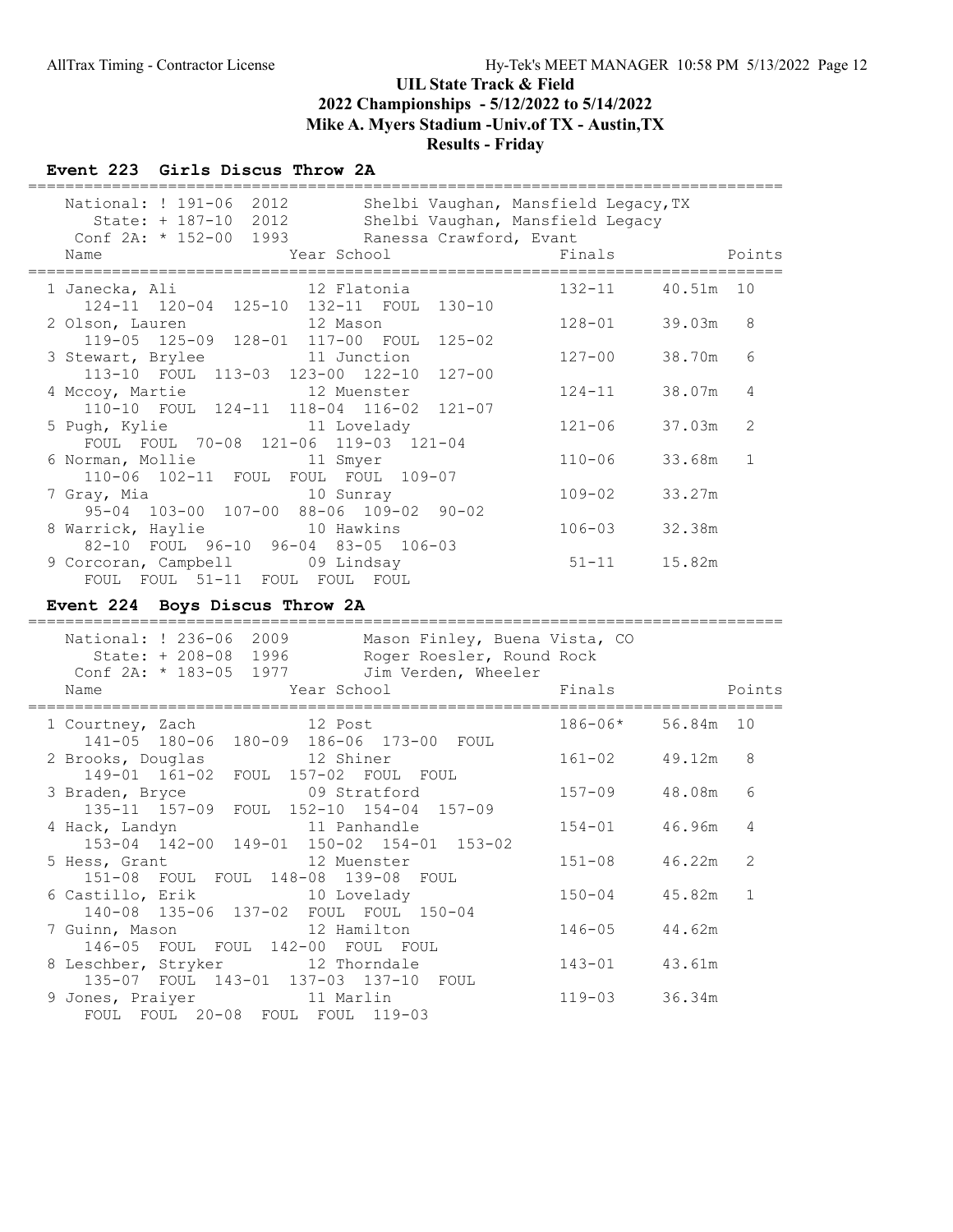# UIL State Track & Field
## 2022 Championships - 5/12/2022 to 5/14/2022
## Mike A. Myers Stadium -Univ.of TX - Austin,TX
## Results - Friday

### Event 223 Girls Discus Throw 2A

National: ! 191-06 2012 Shelbi Vaughan, Mansfield Legacy,TX
State: + 187-10 2012 Shelbi Vaughan, Mansfield Legacy
Conf 2A: * 152-00 1993 Ranessa Crawford, Evant

| Place | Name | Year | School | Finals | Metric | Points |
|---|---|---|---|---|---|---|
| 1 | Janecka, Ali | 12 | Flatonia | 132-11 | 40.51m | 10 |
| | 124-11 120-04 125-10 132-11 FOUL 130-10 | | | | | |
| 2 | Olson, Lauren | 12 | Mason | 128-01 | 39.03m | 8 |
| | 119-05 125-09 128-01 117-00 FOUL 125-02 | | | | | |
| 3 | Stewart, Brylee | 11 | Junction | 127-00 | 38.70m | 6 |
| | 113-10 FOUL 113-03 123-00 122-10 127-00 | | | | | |
| 4 | Mccoy, Martie | 12 | Muenster | 124-11 | 38.07m | 4 |
| | 110-10 FOUL 124-11 118-04 116-02 121-07 | | | | | |
| 5 | Pugh, Kylie | 11 | Lovelady | 121-06 | 37.03m | 2 |
| | FOUL FOUL 70-08 121-06 119-03 121-04 | | | | | |
| 6 | Norman, Mollie | 11 | Smyer | 110-06 | 33.68m | 1 |
| | 110-06 102-11 FOUL FOUL FOUL 109-07 | | | | | |
| 7 | Gray, Mia | 10 | Sunray | 109-02 | 33.27m | |
| | 95-04 103-00 107-00 88-06 109-02 90-02 | | | | | |
| 8 | Warrick, Haylie | 10 | Hawkins | 106-03 | 32.38m | |
| | 82-10 FOUL 96-10 96-04 83-05 106-03 | | | | | |
| 9 | Corcoran, Campbell | 09 | Lindsay | 51-11 | 15.82m | |
| | FOUL FOUL 51-11 FOUL FOUL FOUL | | | | | |

### Event 224 Boys Discus Throw 2A

National: ! 236-06 2009 Mason Finley, Buena Vista, CO
State: + 208-08 1996 Roger Roesler, Round Rock
Conf 2A: * 183-05 1977 Jim Verden, Wheeler

| Place | Name | Year | School | Finals | Metric | Points |
|---|---|---|---|---|---|---|
| 1 | Courtney, Zach | 12 | Post | 186-06* | 56.84m | 10 |
| | 141-05 180-06 180-09 186-06 173-00 FOUL | | | | | |
| 2 | Brooks, Douglas | 12 | Shiner | 161-02 | 49.12m | 8 |
| | 149-01 161-02 FOUL 157-02 FOUL FOUL | | | | | |
| 3 | Braden, Bryce | 09 | Stratford | 157-09 | 48.08m | 6 |
| | 135-11 157-09 FOUL 152-10 154-04 157-09 | | | | | |
| 4 | Hack, Landyn | 11 | Panhandle | 154-01 | 46.96m | 4 |
| | 153-04 142-00 149-01 150-02 154-01 153-02 | | | | | |
| 5 | Hess, Grant | 12 | Muenster | 151-08 | 46.22m | 2 |
| | 151-08 FOUL FOUL 148-08 139-08 FOUL | | | | | |
| 6 | Castillo, Erik | 10 | Lovelady | 150-04 | 45.82m | 1 |
| | 140-08 135-06 137-02 FOUL FOUL 150-04 | | | | | |
| 7 | Guinn, Mason | 12 | Hamilton | 146-05 | 44.62m | |
| | 146-05 FOUL FOUL 142-00 FOUL FOUL | | | | | |
| 8 | Leschber, Stryker | 12 | Thorndale | 143-01 | 43.61m | |
| | 135-07 FOUL 143-01 137-03 137-10 FOUL | | | | | |
| 9 | Jones, Praiyer | 11 | Marlin | 119-03 | 36.34m | |
| | FOUL FOUL 20-08 FOUL FOUL 119-03 | | | | | |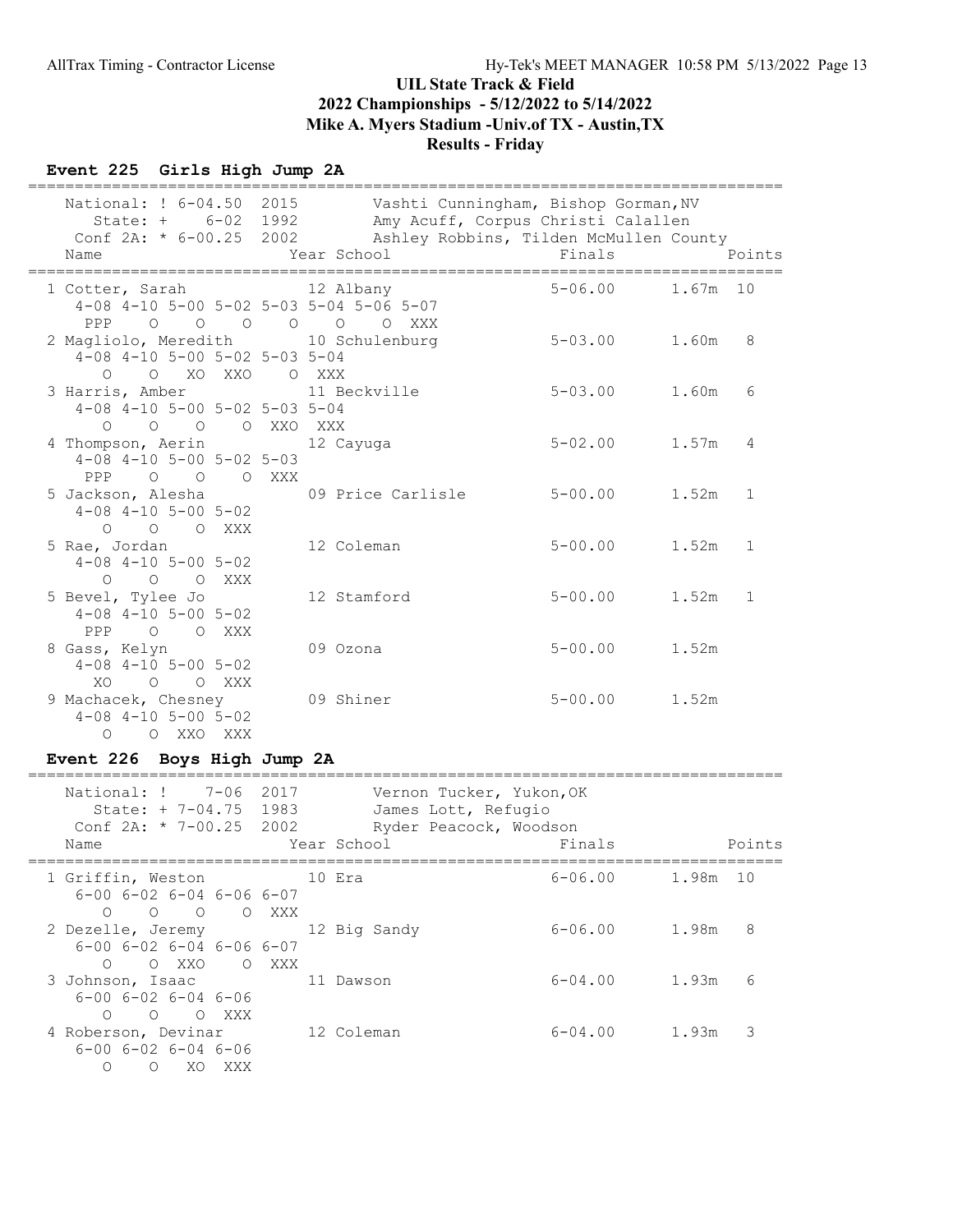# UIL State Track & Field
## 2022 Championships - 5/12/2022 to 5/14/2022
## Mike A. Myers Stadium -Univ.of TX - Austin,TX
## Results - Friday

### Event 225 Girls High Jump 2A

```
=================================================================================
   National: ! 6-04.50  2015        Vashti Cunningham, Bishop Gorman,NV
      State: +    6-02  1992        Amy Acuff, Corpus Christi Calallen
   Conf 2A: * 6-00.25  2002        Ashley Robbins, Tilden McMullen County
   Name                    Year School                  Finals              Points
=================================================================================
  1 Cotter, Sarah            12 Albany                  5-06.00    1.67m  10
     4-08 4-10 5-00 5-02 5-03 5-04 5-06 5-07
      PPP    O    O    O    O    O    O  XXX
  2 Magliolo, Meredith       10 Schulenburg             5-03.00    1.60m   8
     4-08 4-10 5-00 5-02 5-03 5-04
        O    O   XO  XXO    O  XXX
  3 Harris, Amber            11 Beckville               5-03.00    1.60m   6
     4-08 4-10 5-00 5-02 5-03 5-04
        O    O    O    O  XXO  XXX
  4 Thompson, Aerin          12 Cayuga                  5-02.00    1.57m   4
     4-08 4-10 5-00 5-02 5-03
      PPP    O    O    O  XXX
  5 Jackson, Alesha          09 Price Carlisle          5-00.00    1.52m   1
     4-08 4-10 5-00 5-02
        O    O    O  XXX
  5 Rae, Jordan              12 Coleman                 5-00.00    1.52m   1
     4-08 4-10 5-00 5-02
        O    O    O  XXX
  5 Bevel, Tylee Jo          12 Stamford                5-00.00    1.52m   1
     4-08 4-10 5-00 5-02
      PPP    O    O  XXX
  8 Gass, Kelyn              09 Ozona                   5-00.00    1.52m
     4-08 4-10 5-00 5-02
       XO    O    O  XXX
  9 Machacek, Chesney        09 Shiner                  5-00.00    1.52m
     4-08 4-10 5-00 5-02
        O    O  XXO  XXX
```

### Event 226 Boys High Jump 2A

```
=================================================================================
   National: !    7-06  2017        Vernon Tucker, Yukon,OK
      State: + 7-04.75  1983        James Lott, Refugio
   Conf 2A: * 7-00.25  2002        Ryder Peacock, Woodson
   Name                    Year School                  Finals              Points
=================================================================================
  1 Griffin, Weston          10 Era                     6-06.00    1.98m  10
     6-00 6-02 6-04 6-06 6-07
        O    O    O    O  XXX
  2 Dezelle, Jeremy          12 Big Sandy               6-06.00    1.98m   8
     6-00 6-02 6-04 6-06 6-07
        O    O  XXO    O  XXX
  3 Johnson, Isaac           11 Dawson                  6-04.00    1.93m   6
     6-00 6-02 6-04 6-06
        O    O    O  XXX
  4 Roberson, Devinar        12 Coleman                 6-04.00    1.93m   3
     6-00 6-02 6-04 6-06
        O    O   XO  XXX
```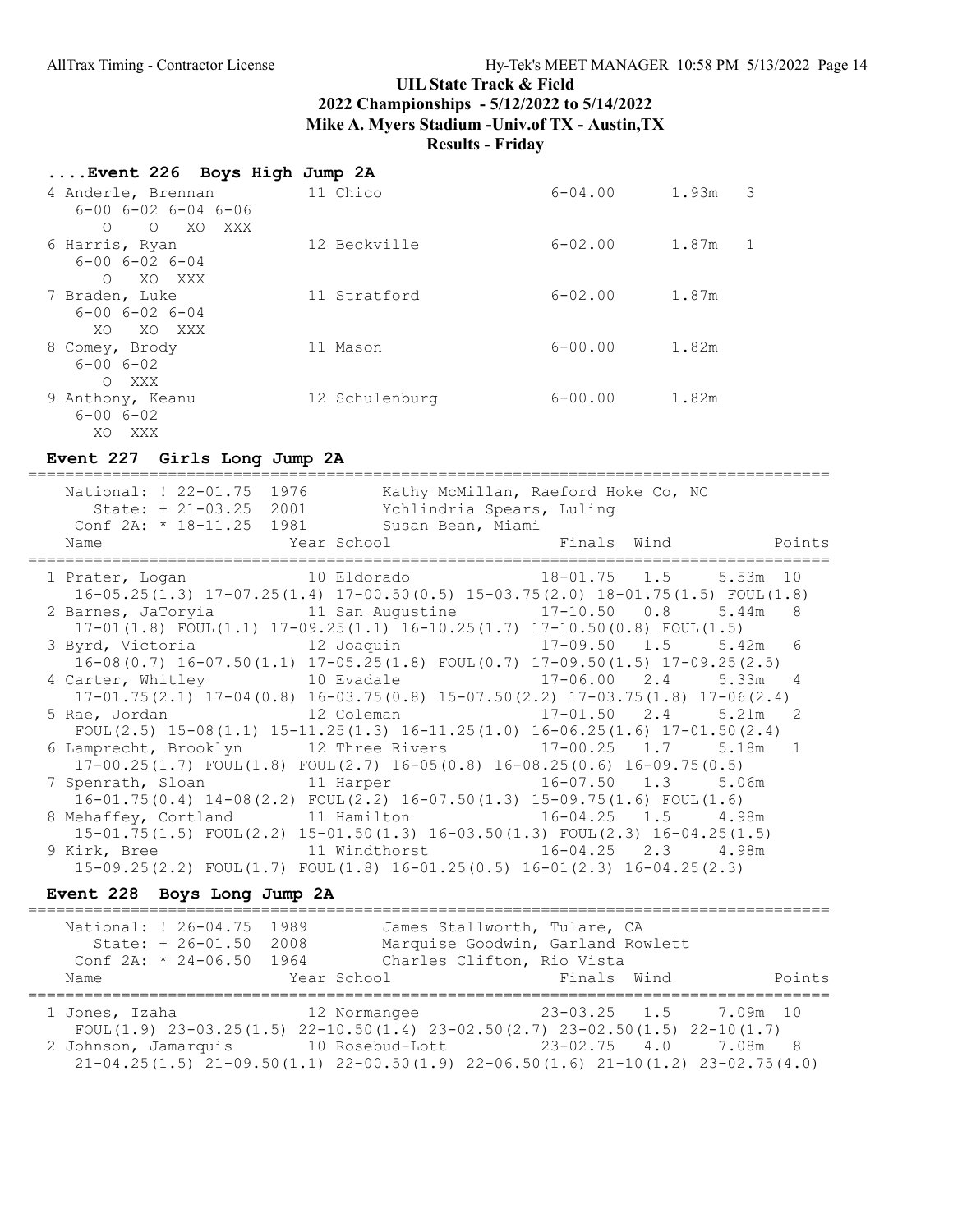## UIL State Track & Field
## 2022 Championships - 5/12/2022 to 5/14/2022
## Mike A. Myers Stadium -Univ.of TX - Austin,TX
## Results - Friday

### ....Event 226 Boys High Jump 2A

```
4 Anderle, Brennan          11 Chico                  6-04.00      1.93m   3
   6-00 6-02 6-04 6-06
     O    O   XO  XXX
6 Harris, Ryan              12 Beckville              6-02.00      1.87m   1
   6-00 6-02 6-04
     O   XO  XXX
7 Braden, Luke              11 Stratford              6-02.00      1.87m
   6-00 6-02 6-04
    XO   XO  XXX
8 Comey, Brody              11 Mason                  6-00.00      1.82m
   6-00 6-02
     O  XXX
9 Anthony, Keanu            12 Schulenburg            6-00.00      1.82m
   6-00 6-02
    XO  XXX
```

### Event 227 Girls Long Jump 2A

```
=======================================================================================
   National: ! 22-01.75  1976        Kathy McMillan, Raeford Hoke Co, NC
      State: + 21-03.25  2001        Ychlindria Spears, Luling
    Conf 2A: * 18-11.25  1981        Susan Bean, Miami
   Name                    Year School                 Finals  Wind            Points
=======================================================================================
 1 Prater, Logan             10 Eldorado              18-01.75   1.5     5.53m  10
   16-05.25(1.3) 17-07.25(1.4) 17-00.50(0.5) 15-03.75(2.0) 18-01.75(1.5) FOUL(1.8)
 2 Barnes, JaToryia          11 San Augustine         17-10.50   0.8     5.44m   8
   17-01(1.8) FOUL(1.1) 17-09.25(1.1) 16-10.25(1.7) 17-10.50(0.8) FOUL(1.5)
 3 Byrd, Victoria            12 Joaquin               17-09.50   1.5     5.42m   6
   16-08(0.7) 16-07.50(1.1) 17-05.25(1.8) FOUL(0.7) 17-09.50(1.5) 17-09.25(2.5)
 4 Carter, Whitley           10 Evadale               17-06.00   2.4     5.33m   4
   17-01.75(2.1) 17-04(0.8) 16-03.75(0.8) 15-07.50(2.2) 17-03.75(1.8) 17-06(2.4)
 5 Rae, Jordan               12 Coleman               17-01.50   2.4     5.21m   2
   FOUL(2.5) 15-08(1.1) 15-11.25(1.3) 16-11.25(1.0) 16-06.25(1.6) 17-01.50(2.4)
 6 Lamprecht, Brooklyn       12 Three Rivers          17-00.25   1.7     5.18m   1
   17-00.25(1.7) FOUL(1.8) FOUL(2.7) 16-05(0.8) 16-08.25(0.6) 16-09.75(0.5)
 7 Spenrath, Sloan           11 Harper                16-07.50   1.3     5.06m
   16-01.75(0.4) 14-08(2.2) FOUL(2.2) 16-07.50(1.3) 15-09.75(1.6) FOUL(1.6)
 8 Mehaffey, Cortland        11 Hamilton              16-04.25   1.5     4.98m
   15-01.75(1.5) FOUL(2.2) 15-01.50(1.3) 16-03.50(1.3) FOUL(2.3) 16-04.25(1.5)
 9 Kirk, Bree                11 Windthorst            16-04.25   2.3     4.98m
   15-09.25(2.2) FOUL(1.7) FOUL(1.8) 16-01.25(0.5) 16-01(2.3) 16-04.25(2.3)
```

### Event 228 Boys Long Jump 2A

```
=======================================================================================
   National: ! 26-04.75  1989        James Stallworth, Tulare, CA
      State: + 26-01.50  2008        Marquise Goodwin, Garland Rowlett
    Conf 2A: * 24-06.50  1964        Charles Clifton, Rio Vista
   Name                    Year School                 Finals  Wind            Points
=======================================================================================
 1 Jones, Izaha              12 Normangee             23-03.25   1.5     7.09m  10
   FOUL(1.9) 23-03.25(1.5) 22-10.50(1.4) 23-02.50(2.7) 23-02.50(1.5) 22-10(1.7)
 2 Johnson, Jamarquis        10 Rosebud-Lott          23-02.75   4.0     7.08m   8
   21-04.25(1.5) 21-09.50(1.1) 22-00.50(1.9) 22-06.50(1.6) 21-10(1.2) 23-02.75(4.0)
```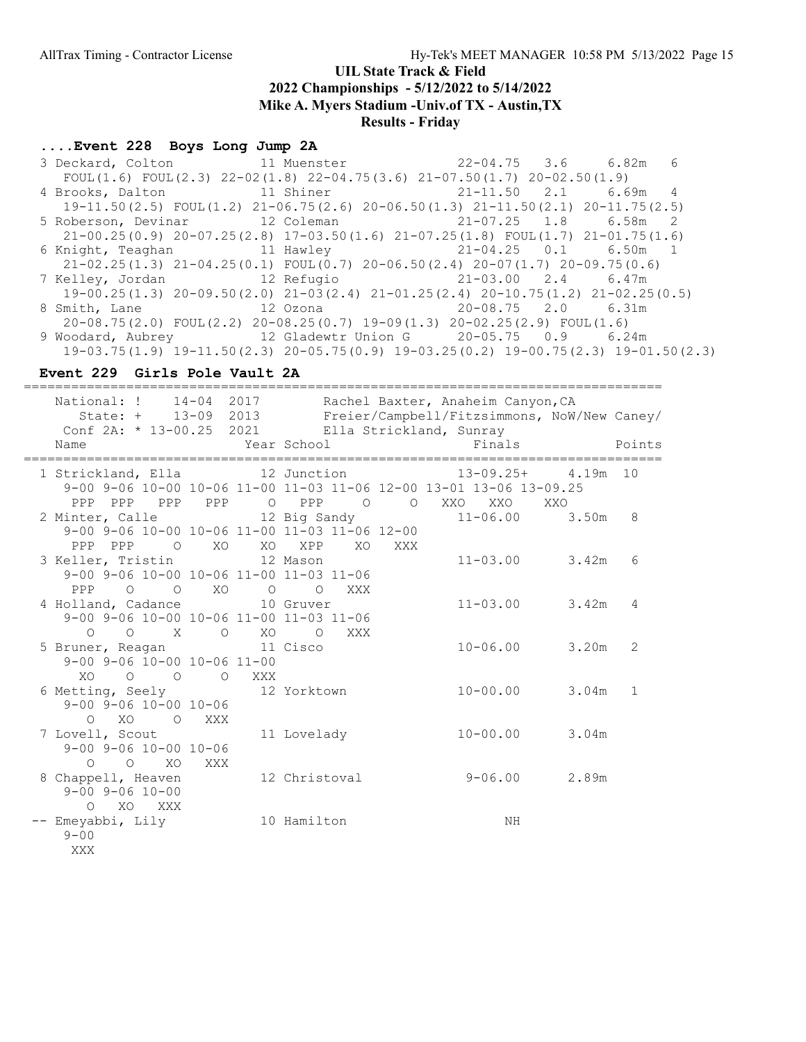## UIL State Track & Field
## 2022 Championships - 5/12/2022 to 5/14/2022
## Mike A. Myers Stadium -Univ.of TX - Austin,TX
## Results - Friday

### ....Event 228 Boys Long Jump 2A

```
  3 Deckard, Colton            11 Muenster              22-04.75   3.6     6.82m   6
     FOUL(1.6) FOUL(2.3) 22-02(1.8) 22-04.75(3.6) 21-07.50(1.7) 20-02.50(1.9)
  4 Brooks, Dalton             11 Shiner                21-11.50   2.1     6.69m   4
     19-11.50(2.5) FOUL(1.2) 21-06.75(2.6) 20-06.50(1.3) 21-11.50(2.1) 20-11.75(2.5)
  5 Roberson, Devinar          12 Coleman               21-07.25   1.8     6.58m   2
     21-00.25(0.9) 20-07.25(2.8) 17-03.50(1.6) 21-07.25(1.8) FOUL(1.7) 21-01.75(1.6)
  6 Knight, Teaghan            11 Hawley                21-04.25   0.1     6.50m   1
     21-02.25(1.3) 21-04.25(0.1) FOUL(0.7) 20-06.50(2.4) 20-07(1.7) 20-09.75(0.6)
  7 Kelley, Jordan             12 Refugio               21-03.00   2.4     6.47m
     19-00.25(1.3) 20-09.50(2.0) 21-03(2.4) 21-01.25(2.4) 20-10.75(1.2) 21-02.25(0.5)
  8 Smith, Lane                12 Ozona                 20-08.75   2.0     6.31m
     20-08.75(2.0) FOUL(2.2) 20-08.25(0.7) 19-09(1.3) 20-02.25(2.9) FOUL(1.6)
  9 Woodard, Aubrey            12 Gladewtr Union G      20-05.75   0.9     6.24m
     19-03.75(1.9) 19-11.50(2.3) 20-05.75(0.9) 19-03.25(0.2) 19-00.75(2.3) 19-01.50(2.3)
```

### Event 229 Girls Pole Vault 2A

```
================================================================================
    National: !    14-04  2017        Rachel Baxter, Anaheim Canyon,CA
       State: +    13-09  2013        Freier/Campbell/Fitzsimmons, NoW/New Caney/
    Conf 2A: * 13-00.25  2021        Ella Strickland, Sunray
    Name                    Year School                  Finals            Points
================================================================================
  1 Strickland, Ella         12 Junction              13-09.25+     4.19m  10
     9-00 9-06 10-00 10-06 11-00 11-03 11-06 12-00 13-01 13-06 13-09.25
      PPP  PPP   PPP   PPP     O   PPP     O     O   XXO   XXO    XXO
  2 Minter, Calle            12 Big Sandy             11-06.00      3.50m   8
     9-00 9-06 10-00 10-06 11-00 11-03 11-06 12-00
      PPP  PPP     O    XO    XO   XPP    XO   XXX
  3 Keller, Tristin          12 Mason                 11-03.00      3.42m   6
     9-00 9-06 10-00 10-06 11-00 11-03 11-06
      PPP    O     O    XO     O     O   XXX
  4 Holland, Cadance         10 Gruver                11-03.00      3.42m   4
     9-00 9-06 10-00 10-06 11-00 11-03 11-06
        O    O     X     O    XO     O   XXX
  5 Bruner, Reagan           11 Cisco                 10-06.00      3.20m   2
     9-00 9-06 10-00 10-06 11-00
       XO    O     O     O   XXX
  6 Metting, Seely           12 Yorktown              10-00.00      3.04m   1
     9-00 9-06 10-00 10-06
        O   XO     O   XXX
  7 Lovell, Scout            11 Lovelady              10-00.00      3.04m
     9-00 9-06 10-00 10-06
        O    O    XO   XXX
  8 Chappell, Heaven         12 Christoval             9-06.00      2.89m
     9-00 9-06 10-00
        O   XO   XXX
 -- Emeyabbi, Lily           10 Hamilton                    NH
     9-00
      XXX
```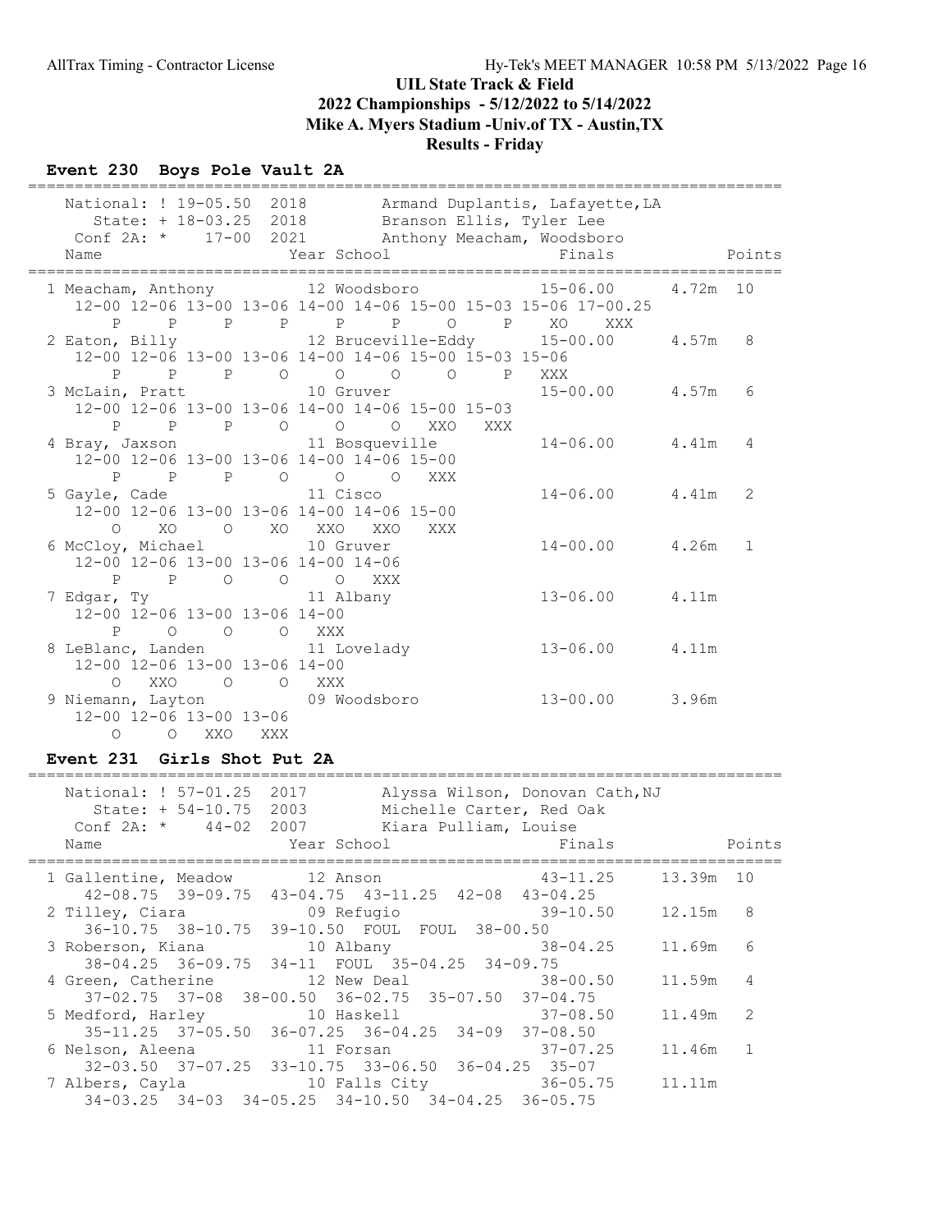# UIL State Track & Field
## 2022 Championships - 5/12/2022 to 5/14/2022
## Mike A. Myers Stadium -Univ.of TX - Austin,TX
## Results - Friday

### Event 230 Boys Pole Vault 2A

```
================================================================================
    National: ! 19-05.50  2018        Armand Duplantis, Lafayette,LA
       State: + 18-03.25  2018        Branson Ellis, Tyler Lee
    Conf 2A: *    17-00  2021        Anthony Meacham, Woodsboro
    Name                    Year School                 Finals            Points
================================================================================
  1 Meacham, Anthony        12 Woodsboro              15-06.00    4.72m  10
     12-00 12-06 13-00 13-06 14-00 14-06 15-00 15-03 15-06 17-00.25
         P     P     P     P     P     P     O     P    XO   XXX
  2 Eaton, Billy            12 Bruceville-Eddy        15-00.00    4.57m   8
     12-00 12-06 13-00 13-06 14-00 14-06 15-00 15-03 15-06
         P     P     P     O     O     O     P   XXX
  3 McLain, Pratt           10 Gruver                 15-00.00    4.57m   6
     12-00 12-06 13-00 13-06 14-00 14-06 15-00 15-03
         P     P     P     O     O     O   XXO   XXX
  4 Bray, Jaxson            11 Bosqueville            14-06.00    4.41m   4
     12-00 12-06 13-00 13-06 14-00 14-06 15-00
         P     P     P     O     O     O   XXX
  5 Gayle, Cade             11 Cisco                  14-06.00    4.41m   2
     12-00 12-06 13-00 13-06 14-00 14-06 15-00
         O    XO     O    XO   XXO   XXO   XXX
  6 McCloy, Michael         10 Gruver                 14-00.00    4.26m   1
     12-00 12-06 13-00 13-06 14-00 14-06
         P     P     O     O     O   XXX
  7 Edgar, Ty               11 Albany                 13-06.00    4.11m
     12-00 12-06 13-00 13-06 14-00
         P     O     O     O   XXX
  8 LeBlanc, Landen         11 Lovelady               13-06.00    4.11m
     12-00 12-06 13-00 13-06 14-00
         O   XXO     O     O   XXX
  9 Niemann, Layton         09 Woodsboro              13-00.00    3.96m
     12-00 12-06 13-00 13-06
         O     O   XXO   XXX
```

### Event 231 Girls Shot Put 2A

```
================================================================================
    National: ! 57-01.25  2017        Alyssa Wilson, Donovan Cath,NJ
       State: + 54-10.75  2003        Michelle Carter, Red Oak
    Conf 2A: *    44-02  2007        Kiara Pulliam, Louise
    Name                    Year School                 Finals            Points
================================================================================
  1 Gallentine, Meadow      12 Anson                  43-11.25   13.39m  10
     42-08.75  39-09.75  43-04.75  43-11.25  42-08  43-04.25
  2 Tilley, Ciara           09 Refugio                39-10.50   12.15m   8
     36-10.75  38-10.75  39-10.50  FOUL  FOUL  38-00.50
  3 Roberson, Kiana         10 Albany                 38-04.25   11.69m   6
     38-04.25  36-09.75  34-11  FOUL  35-04.25  34-09.75
  4 Green, Catherine        12 New Deal               38-00.50   11.59m   4
     37-02.75  37-08  38-00.50  36-02.75  35-07.50  37-04.75
  5 Medford, Harley         10 Haskell                37-08.50   11.49m   2
     35-11.25  37-05.50  36-07.25  36-04.25  34-09  37-08.50
  6 Nelson, Aleena          11 Forsan                 37-07.25   11.46m   1
     32-03.50  37-07.25  33-10.75  33-06.50  36-04.25  35-07
  7 Albers, Cayla           10 Falls City             36-05.75   11.11m
     34-03.25  34-03  34-05.25  34-10.50  34-04.25  36-05.75
```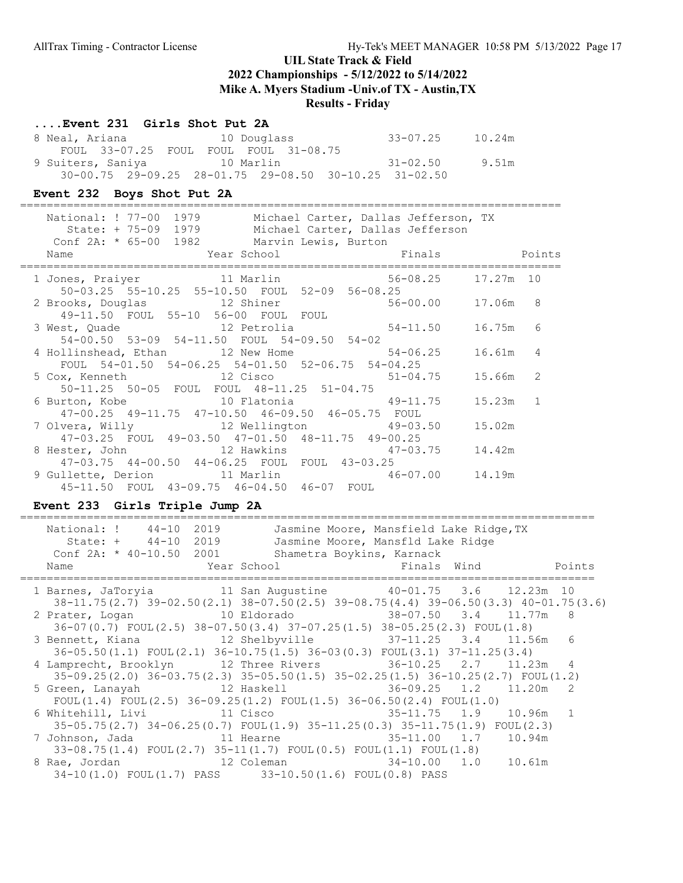# UIL State Track & Field
## 2022 Championships - 5/12/2022 to 5/14/2022
## Mike A. Myers Stadium -Univ.of TX - Austin,TX
## Results - Friday

### ....Event 231 Girls Shot Put 2A

```
  8 Neal, Ariana               10 Douglass              33-07.25     10.24m
     FOUL  33-07.25  FOUL  FOUL  FOUL  31-08.75
  9 Suiters, Saniya            10 Marlin                31-02.50      9.51m
     30-00.75  29-09.25  28-01.75  29-08.50  30-10.25  31-02.50
```

### Event 232 Boys Shot Put 2A

```
================================================================================
    National: ! 77-00  1979       Michael Carter, Dallas Jefferson, TX
       State: + 75-09  1979       Michael Carter, Dallas Jefferson
    Conf 2A: * 65-00  1982        Marvin Lewis, Burton
    Name                    Year School                  Finals            Points
================================================================================
  1 Jones, Praiyer             11 Marlin                56-08.25     17.27m  10
     50-03.25  55-10.25  55-10.50  FOUL  52-09  56-08.25
  2 Brooks, Douglas            12 Shiner                56-00.00     17.06m   8
     49-11.50  FOUL  55-10  56-00  FOUL  FOUL
  3 West, Quade                12 Petrolia              54-11.50     16.75m   6
     54-00.50  53-09  54-11.50  FOUL  54-09.50  54-02
  4 Hollinshead, Ethan         12 New Home              54-06.25     16.61m   4
     FOUL  54-01.50  54-06.25  54-01.50  52-06.75  54-04.25
  5 Cox, Kenneth               12 Cisco                 51-04.75     15.66m   2
     50-11.25  50-05  FOUL  FOUL  48-11.25  51-04.75
  6 Burton, Kobe               10 Flatonia              49-11.75     15.23m   1
     47-00.25  49-11.75  47-10.50  46-09.50  46-05.75  FOUL
  7 Olvera, Willy              12 Wellington            49-03.50     15.02m
     47-03.25  FOUL  49-03.50  47-01.50  48-11.75  49-00.25
  8 Hester, John               12 Hawkins               47-03.75     14.42m
     47-03.75  44-00.50  44-06.25  FOUL  FOUL  43-03.25
  9 Gullette, Derion           11 Marlin                46-07.00     14.19m
     45-11.50  FOUL  43-09.75  46-04.50  46-07  FOUL
```

### Event 233 Girls Triple Jump 2A

```
=====================================================================================
    National: !    44-10  2019       Jasmine Moore, Mansfield Lake Ridge,TX
       State: +    44-10  2019       Jasmine Moore, Mansfld Lake Ridge
    Conf 2A: * 40-10.50  2001        Shametra Boykins, Karnack
    Name                    Year School                  Finals  Wind            Points
=====================================================================================
  1 Barnes, JaToryia           11 San Augustine         40-01.75   3.6    12.23m  10
     38-11.75(2.7) 39-02.50(2.1) 38-07.50(2.5) 39-08.75(4.4) 39-06.50(3.3) 40-01.75(3.6)
  2 Prater, Logan              10 Eldorado              38-07.50   3.4    11.77m   8
     36-07(0.7) FOUL(2.5) 38-07.50(3.4) 37-07.25(1.5) 38-05.25(2.3) FOUL(1.8)
  3 Bennett, Kiana             12 Shelbyville           37-11.25   3.4    11.56m   6
     36-05.50(1.1) FOUL(2.1) 36-10.75(1.5) 36-03(0.3) FOUL(3.1) 37-11.25(3.4)
  4 Lamprecht, Brooklyn        12 Three Rivers          36-10.25   2.7    11.23m   4
     35-09.25(2.0) 36-03.75(2.3) 35-05.50(1.5) 35-02.25(1.5) 36-10.25(2.7) FOUL(1.2)
  5 Green, Lanayah             12 Haskell               36-09.25   1.2    11.20m   2
     FOUL(1.4) FOUL(2.5) 36-09.25(1.2) FOUL(1.5) 36-06.50(2.4) FOUL(1.0)
  6 Whitehill, Livi            11 Cisco                 35-11.75   1.9    10.96m   1
     35-05.75(2.7) 34-06.25(0.7) FOUL(1.9) 35-11.25(0.3) 35-11.75(1.9) FOUL(2.3)
  7 Johnson, Jada              11 Hearne                35-11.00   1.7    10.94m
     33-08.75(1.4) FOUL(2.7) 35-11(1.7) FOUL(0.5) FOUL(1.1) FOUL(1.8)
  8 Rae, Jordan                12 Coleman               34-10.00   1.0    10.61m
     34-10(1.0) FOUL(1.7) PASS      33-10.50(1.6) FOUL(0.8) PASS
```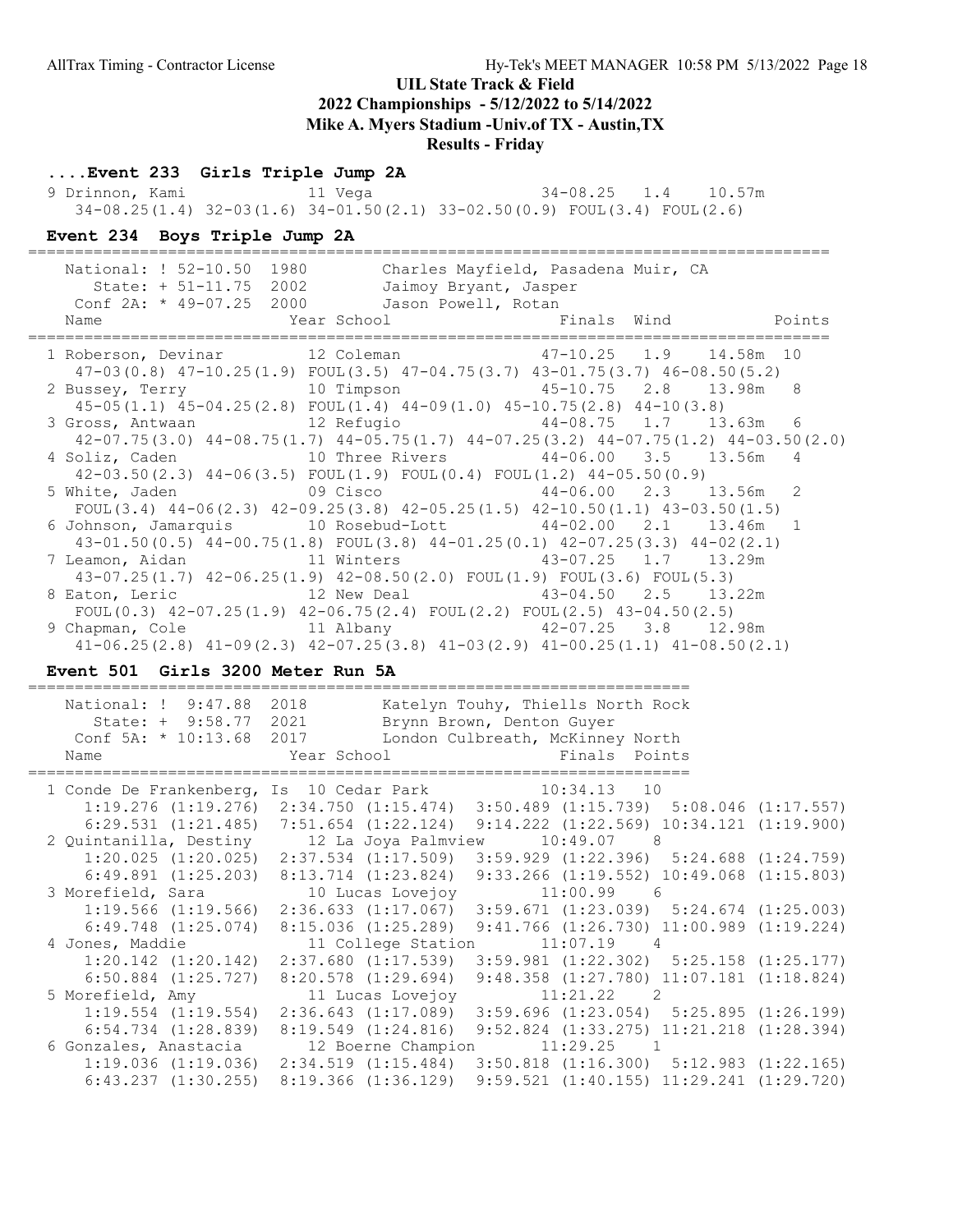# UIL State Track & Field

## 2022 Championships - 5/12/2022 to 5/14/2022

## Mike A. Myers Stadium -Univ.of TX - Austin,TX

## Results - Friday

### ....Event 233 Girls Triple Jump 2A

```
  9 Drinnon, Kami             11 Vega                    34-08.25   1.4    10.57m
     34-08.25(1.4) 32-03(1.6) 34-01.50(2.1) 33-02.50(0.9) FOUL(3.4) FOUL(2.6)
```

### Event 234 Boys Triple Jump 2A

```
=========================================================================================
    National: ! 52-10.50  1980        Charles Mayfield, Pasadena Muir, CA
       State: + 51-11.75  2002        Jaimoy Bryant, Jasper
    Conf 2A: * 49-07.25  2000        Jason Powell, Rotan
    Name                    Year School                  Finals  Wind            Points
=========================================================================================
  1 Roberson, Devinar         12 Coleman                 47-10.25   1.9    14.58m  10
     47-03(0.8) 47-10.25(1.9) FOUL(3.5) 47-04.75(3.7) 43-01.75(3.7) 46-08.50(5.2)
  2 Bussey, Terry             10 Timpson                 45-10.75   2.8    13.98m   8
     45-05(1.1) 45-04.25(2.8) FOUL(1.4) 44-09(1.0) 45-10.75(2.8) 44-10(3.8)
  3 Gross, Antwaan            12 Refugio                 44-08.75   1.7    13.63m   6
     42-07.75(3.0) 44-08.75(1.7) 44-05.75(1.7) 44-07.25(3.2) 44-07.75(1.2) 44-03.50(2.0)
  4 Soliz, Caden              10 Three Rivers            44-06.00   3.5    13.56m   4
     42-03.50(2.3) 44-06(3.5) FOUL(1.9) FOUL(0.4) FOUL(1.2) 44-05.50(0.9)
  5 White, Jaden              09 Cisco                   44-06.00   2.3    13.56m   2
     FOUL(3.4) 44-06(2.3) 42-09.25(3.8) 42-05.25(1.5) 42-10.50(1.1) 43-03.50(1.5)
  6 Johnson, Jamarquis        10 Rosebud-Lott            44-02.00   2.1    13.46m   1
     43-01.50(0.5) 44-00.75(1.8) FOUL(3.8) 44-01.25(0.1) 42-07.25(3.3) 44-02(2.1)
  7 Leamon, Aidan             11 Winters                 43-07.25   1.7    13.29m
     43-07.25(1.7) 42-06.25(1.9) 42-08.50(2.0) FOUL(1.9) FOUL(3.6) FOUL(5.3)
  8 Eaton, Leric              12 New Deal                43-04.50   2.5    13.22m
     FOUL(0.3) 42-07.25(1.9) 42-06.75(2.4) FOUL(2.2) FOUL(2.5) 43-04.50(2.5)
  9 Chapman, Cole             11 Albany                  42-07.25   3.8    12.98m
     41-06.25(2.8) 41-09(2.3) 42-07.25(3.8) 41-03(2.9) 41-00.25(1.1) 41-08.50(2.1)
```

### Event 501 Girls 3200 Meter Run 5A

```
=======================================================================
    National: !  9:47.88  2018        Katelyn Touhy, Thiells North Rock
       State: +  9:58.77  2021        Brynn Brown, Denton Guyer
    Conf 5A: * 10:13.68  2017        London Culbreath, McKinney North
    Name                    Year School                  Finals  Points
=======================================================================
  1 Conde De Frankenberg, Is 10 Cedar Park             10:34.13   10
      1:19.276 (1:19.276)  2:34.750 (1:15.474)  3:50.489 (1:15.739)  5:08.046 (1:17.557)
      6:29.531 (1:21.485)  7:51.654 (1:22.124)  9:14.222 (1:22.569) 10:34.121 (1:19.900)
  2 Quintanilla, Destiny      12 La Joya Palmview       10:49.07    8
      1:20.025 (1:20.025)  2:37.534 (1:17.509)  3:59.929 (1:22.396)  5:24.688 (1:24.759)
      6:49.891 (1:25.203)  8:13.714 (1:23.824)  9:33.266 (1:19.552) 10:49.068 (1:15.803)
  3 Morefield, Sara           10 Lucas Lovejoy          11:00.99    6
      1:19.566 (1:19.566)  2:36.633 (1:17.067)  3:59.671 (1:23.039)  5:24.674 (1:25.003)
      6:49.748 (1:25.074)  8:15.036 (1:25.289)  9:41.766 (1:26.730) 11:00.989 (1:19.224)
  4 Jones, Maddie             11 College Station        11:07.19    4
      1:20.142 (1:20.142)  2:37.680 (1:17.539)  3:59.981 (1:22.302)  5:25.158 (1:25.177)
      6:50.884 (1:25.727)  8:20.578 (1:29.694)  9:48.358 (1:27.780) 11:07.181 (1:18.824)
  5 Morefield, Amy            11 Lucas Lovejoy          11:21.22    2
      1:19.554 (1:19.554)  2:36.643 (1:17.089)  3:59.696 (1:23.054)  5:25.895 (1:26.199)
      6:54.734 (1:28.839)  8:19.549 (1:24.816)  9:52.824 (1:33.275) 11:21.218 (1:28.394)
  6 Gonzales, Anastacia       12 Boerne Champion        11:29.25    1
      1:19.036 (1:19.036)  2:34.519 (1:15.484)  3:50.818 (1:16.300)  5:12.983 (1:22.165)
      6:43.237 (1:30.255)  8:19.366 (1:36.129)  9:59.521 (1:40.155) 11:29.241 (1:29.720)
```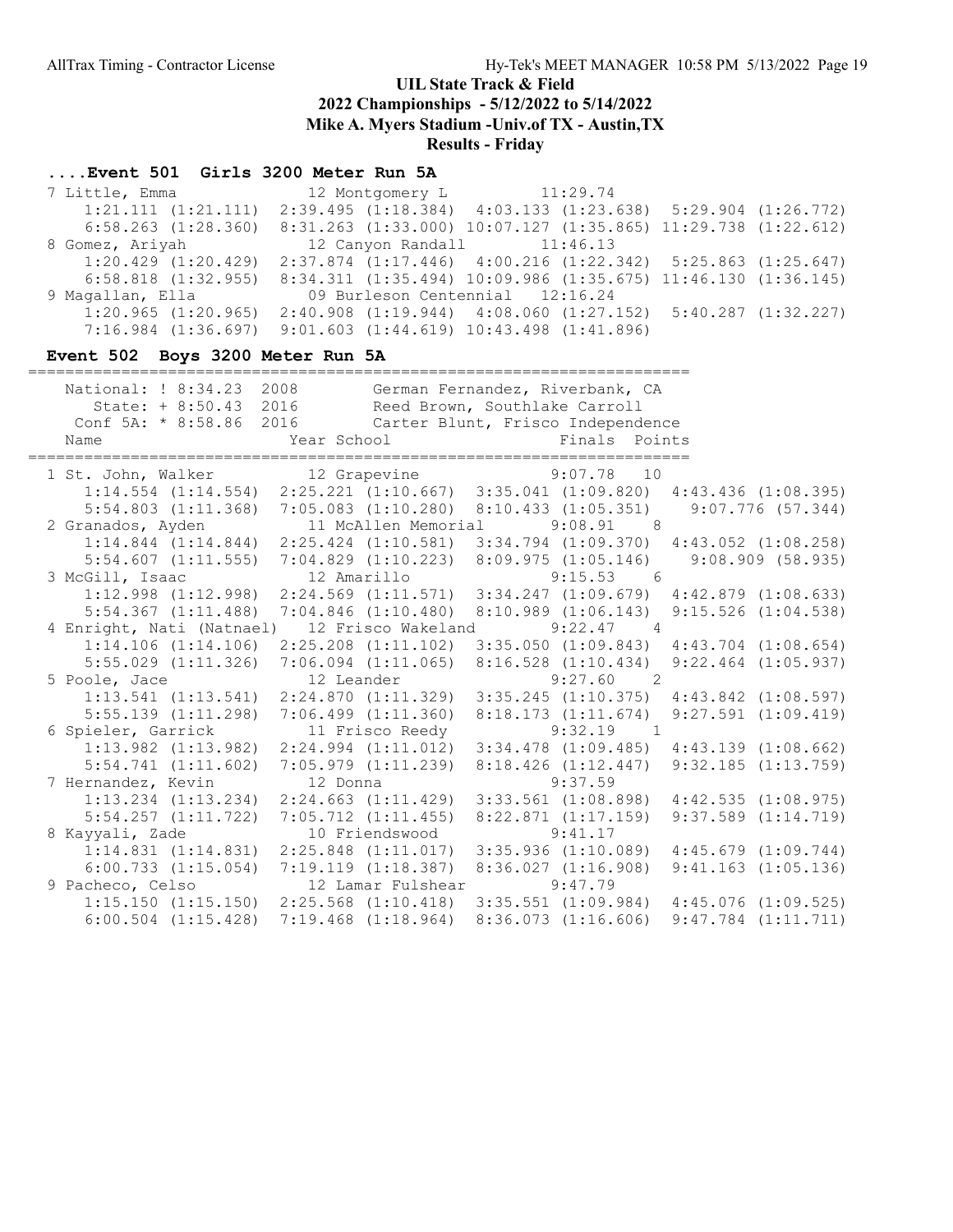## UIL State Track & Field
## 2022 Championships - 5/12/2022 to 5/14/2022
## Mike A. Myers Stadium -Univ.of TX - Austin,TX
## Results - Friday

### ....Event 501 Girls 3200 Meter Run 5A

```
 7 Little, Emma              12 Montgomery L           11:29.74
     1:21.111 (1:21.111)  2:39.495 (1:18.384)  4:03.133 (1:23.638)  5:29.904 (1:26.772)
     6:58.263 (1:28.360)  8:31.263 (1:33.000) 10:07.127 (1:35.865) 11:29.738 (1:22.612)
 8 Gomez, Ariyah             12 Canyon Randall         11:46.13
     1:20.429 (1:20.429)  2:37.874 (1:17.446)  4:00.216 (1:22.342)  5:25.863 (1:25.647)
     6:58.818 (1:32.955)  8:34.311 (1:35.494) 10:09.986 (1:35.675) 11:46.130 (1:36.145)
 9 Magallan, Ella            09 Burleson Centennial    12:16.24
     1:20.965 (1:20.965)  2:40.908 (1:19.944)  4:08.060 (1:27.152)  5:40.287 (1:32.227)
     7:16.984 (1:36.697)  9:01.603 (1:44.619) 10:43.498 (1:41.896)
```

### Event 502 Boys 3200 Meter Run 5A

```
===================================================================
   National: ! 8:34.23  2008        German Fernandez, Riverbank, CA
      State: + 8:50.43  2016        Reed Brown, Southlake Carroll
   Conf 5A: * 8:58.86  2016        Carter Blunt, Frisco Independence
   Name                    Year School                 Finals  Points
===================================================================
 1 St. John, Walker          12 Grapevine               9:07.78   10
     1:14.554 (1:14.554)  2:25.221 (1:10.667)  3:35.041 (1:09.820)  4:43.436 (1:08.395)
     5:54.803 (1:11.368)  7:05.083 (1:10.280)  8:10.433 (1:05.351)   9:07.776 (57.344)
 2 Granados, Ayden           11 McAllen Memorial        9:08.91    8
     1:14.844 (1:14.844)  2:25.424 (1:10.581)  3:34.794 (1:09.370)  4:43.052 (1:08.258)
     5:54.607 (1:11.555)  7:04.829 (1:10.223)  8:09.975 (1:05.146)   9:08.909 (58.935)
 3 McGill, Isaac             12 Amarillo                9:15.53    6
     1:12.998 (1:12.998)  2:24.569 (1:11.571)  3:34.247 (1:09.679)  4:42.879 (1:08.633)
     5:54.367 (1:11.488)  7:04.846 (1:10.480)  8:10.989 (1:06.143)  9:15.526 (1:04.538)
 4 Enright, Nati (Natnael)   12 Frisco Wakeland         9:22.47    4
     1:14.106 (1:14.106)  2:25.208 (1:11.102)  3:35.050 (1:09.843)  4:43.704 (1:08.654)
     5:55.029 (1:11.326)  7:06.094 (1:11.065)  8:16.528 (1:10.434)  9:22.464 (1:05.937)
 5 Poole, Jace               12 Leander                 9:27.60    2
     1:13.541 (1:13.541)  2:24.870 (1:11.329)  3:35.245 (1:10.375)  4:43.842 (1:08.597)
     5:55.139 (1:11.298)  7:06.499 (1:11.360)  8:18.173 (1:11.674)  9:27.591 (1:09.419)
 6 Spieler, Garrick          11 Frisco Reedy            9:32.19    1
     1:13.982 (1:13.982)  2:24.994 (1:11.012)  3:34.478 (1:09.485)  4:43.139 (1:08.662)
     5:54.741 (1:11.602)  7:05.979 (1:11.239)  8:18.426 (1:12.447)  9:32.185 (1:13.759)
 7 Hernandez, Kevin          12 Donna                   9:37.59
     1:13.234 (1:13.234)  2:24.663 (1:11.429)  3:33.561 (1:08.898)  4:42.535 (1:08.975)
     5:54.257 (1:11.722)  7:05.712 (1:11.455)  8:22.871 (1:17.159)  9:37.589 (1:14.719)
 8 Kayyali, Zade             10 Friendswood             9:41.17
     1:14.831 (1:14.831)  2:25.848 (1:11.017)  3:35.936 (1:10.089)  4:45.679 (1:09.744)
     6:00.733 (1:15.054)  7:19.119 (1:18.387)  8:36.027 (1:16.908)  9:41.163 (1:05.136)
 9 Pacheco, Celso            12 Lamar Fulshear          9:47.79
     1:15.150 (1:15.150)  2:25.568 (1:10.418)  3:35.551 (1:09.984)  4:45.076 (1:09.525)
     6:00.504 (1:15.428)  7:19.468 (1:18.964)  8:36.073 (1:16.606)  9:47.784 (1:11.711)
```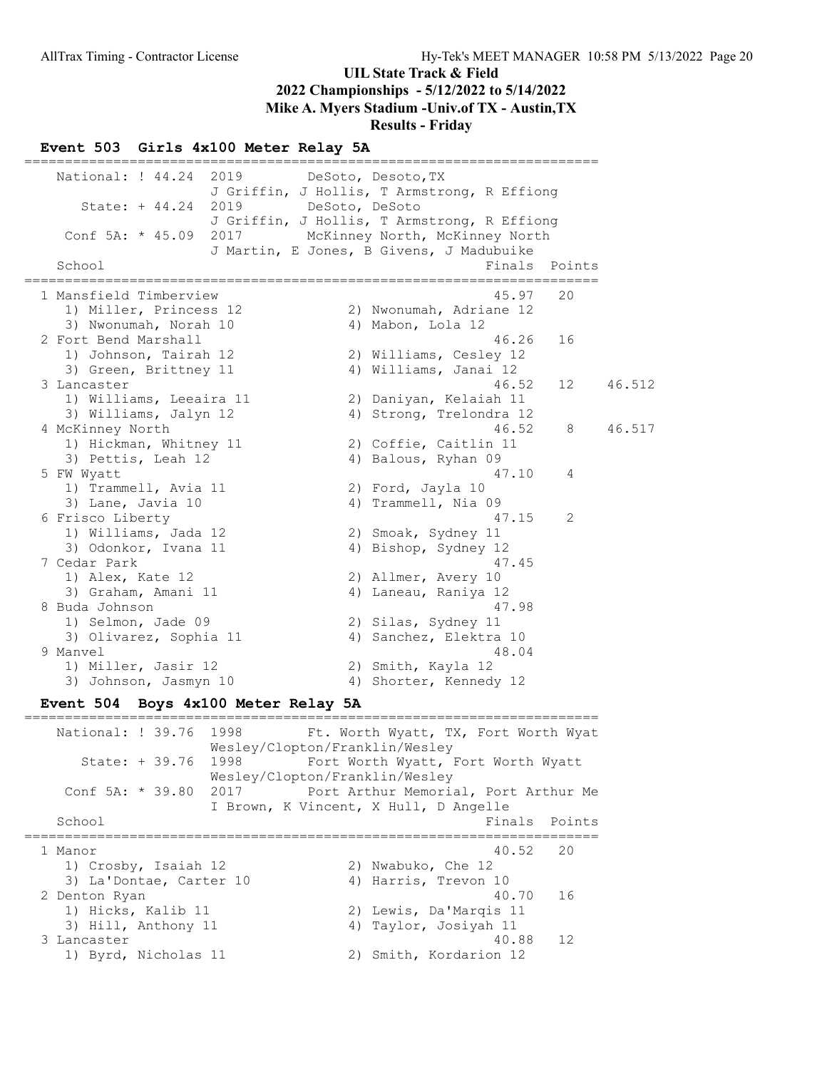## UIL State Track & Field
## 2022 Championships - 5/12/2022 to 5/14/2022
## Mike A. Myers Stadium -Univ.of TX - Austin,TX
## Results - Friday

### Event 503 Girls 4x100 Meter Relay 5A

| Record | Mark | Year | Team |
|---|---|---|---|
| National: ! | 44.24 | 2019 | DeSoto, Desoto,TX — J Griffin, J Hollis, T Armstrong, R Effiong |
| State: + | 44.24 | 2019 | DeSoto, DeSoto — J Griffin, J Hollis, T Armstrong, R Effiong |
| Conf 5A: * | 45.09 | 2017 | McKinney North, McKinney North — J Martin, E Jones, B Givens, J Madubuike |

| Place | School | Finals | Points | |
|---|---|---|---|---|
| 1 | Mansfield Timberview | 45.97 | 20 | |
| | 1) Miller, Princess 12; 2) Nwonumah, Adriane 12; 3) Nwonumah, Norah 10; 4) Mabon, Lola 12 | | | |
| 2 | Fort Bend Marshall | 46.26 | 16 | |
| | 1) Johnson, Tairah 12; 2) Williams, Cesley 12; 3) Green, Brittney 11; 4) Williams, Janai 12 | | | |
| 3 | Lancaster | 46.52 | 12 | 46.512 |
| | 1) Williams, Leeaira 11; 2) Daniyan, Kelaiah 11; 3) Williams, Jalyn 12; 4) Strong, Trelondra 12 | | | |
| 4 | McKinney North | 46.52 | 8 | 46.517 |
| | 1) Hickman, Whitney 11; 2) Coffie, Caitlin 11; 3) Pettis, Leah 12; 4) Balous, Ryhan 09 | | | |
| 5 | FW Wyatt | 47.10 | 4 | |
| | 1) Trammell, Avia 11; 2) Ford, Jayla 10; 3) Lane, Javia 10; 4) Trammell, Nia 09 | | | |
| 6 | Frisco Liberty | 47.15 | 2 | |
| | 1) Williams, Jada 12; 2) Smoak, Sydney 11; 3) Odonkor, Ivana 11; 4) Bishop, Sydney 12 | | | |
| 7 | Cedar Park | 47.45 | | |
| | 1) Alex, Kate 12; 2) Allmer, Avery 10; 3) Graham, Amani 11; 4) Laneau, Raniya 12 | | | |
| 8 | Buda Johnson | 47.98 | | |
| | 1) Selmon, Jade 09; 2) Silas, Sydney 11; 3) Olivarez, Sophia 11; 4) Sanchez, Elektra 10 | | | |
| 9 | Manvel | 48.04 | | |
| | 1) Miller, Jasir 12; 2) Smith, Kayla 12; 3) Johnson, Jasmyn 10; 4) Shorter, Kennedy 12 | | | |

### Event 504 Boys 4x100 Meter Relay 5A

| Record | Mark | Year | Team |
|---|---|---|---|
| National: ! | 39.76 | 1998 | Ft. Worth Wyatt, TX, Fort Worth Wyat — Wesley/Clopton/Franklin/Wesley |
| State: + | 39.76 | 1998 | Fort Worth Wyatt, Fort Worth Wyatt — Wesley/Clopton/Franklin/Wesley |
| Conf 5A: * | 39.80 | 2017 | Port Arthur Memorial, Port Arthur Me — I Brown, K Vincent, X Hull, D Angelle |

| Place | School | Finals | Points |
|---|---|---|---|
| 1 | Manor | 40.52 | 20 |
| | 1) Crosby, Isaiah 12; 2) Nwabuko, Che 12; 3) La'Dontae, Carter 10; 4) Harris, Trevon 10 | | |
| 2 | Denton Ryan | 40.70 | 16 |
| | 1) Hicks, Kalib 11; 2) Lewis, Da'Marqis 11; 3) Hill, Anthony 11; 4) Taylor, Josiyah 11 | | |
| 3 | Lancaster | 40.88 | 12 |
| | 1) Byrd, Nicholas 11; 2) Smith, Kordarion 12 | | |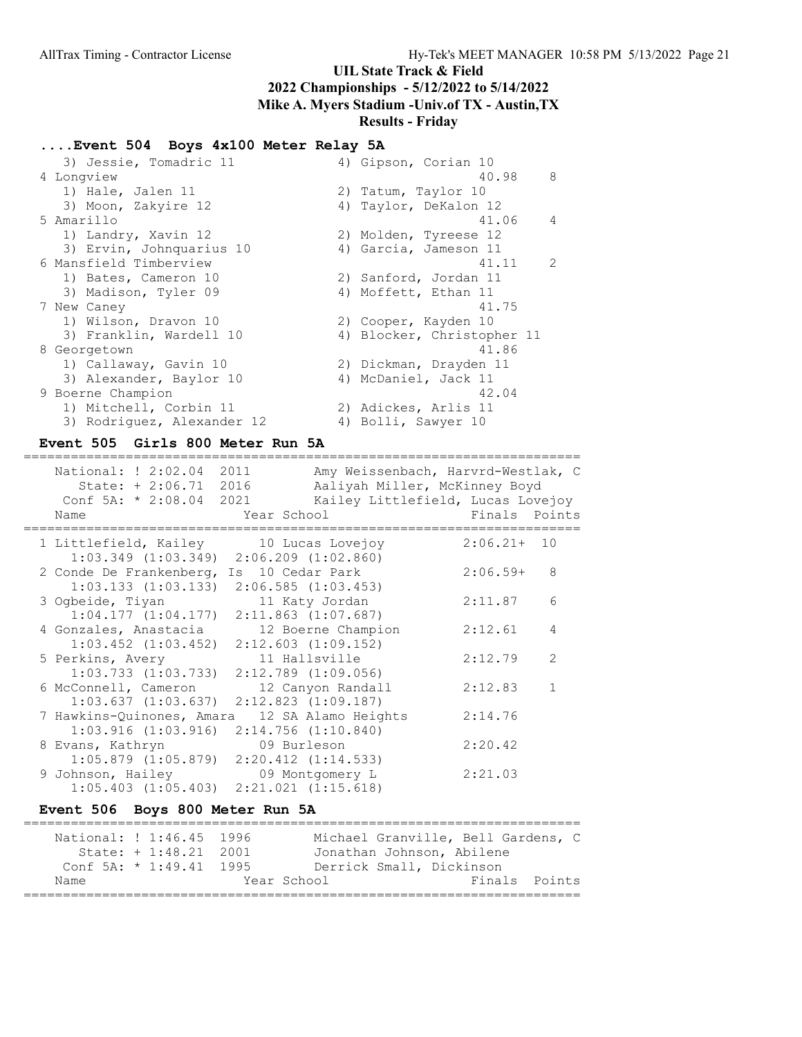## ....Event 504 Boys 4x100 Meter Relay 5A

| Place | School | Finals | Points |
|---|---|---|---|
| | 3) Jessie, Tomadric 11 — 4) Gipson, Corian 10 | | |
| 4 | Longview | 40.98 | 8 |
| | 1) Hale, Jalen 11 — 2) Tatum, Taylor 10 | | |
| | 3) Moon, Zakyire 12 — 4) Taylor, DeKalon 12 | | |
| 5 | Amarillo | 41.06 | 4 |
| | 1) Landry, Xavin 12 — 2) Molden, Tyreese 12 | | |
| | 3) Ervin, Johnquarius 10 — 4) Garcia, Jameson 11 | | |
| 6 | Mansfield Timberview | 41.11 | 2 |
| | 1) Bates, Cameron 10 — 2) Sanford, Jordan 11 | | |
| | 3) Madison, Tyler 09 — 4) Moffett, Ethan 11 | | |
| 7 | New Caney | 41.75 | |
| | 1) Wilson, Dravon 10 — 2) Cooper, Kayden 10 | | |
| | 3) Franklin, Wardell 10 — 4) Blocker, Christopher 11 | | |
| 8 | Georgetown | 41.86 | |
| | 1) Callaway, Gavin 10 — 2) Dickman, Drayden 11 | | |
| | 3) Alexander, Baylor 10 — 4) McDaniel, Jack 11 | | |
| 9 | Boerne Champion | 42.04 | |
| | 1) Mitchell, Corbin 11 — 2) Adickes, Arlis 11 | | |
| | 3) Rodriguez, Alexander 12 — 4) Bolli, Sawyer 10 | | |

## Event 505 Girls 800 Meter Run 5A

National: ! 2:02.04 2011 — Amy Weissenbach, Harvrd-Westlak, C
State: + 2:06.71 2016 — Aaliyah Miller, McKinney Boyd
Conf 5A: * 2:08.04 2021 — Kailey Littlefield, Lucas Lovejoy

| Place | Name | Year | School | Finals | Points |
|---|---|---|---|---|---|
| 1 | Littlefield, Kailey | 10 | Lucas Lovejoy | 2:06.21+ | 10 |
| | 1:03.349 (1:03.349) 2:06.209 (1:02.860) | | | | |
| 2 | Conde De Frankenberg, Is | 10 | Cedar Park | 2:06.59+ | 8 |
| | 1:03.133 (1:03.133) 2:06.585 (1:03.453) | | | | |
| 3 | Ogbeide, Tiyan | 11 | Katy Jordan | 2:11.87 | 6 |
| | 1:04.177 (1:04.177) 2:11.863 (1:07.687) | | | | |
| 4 | Gonzales, Anastacia | 12 | Boerne Champion | 2:12.61 | 4 |
| | 1:03.452 (1:03.452) 2:12.603 (1:09.152) | | | | |
| 5 | Perkins, Avery | 11 | Hallsville | 2:12.79 | 2 |
| | 1:03.733 (1:03.733) 2:12.789 (1:09.056) | | | | |
| 6 | McConnell, Cameron | 12 | Canyon Randall | 2:12.83 | 1 |
| | 1:03.637 (1:03.637) 2:12.823 (1:09.187) | | | | |
| 7 | Hawkins-Quinones, Amara | 12 | SA Alamo Heights | 2:14.76 | |
| | 1:03.916 (1:03.916) 2:14.756 (1:10.840) | | | | |
| 8 | Evans, Kathryn | 09 | Burleson | 2:20.42 | |
| | 1:05.879 (1:05.879) 2:20.412 (1:14.533) | | | | |
| 9 | Johnson, Hailey | 09 | Montgomery L | 2:21.03 | |
| | 1:05.403 (1:05.403) 2:21.021 (1:15.618) | | | | |

## Event 506 Boys 800 Meter Run 5A

National: ! 1:46.45 1996 — Michael Granville, Bell Gardens, C
State: + 1:48.21 2001 — Jonathan Johnson, Abilene
Conf 5A: * 1:49.41 1995 — Derrick Small, Dickinson

| Name | Year | School | Finals | Points |
|---|---|---|---|---|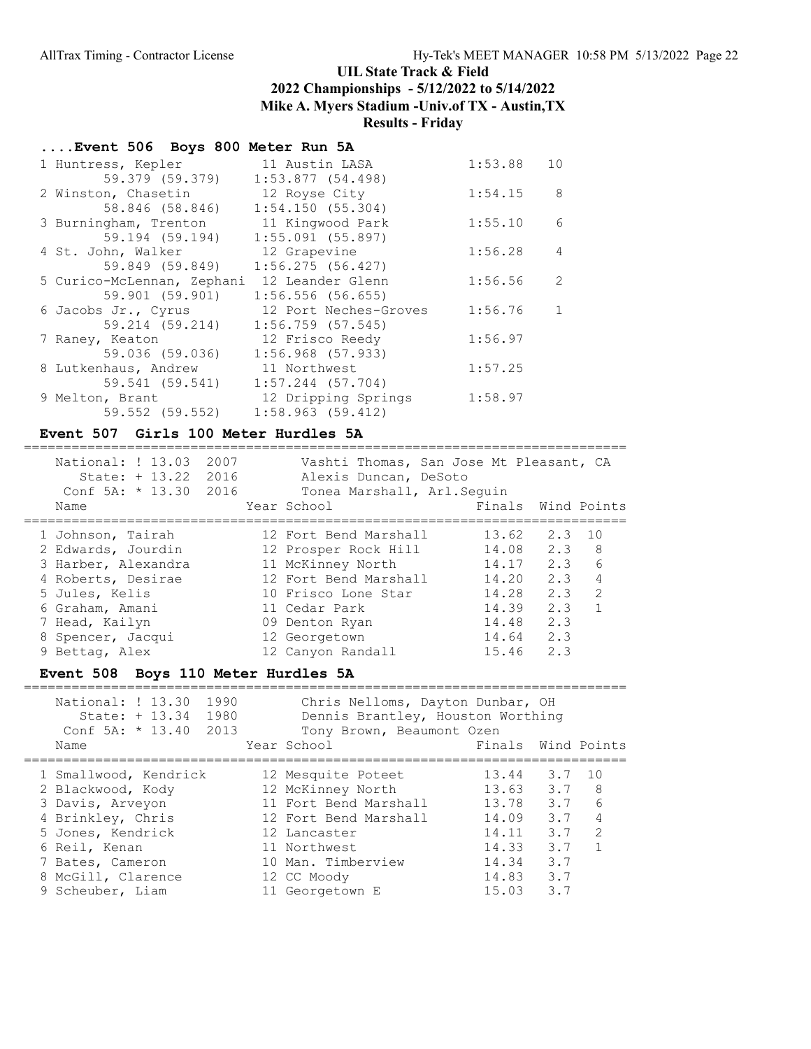# UIL State Track & Field

## 2022 Championships - 5/12/2022 to 5/14/2022

## Mike A. Myers Stadium -Univ.of TX - Austin,TX

## Results - Friday

### ....Event 506 Boys 800 Meter Run 5A

| Place | Name | Year | School | Finals | Points |
|---|---|---|---|---|---|
| 1 | Huntress, Kepler | 11 | Austin LASA | 1:53.88 | 10 |
| | 59.379 (59.379) | | 1:53.877 (54.498) | | |
| 2 | Winston, Chasetin | 12 | Royse City | 1:54.15 | 8 |
| | 58.846 (58.846) | | 1:54.150 (55.304) | | |
| 3 | Burningham, Trenton | 11 | Kingwood Park | 1:55.10 | 6 |
| | 59.194 (59.194) | | 1:55.091 (55.897) | | |
| 4 | St. John, Walker | 12 | Grapevine | 1:56.28 | 4 |
| | 59.849 (59.849) | | 1:56.275 (56.427) | | |
| 5 | Curico-McLennan, Zephani | 12 | Leander Glenn | 1:56.56 | 2 |
| | 59.901 (59.901) | | 1:56.556 (56.655) | | |
| 6 | Jacobs Jr., Cyrus | 12 | Port Neches-Groves | 1:56.76 | 1 |
| | 59.214 (59.214) | | 1:56.759 (57.545) | | |
| 7 | Raney, Keaton | 12 | Frisco Reedy | 1:56.97 | |
| | 59.036 (59.036) | | 1:56.968 (57.933) | | |
| 8 | Lutkenhaus, Andrew | 11 | Northwest | 1:57.25 | |
| | 59.541 (59.541) | | 1:57.244 (57.704) | | |
| 9 | Melton, Brant | 12 | Dripping Springs | 1:58.97 | |
| | 59.552 (59.552) | | 1:58.963 (59.412) | | |

### Event 507 Girls 100 Meter Hurdles 5A

National: ! 13.03 2007 Vashti Thomas, San Jose Mt Pleasant, CA
State: + 13.22 2016 Alexis Duncan, DeSoto
Conf 5A: * 13.30 2016 Tonea Marshall, Arl.Seguin

| Place | Name | Year | School | Finals | Wind | Points |
|---|---|---|---|---|---|---|
| 1 | Johnson, Tairah | 12 | Fort Bend Marshall | 13.62 | 2.3 | 10 |
| 2 | Edwards, Jourdin | 12 | Prosper Rock Hill | 14.08 | 2.3 | 8 |
| 3 | Harber, Alexandra | 11 | McKinney North | 14.17 | 2.3 | 6 |
| 4 | Roberts, Desirae | 12 | Fort Bend Marshall | 14.20 | 2.3 | 4 |
| 5 | Jules, Kelis | 10 | Frisco Lone Star | 14.28 | 2.3 | 2 |
| 6 | Graham, Amani | 11 | Cedar Park | 14.39 | 2.3 | 1 |
| 7 | Head, Kailyn | 09 | Denton Ryan | 14.48 | 2.3 | |
| 8 | Spencer, Jacqui | 12 | Georgetown | 14.64 | 2.3 | |
| 9 | Bettag, Alex | 12 | Canyon Randall | 15.46 | 2.3 | |

### Event 508 Boys 110 Meter Hurdles 5A

National: ! 13.30 1990 Chris Nelloms, Dayton Dunbar, OH
State: + 13.34 1980 Dennis Brantley, Houston Worthing
Conf 5A: * 13.40 2013 Tony Brown, Beaumont Ozen

| Place | Name | Year | School | Finals | Wind | Points |
|---|---|---|---|---|---|---|
| 1 | Smallwood, Kendrick | 12 | Mesquite Poteet | 13.44 | 3.7 | 10 |
| 2 | Blackwood, Kody | 12 | McKinney North | 13.63 | 3.7 | 8 |
| 3 | Davis, Arveyon | 11 | Fort Bend Marshall | 13.78 | 3.7 | 6 |
| 4 | Brinkley, Chris | 12 | Fort Bend Marshall | 14.09 | 3.7 | 4 |
| 5 | Jones, Kendrick | 12 | Lancaster | 14.11 | 3.7 | 2 |
| 6 | Reil, Kenan | 11 | Northwest | 14.33 | 3.7 | 1 |
| 7 | Bates, Cameron | 10 | Man. Timberview | 14.34 | 3.7 | |
| 8 | McGill, Clarence | 12 | CC Moody | 14.83 | 3.7 | |
| 9 | Scheuber, Liam | 11 | Georgetown E | 15.03 | 3.7 | |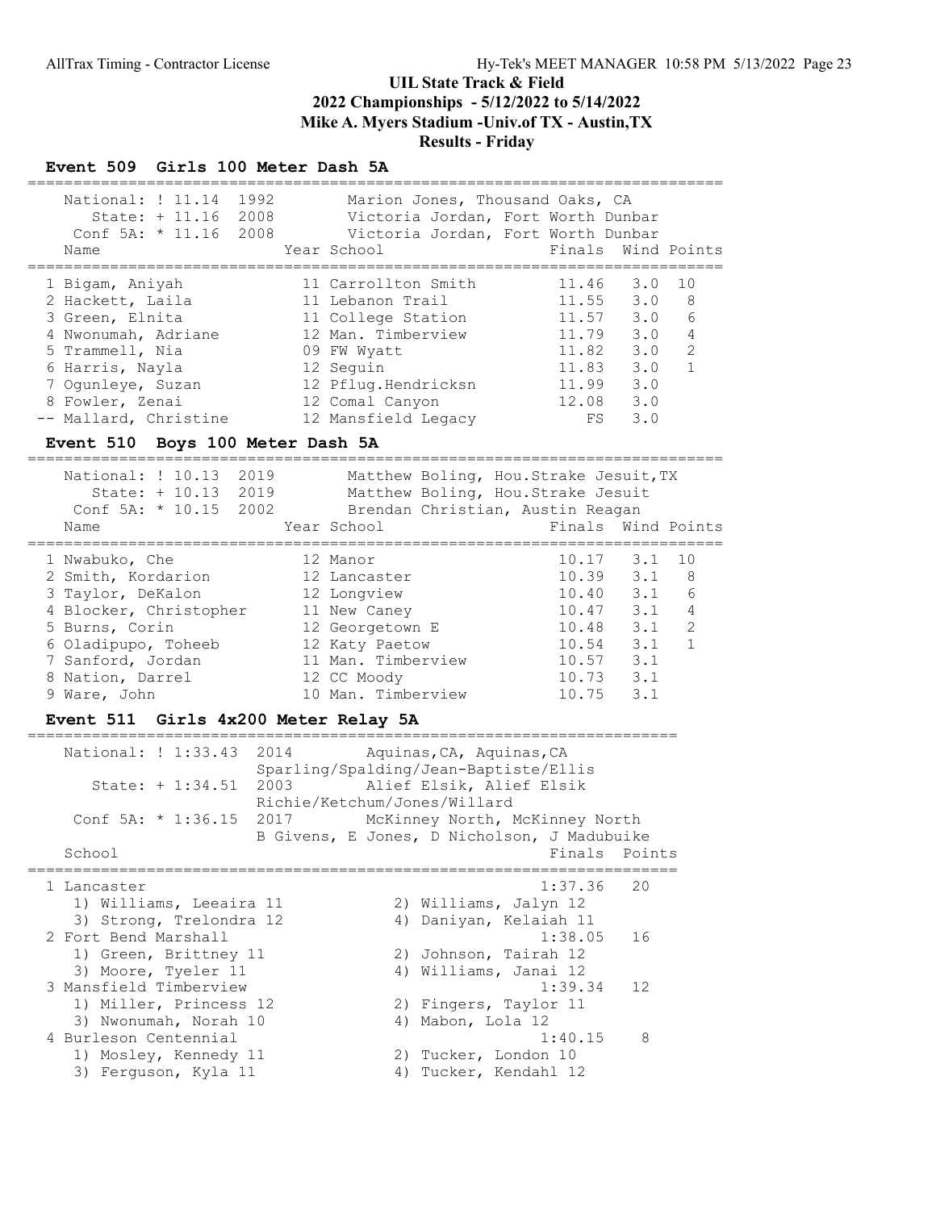# UIL State Track & Field
## 2022 Championships - 5/12/2022 to 5/14/2022
## Mike A. Myers Stadium -Univ.of TX - Austin,TX
## Results - Friday

### Event 509 Girls 100 Meter Dash 5A

National: ! 11.14 1992 Marion Jones, Thousand Oaks, CA
State: + 11.16 2008 Victoria Jordan, Fort Worth Dunbar
Conf 5A: * 11.16 2008 Victoria Jordan, Fort Worth Dunbar

| Place | Name | Year | School | Finals | Wind | Points |
|---|---|---|---|---|---|---|
| 1 | Bigam, Aniyah | 11 | Carrollton Smith | 11.46 | 3.0 | 10 |
| 2 | Hackett, Laila | 11 | Lebanon Trail | 11.55 | 3.0 | 8 |
| 3 | Green, Elnita | 11 | College Station | 11.57 | 3.0 | 6 |
| 4 | Nwonumah, Adriane | 12 | Man. Timberview | 11.79 | 3.0 | 4 |
| 5 | Trammell, Nia | 09 | FW Wyatt | 11.82 | 3.0 | 2 |
| 6 | Harris, Nayla | 12 | Seguin | 11.83 | 3.0 | 1 |
| 7 | Ogunleye, Suzan | 12 | Pflug.Hendricksn | 11.99 | 3.0 | |
| 8 | Fowler, Zenai | 12 | Comal Canyon | 12.08 | 3.0 | |
| -- | Mallard, Christine | 12 | Mansfield Legacy | FS | 3.0 | |

### Event 510 Boys 100 Meter Dash 5A

National: ! 10.13 2019 Matthew Boling, Hou.Strake Jesuit,TX
State: + 10.13 2019 Matthew Boling, Hou.Strake Jesuit
Conf 5A: * 10.15 2002 Brendan Christian, Austin Reagan

| Place | Name | Year | School | Finals | Wind | Points |
|---|---|---|---|---|---|---|
| 1 | Nwabuko, Che | 12 | Manor | 10.17 | 3.1 | 10 |
| 2 | Smith, Kordarion | 12 | Lancaster | 10.39 | 3.1 | 8 |
| 3 | Taylor, DeKalon | 12 | Longview | 10.40 | 3.1 | 6 |
| 4 | Blocker, Christopher | 11 | New Caney | 10.47 | 3.1 | 4 |
| 5 | Burns, Corin | 12 | Georgetown E | 10.48 | 3.1 | 2 |
| 6 | Oladipupo, Toheeb | 12 | Katy Paetow | 10.54 | 3.1 | 1 |
| 7 | Sanford, Jordan | 11 | Man. Timberview | 10.57 | 3.1 | |
| 8 | Nation, Darrel | 12 | CC Moody | 10.73 | 3.1 | |
| 9 | Ware, John | 10 | Man. Timberview | 10.75 | 3.1 | |

### Event 511 Girls 4x200 Meter Relay 5A

National: ! 1:33.43 2014 Aquinas,CA, Aquinas,CA
Sparling/Spalding/Jean-Baptiste/Ellis
State: + 1:34.51 2003 Alief Elsik, Alief Elsik
Richie/Ketchum/Jones/Willard
Conf 5A: * 1:36.15 2017 McKinney North, McKinney North
B Givens, E Jones, D Nicholson, J Madubuike

| Place | School | Finals | Points |
|---|---|---|---|
| 1 | Lancaster | 1:37.36 | 20 |
| | 1) Williams, Leeaira 11; 2) Williams, Jalyn 12; 3) Strong, Trelondra 12; 4) Daniyan, Kelaiah 11 | | |
| 2 | Fort Bend Marshall | 1:38.05 | 16 |
| | 1) Green, Brittney 11; 2) Johnson, Tairah 12; 3) Moore, Tyeler 11; 4) Williams, Janai 12 | | |
| 3 | Mansfield Timberview | 1:39.34 | 12 |
| | 1) Miller, Princess 12; 2) Fingers, Taylor 11; 3) Nwonumah, Norah 10; 4) Mabon, Lola 12 | | |
| 4 | Burleson Centennial | 1:40.15 | 8 |
| | 1) Mosley, Kennedy 11; 2) Tucker, London 10; 3) Ferguson, Kyla 11; 4) Tucker, Kendahl 12 | | |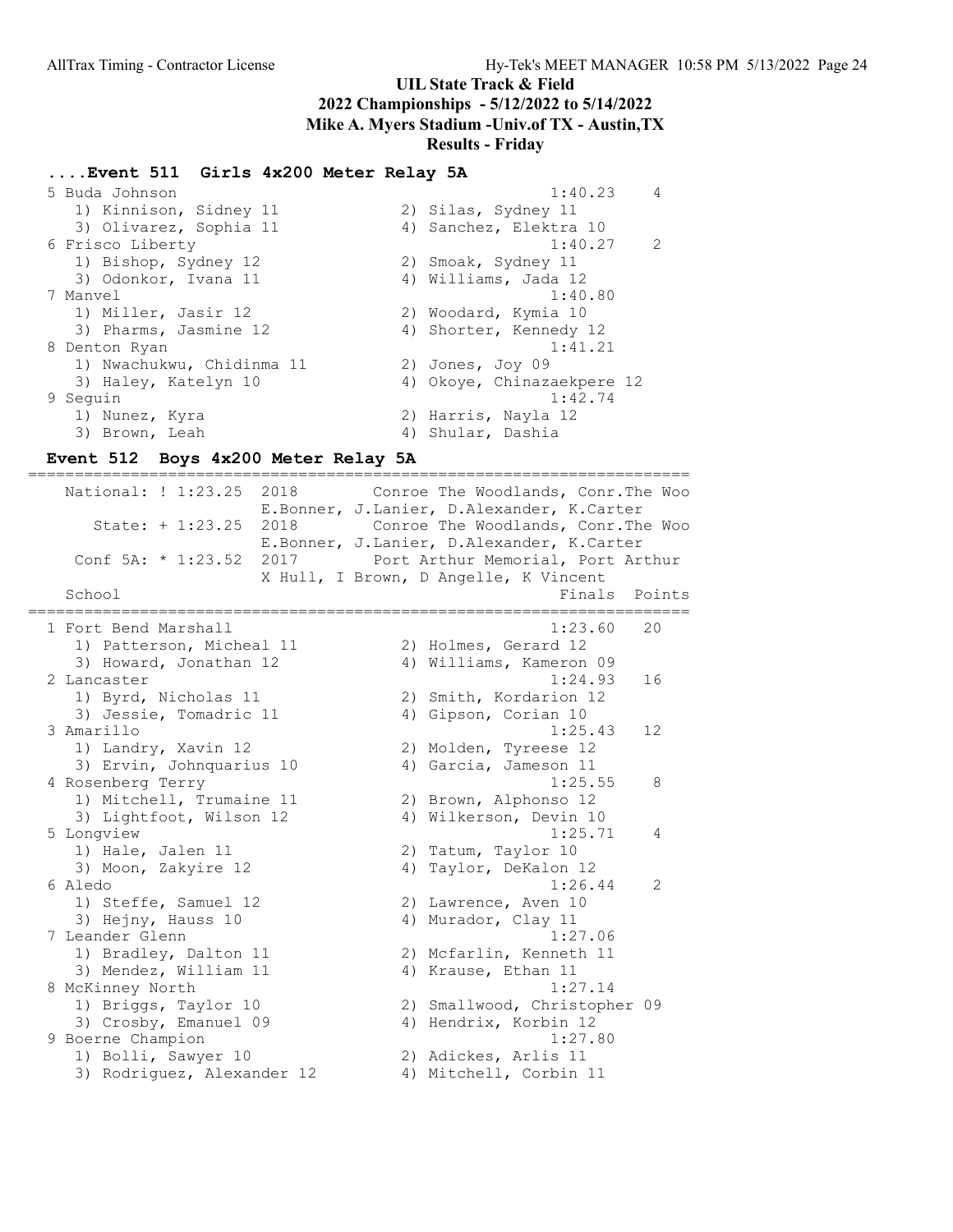# UIL State Track & Field
## 2022 Championships - 5/12/2022 to 5/14/2022
## Mike A. Myers Stadium -Univ.of TX - Austin,TX
## Results - Friday

### ....Event 511 Girls 4x200 Meter Relay 5A

| School | Finals | Points |
|---|---|---|
| 5 Buda Johnson | 1:40.23 | 4 |
| 1) Kinnison, Sidney 11; 2) Silas, Sydney 11; 3) Olivarez, Sophia 11; 4) Sanchez, Elektra 10 | | |
| 6 Frisco Liberty | 1:40.27 | 2 |
| 1) Bishop, Sydney 12; 2) Smoak, Sydney 11; 3) Odonkor, Ivana 11; 4) Williams, Jada 12 | | |
| 7 Manvel | 1:40.80 | |
| 1) Miller, Jasir 12; 2) Woodard, Kymia 10; 3) Pharms, Jasmine 12; 4) Shorter, Kennedy 12 | | |
| 8 Denton Ryan | 1:41.21 | |
| 1) Nwachukwu, Chidinma 11; 2) Jones, Joy 09; 3) Haley, Katelyn 10; 4) Okoye, Chinazaekpere 12 | | |
| 9 Seguin | 1:42.74 | |
| 1) Nunez, Kyra; 2) Harris, Nayla 12; 3) Brown, Leah; 4) Shular, Dashia | | |

### Event 512 Boys 4x200 Meter Relay 5A

National: ! 1:23.25 2018 Conroe The Woodlands, Conr.The Woo
E.Bonner, J.Lanier, D.Alexander, K.Carter

State: + 1:23.25 2018 Conroe The Woodlands, Conr.The Woo
E.Bonner, J.Lanier, D.Alexander, K.Carter

Conf 5A: * 1:23.52 2017 Port Arthur Memorial, Port Arthur
X Hull, I Brown, D Angelle, K Vincent

| School | Finals | Points |
|---|---|---|
| 1 Fort Bend Marshall | 1:23.60 | 20 |
| 1) Patterson, Micheal 11; 2) Holmes, Gerard 12; 3) Howard, Jonathan 12; 4) Williams, Kameron 09 | | |
| 2 Lancaster | 1:24.93 | 16 |
| 1) Byrd, Nicholas 11; 2) Smith, Kordarion 12; 3) Jessie, Tomadric 11; 4) Gipson, Corian 10 | | |
| 3 Amarillo | 1:25.43 | 12 |
| 1) Landry, Xavin 12; 2) Molden, Tyreese 12; 3) Ervin, Johnquarius 10; 4) Garcia, Jameson 11 | | |
| 4 Rosenberg Terry | 1:25.55 | 8 |
| 1) Mitchell, Trumaine 11; 2) Brown, Alphonso 12; 3) Lightfoot, Wilson 12; 4) Wilkerson, Devin 10 | | |
| 5 Longview | 1:25.71 | 4 |
| 1) Hale, Jalen 11; 2) Tatum, Taylor 10; 3) Moon, Zakyire 12; 4) Taylor, DeKalon 12 | | |
| 6 Aledo | 1:26.44 | 2 |
| 1) Steffe, Samuel 12; 2) Lawrence, Aven 10; 3) Hejny, Hauss 10; 4) Murador, Clay 11 | | |
| 7 Leander Glenn | 1:27.06 | |
| 1) Bradley, Dalton 11; 2) Mcfarlin, Kenneth 11; 3) Mendez, William 11; 4) Krause, Ethan 11 | | |
| 8 McKinney North | 1:27.14 | |
| 1) Briggs, Taylor 10; 2) Smallwood, Christopher 09; 3) Crosby, Emanuel 09; 4) Hendrix, Korbin 12 | | |
| 9 Boerne Champion | 1:27.80 | |
| 1) Bolli, Sawyer 10; 2) Adickes, Arlis 11; 3) Rodriguez, Alexander 12; 4) Mitchell, Corbin 11 | | |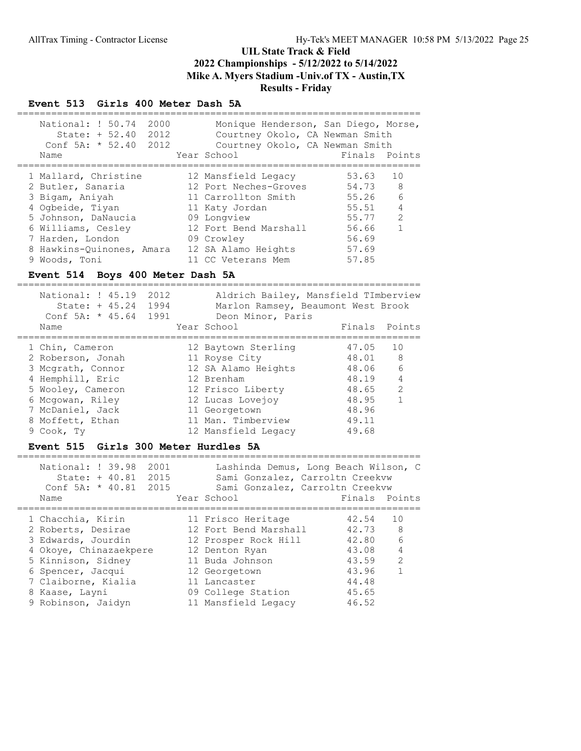## UIL State Track & Field
## 2022 Championships - 5/12/2022 to 5/14/2022
## Mike A. Myers Stadium -Univ.of TX - Austin,TX
## Results - Friday

### Event 513 Girls 400 Meter Dash 5A

| Record | Mark | Year | Holder |
|---|---|---|---|
| National: ! | 50.74 | 2000 | Monique Henderson, San Diego, Morse, |
| State: + | 52.40 | 2012 | Courtney Okolo, CA Newman Smith |
| Conf 5A: * | 52.40 | 2012 | Courtney Okolo, CA Newman Smith |

| Place | Name | Year | School | Finals | Points |
|---|---|---|---|---|---|
| 1 | Mallard, Christine | 12 | Mansfield Legacy | 53.63 | 10 |
| 2 | Butler, Sanaria | 12 | Port Neches-Groves | 54.73 | 8 |
| 3 | Bigam, Aniyah | 11 | Carrollton Smith | 55.26 | 6 |
| 4 | Ogbeide, Tiyan | 11 | Katy Jordan | 55.51 | 4 |
| 5 | Johnson, DaNaucia | 09 | Longview | 55.77 | 2 |
| 6 | Williams, Cesley | 12 | Fort Bend Marshall | 56.66 | 1 |
| 7 | Harden, London | 09 | Crowley | 56.69 | |
| 8 | Hawkins-Quinones, Amara | 12 | SA Alamo Heights | 57.69 | |
| 9 | Woods, Toni | 11 | CC Veterans Mem | 57.85 | |

### Event 514 Boys 400 Meter Dash 5A

| Record | Mark | Year | Holder |
|---|---|---|---|
| National: ! | 45.19 | 2012 | Aldrich Bailey, Mansfield TImberview |
| State: + | 45.24 | 1994 | Marlon Ramsey, Beaumont West Brook |
| Conf 5A: * | 45.64 | 1991 | Deon Minor, Paris |

| Place | Name | Year | School | Finals | Points |
|---|---|---|---|---|---|
| 1 | Chin, Cameron | 12 | Baytown Sterling | 47.05 | 10 |
| 2 | Roberson, Jonah | 11 | Royse City | 48.01 | 8 |
| 3 | Mcgrath, Connor | 12 | SA Alamo Heights | 48.06 | 6 |
| 4 | Hemphill, Eric | 12 | Brenham | 48.19 | 4 |
| 5 | Wooley, Cameron | 12 | Frisco Liberty | 48.65 | 2 |
| 6 | Mcgowan, Riley | 12 | Lucas Lovejoy | 48.95 | 1 |
| 7 | McDaniel, Jack | 11 | Georgetown | 48.96 | |
| 8 | Moffett, Ethan | 11 | Man. Timberview | 49.11 | |
| 9 | Cook, Ty | 12 | Mansfield Legacy | 49.68 | |

### Event 515 Girls 300 Meter Hurdles 5A

| Record | Mark | Year | Holder |
|---|---|---|---|
| National: ! | 39.98 | 2001 | Lashinda Demus, Long Beach Wilson, C |
| State: + | 40.81 | 2015 | Sami Gonzalez, Carroltn Creekvw |
| Conf 5A: * | 40.81 | 2015 | Sami Gonzalez, Carroltn Creekvw |

| Place | Name | Year | School | Finals | Points |
|---|---|---|---|---|---|
| 1 | Chacchia, Kirin | 11 | Frisco Heritage | 42.54 | 10 |
| 2 | Roberts, Desirae | 12 | Fort Bend Marshall | 42.73 | 8 |
| 3 | Edwards, Jourdin | 12 | Prosper Rock Hill | 42.80 | 6 |
| 4 | Okoye, Chinazaekpere | 12 | Denton Ryan | 43.08 | 4 |
| 5 | Kinnison, Sidney | 11 | Buda Johnson | 43.59 | 2 |
| 6 | Spencer, Jacqui | 12 | Georgetown | 43.96 | 1 |
| 7 | Claiborne, Kialia | 11 | Lancaster | 44.48 | |
| 8 | Kaase, Layni | 09 | College Station | 45.65 | |
| 9 | Robinson, Jaidyn | 11 | Mansfield Legacy | 46.52 | |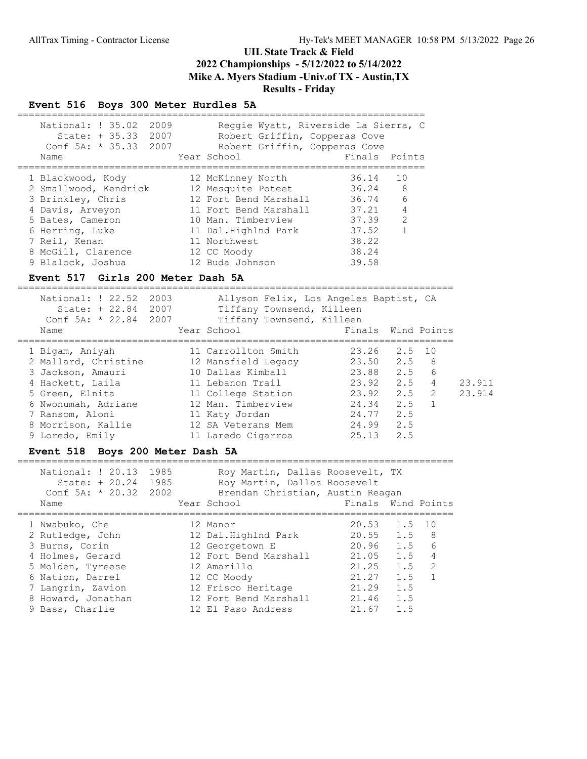# UIL State Track & Field
## 2022 Championships - 5/12/2022 to 5/14/2022
## Mike A. Myers Stadium -Univ.of TX - Austin,TX
## Results - Friday

### Event 516 Boys 300 Meter Hurdles 5A

National: ! 35.02 2009 Reggie Wyatt, Riverside La Sierra, C
State: + 35.33 2007 Robert Griffin, Copperas Cove
Conf 5A: * 35.33 2007 Robert Griffin, Copperas Cove

| Place | Name | Year | School | Finals | Points |
|---|---|---|---|---|---|
| 1 | Blackwood, Kody | 12 | McKinney North | 36.14 | 10 |
| 2 | Smallwood, Kendrick | 12 | Mesquite Poteet | 36.24 | 8 |
| 3 | Brinkley, Chris | 12 | Fort Bend Marshall | 36.74 | 6 |
| 4 | Davis, Arveyon | 11 | Fort Bend Marshall | 37.21 | 4 |
| 5 | Bates, Cameron | 10 | Man. Timberview | 37.39 | 2 |
| 6 | Herring, Luke | 11 | Dal.Highlnd Park | 37.52 | 1 |
| 7 | Reil, Kenan | 11 | Northwest | 38.22 | |
| 8 | McGill, Clarence | 12 | CC Moody | 38.24 | |
| 9 | Blalock, Joshua | 12 | Buda Johnson | 39.58 | |

### Event 517 Girls 200 Meter Dash 5A

National: ! 22.52 2003 Allyson Felix, Los Angeles Baptist, CA
State: + 22.84 2007 Tiffany Townsend, Killeen
Conf 5A: * 22.84 2007 Tiffany Townsend, Killeen

| Place | Name | Year | School | Finals | Wind | Points | |
|---|---|---|---|---|---|---|---|
| 1 | Bigam, Aniyah | 11 | Carrollton Smith | 23.26 | 2.5 | 10 | |
| 2 | Mallard, Christine | 12 | Mansfield Legacy | 23.50 | 2.5 | 8 | |
| 3 | Jackson, Amauri | 10 | Dallas Kimball | 23.88 | 2.5 | 6 | |
| 4 | Hackett, Laila | 11 | Lebanon Trail | 23.92 | 2.5 | 4 | 23.911 |
| 5 | Green, Elnita | 11 | College Station | 23.92 | 2.5 | 2 | 23.914 |
| 6 | Nwonumah, Adriane | 12 | Man. Timberview | 24.34 | 2.5 | 1 | |
| 7 | Ransom, Aloni | 11 | Katy Jordan | 24.77 | 2.5 | | |
| 8 | Morrison, Kallie | 12 | SA Veterans Mem | 24.99 | 2.5 | | |
| 9 | Loredo, Emily | 11 | Laredo Cigarroa | 25.13 | 2.5 | | |

### Event 518 Boys 200 Meter Dash 5A

National: ! 20.13 1985 Roy Martin, Dallas Roosevelt, TX
State: + 20.24 1985 Roy Martin, Dallas Roosevelt
Conf 5A: * 20.32 2002 Brendan Christian, Austin Reagan

| Place | Name | Year | School | Finals | Wind | Points |
|---|---|---|---|---|---|---|
| 1 | Nwabuko, Che | 12 | Manor | 20.53 | 1.5 | 10 |
| 2 | Rutledge, John | 12 | Dal.Highlnd Park | 20.55 | 1.5 | 8 |
| 3 | Burns, Corin | 12 | Georgetown E | 20.96 | 1.5 | 6 |
| 4 | Holmes, Gerard | 12 | Fort Bend Marshall | 21.05 | 1.5 | 4 |
| 5 | Molden, Tyreese | 12 | Amarillo | 21.25 | 1.5 | 2 |
| 6 | Nation, Darrel | 12 | CC Moody | 21.27 | 1.5 | 1 |
| 7 | Langrin, Zavion | 12 | Frisco Heritage | 21.29 | 1.5 | |
| 8 | Howard, Jonathan | 12 | Fort Bend Marshall | 21.46 | 1.5 | |
| 9 | Bass, Charlie | 12 | El Paso Andress | 21.67 | 1.5 | |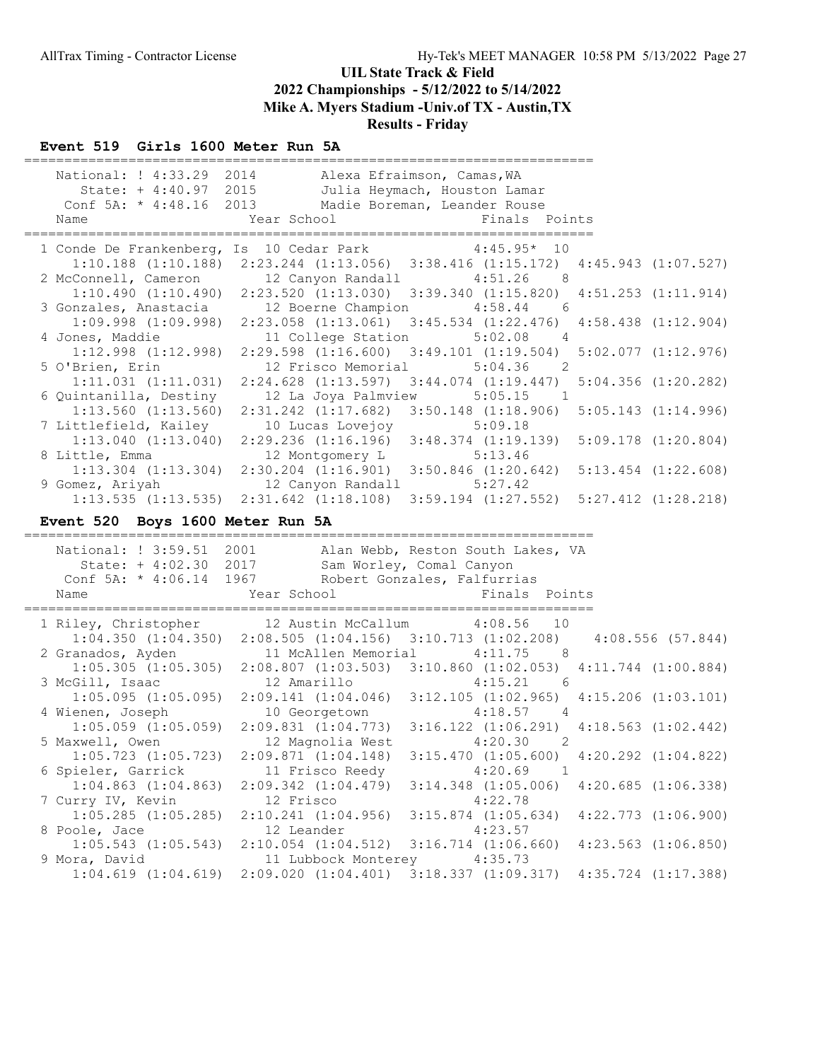# UIL State Track & Field
## 2022 Championships - 5/12/2022 to 5/14/2022
## Mike A. Myers Stadium -Univ.of TX - Austin,TX
## Results - Friday

### Event 519 Girls 1600 Meter Run 5A

```
=======================================================================
   National: ! 4:33.29  2014       Alexa Efraimson, Camas,WA           
      State: + 4:40.97  2015       Julia Heymach, Houston Lamar        
   Conf 5A: * 4:48.16  2013       Madie Boreman, Leander Rouse        
   Name                    Year School                 Finals  Points 
=======================================================================
  1 Conde De Frankenberg, Is  10 Cedar Park             4:45.95*  10  
     1:10.188 (1:10.188)  2:23.244 (1:13.056)  3:38.416 (1:15.172)  4:45.943 (1:07.527)
  2 McConnell, Cameron        12 Canyon Randall         4:51.26    8  
     1:10.490 (1:10.490)  2:23.520 (1:13.030)  3:39.340 (1:15.820)  4:51.253 (1:11.914)
  3 Gonzales, Anastacia       12 Boerne Champion        4:58.44    6  
     1:09.998 (1:09.998)  2:23.058 (1:13.061)  3:45.534 (1:22.476)  4:58.438 (1:12.904)
  4 Jones, Maddie             11 College Station        5:02.08    4  
     1:12.998 (1:12.998)  2:29.598 (1:16.600)  3:49.101 (1:19.504)  5:02.077 (1:12.976)
  5 O'Brien, Erin             12 Frisco Memorial        5:04.36    2  
     1:11.031 (1:11.031)  2:24.628 (1:13.597)  3:44.074 (1:19.447)  5:04.356 (1:20.282)
  6 Quintanilla, Destiny      12 La Joya Palmview       5:05.15    1  
     1:13.560 (1:13.560)  2:31.242 (1:17.682)  3:50.148 (1:18.906)  5:05.143 (1:14.996)
  7 Littlefield, Kailey       10 Lucas Lovejoy          5:09.18       
     1:13.040 (1:13.040)  2:29.236 (1:16.196)  3:48.374 (1:19.139)  5:09.178 (1:20.804)
  8 Little, Emma              12 Montgomery L           5:13.46       
     1:13.304 (1:13.304)  2:30.204 (1:16.901)  3:50.846 (1:20.642)  5:13.454 (1:22.608)
  9 Gomez, Ariyah             12 Canyon Randall         5:27.42       
     1:13.535 (1:13.535)  2:31.642 (1:18.108)  3:59.194 (1:27.552)  5:27.412 (1:28.218)
```

### Event 520 Boys 1600 Meter Run 5A

```
=======================================================================
   National: ! 3:59.51  2001       Alan Webb, Reston South Lakes, VA   
      State: + 4:02.30  2017       Sam Worley, Comal Canyon            
   Conf 5A: * 4:06.14  1967       Robert Gonzales, Falfurrias         
   Name                    Year School                 Finals  Points 
=======================================================================
  1 Riley, Christopher        12 Austin McCallum        4:08.56   10  
     1:04.350 (1:04.350)  2:08.505 (1:04.156)  3:10.713 (1:02.208)   4:08.556 (57.844)
  2 Granados, Ayden           11 McAllen Memorial       4:11.75    8  
     1:05.305 (1:05.305)  2:08.807 (1:03.503)  3:10.860 (1:02.053)  4:11.744 (1:00.884)
  3 McGill, Isaac             12 Amarillo               4:15.21    6  
     1:05.095 (1:05.095)  2:09.141 (1:04.046)  3:12.105 (1:02.965)  4:15.206 (1:03.101)
  4 Wienen, Joseph            10 Georgetown             4:18.57    4  
     1:05.059 (1:05.059)  2:09.831 (1:04.773)  3:16.122 (1:06.291)  4:18.563 (1:02.442)
  5 Maxwell, Owen             12 Magnolia West          4:20.30    2  
     1:05.723 (1:05.723)  2:09.871 (1:04.148)  3:15.470 (1:05.600)  4:20.292 (1:04.822)
  6 Spieler, Garrick          11 Frisco Reedy           4:20.69    1  
     1:04.863 (1:04.863)  2:09.342 (1:04.479)  3:14.348 (1:05.006)  4:20.685 (1:06.338)
  7 Curry IV, Kevin           12 Frisco                 4:22.78       
     1:05.285 (1:05.285)  2:10.241 (1:04.956)  3:15.874 (1:05.634)  4:22.773 (1:06.900)
  8 Poole, Jace               12 Leander                4:23.57       
     1:05.543 (1:05.543)  2:10.054 (1:04.512)  3:16.714 (1:06.660)  4:23.563 (1:06.850)
  9 Mora, David               11 Lubbock Monterey       4:35.73       
     1:04.619 (1:04.619)  2:09.020 (1:04.401)  3:18.337 (1:09.317)  4:35.724 (1:17.388)
```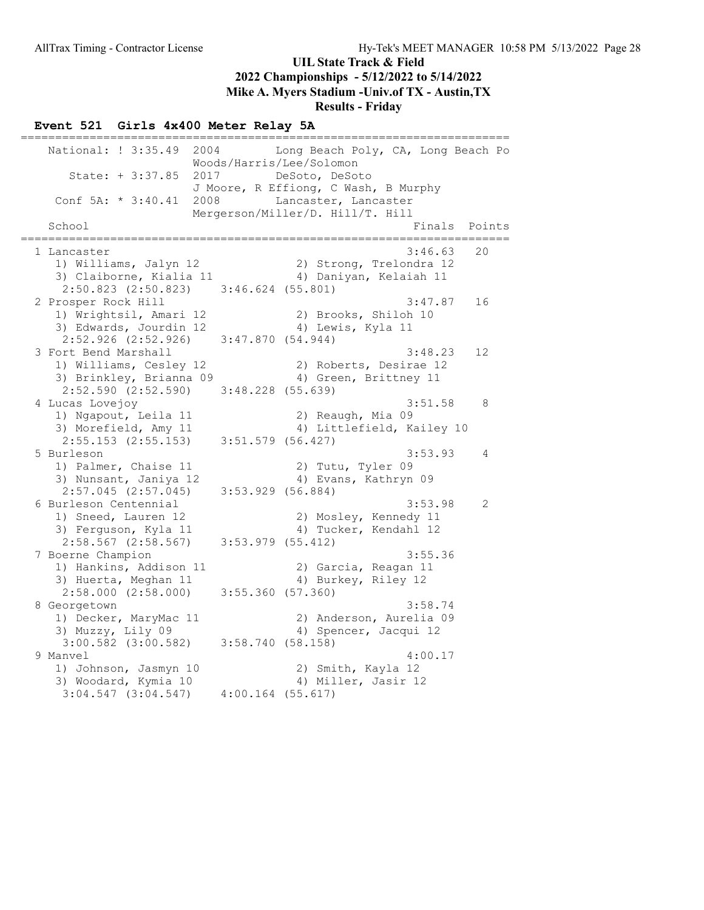# UIL State Track & Field
## 2022 Championships - 5/12/2022 to 5/14/2022
## Mike A. Myers Stadium -Univ.of TX - Austin,TX
## Results - Friday

### Event 521 Girls 4x400 Meter Relay 5A

```
=====================================================================
   National: ! 3:35.49  2004        Long Beach Poly, CA, Long Beach Po
                        Woods/Harris/Lee/Solomon
      State: + 3:37.85  2017        DeSoto, DeSoto
                        J Moore, R Effiong, C Wash, B Murphy
    Conf 5A: * 3:40.41  2008        Lancaster, Lancaster
                        Mergerson/Miller/D. Hill/T. Hill
   School                                               Finals  Points
=====================================================================
  1 Lancaster                                          3:46.63   20
     1) Williams, Jalyn 12             2) Strong, Trelondra 12
     3) Claiborne, Kialia 11           4) Daniyan, Kelaiah 11
      2:50.823 (2:50.823)    3:46.624 (55.801)
  2 Prosper Rock Hill                                  3:47.87   16
     1) Wrightsil, Amari 12            2) Brooks, Shiloh 10
     3) Edwards, Jourdin 12            4) Lewis, Kyla 11
      2:52.926 (2:52.926)    3:47.870 (54.944)
  3 Fort Bend Marshall                                 3:48.23   12
     1) Williams, Cesley 12            2) Roberts, Desirae 12
     3) Brinkley, Brianna 09           4) Green, Brittney 11
      2:52.590 (2:52.590)    3:48.228 (55.639)
  4 Lucas Lovejoy                                      3:51.58    8
     1) Ngapout, Leila 11              2) Reaugh, Mia 09
     3) Morefield, Amy 11              4) Littlefield, Kailey 10
      2:55.153 (2:55.153)    3:51.579 (56.427)
  5 Burleson                                           3:53.93    4
     1) Palmer, Chaise 11              2) Tutu, Tyler 09
     3) Nunsant, Janiya 12             4) Evans, Kathryn 09
      2:57.045 (2:57.045)    3:53.929 (56.884)
  6 Burleson Centennial                                3:53.98    2
     1) Sneed, Lauren 12               2) Mosley, Kennedy 11
     3) Ferguson, Kyla 11              4) Tucker, Kendahl 12
      2:58.567 (2:58.567)    3:53.979 (55.412)
  7 Boerne Champion                                    3:55.36
     1) Hankins, Addison 11            2) Garcia, Reagan 11
     3) Huerta, Meghan 11              4) Burkey, Riley 12
      2:58.000 (2:58.000)    3:55.360 (57.360)
  8 Georgetown                                         3:58.74
     1) Decker, MaryMac 11             2) Anderson, Aurelia 09
     3) Muzzy, Lily 09                 4) Spencer, Jacqui 12
      3:00.582 (3:00.582)    3:58.740 (58.158)
  9 Manvel                                             4:00.17
     1) Johnson, Jasmyn 10             2) Smith, Kayla 12
     3) Woodard, Kymia 10              4) Miller, Jasir 12
      3:04.547 (3:04.547)    4:00.164 (55.617)
```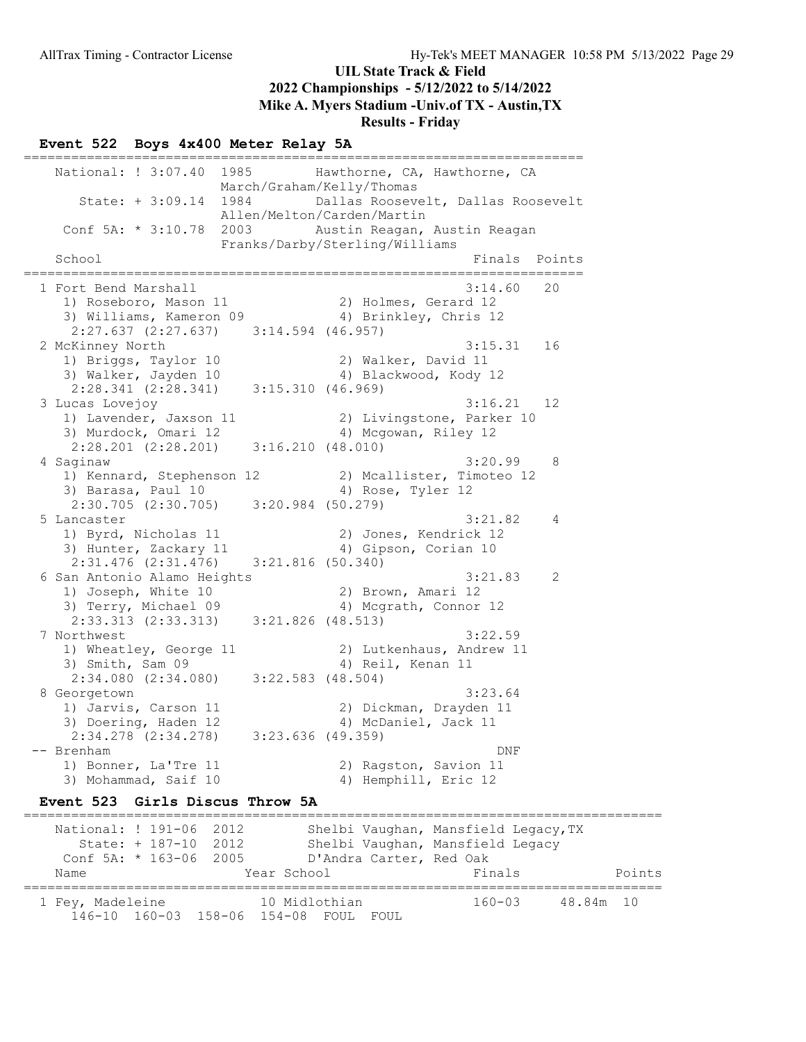## UIL State Track & Field
## 2022 Championships - 5/12/2022 to 5/14/2022
## Mike A. Myers Stadium -Univ.of TX - Austin,TX
## Results - Friday

### Event 522 Boys 4x400 Meter Relay 5A

```
=======================================================================
   National: ! 3:07.40  1985       Hawthorne, CA, Hawthorne, CA
                        March/Graham/Kelly/Thomas
      State: + 3:09.14  1984       Dallas Roosevelt, Dallas Roosevelt
                        Allen/Melton/Carden/Martin
   Conf 5A: * 3:10.78  2003       Austin Reagan, Austin Reagan
                        Franks/Darby/Sterling/Williams
   School                                               Finals  Points
=======================================================================
  1 Fort Bend Marshall                                 3:14.60   20
     1) Roseboro, Mason 11              2) Holmes, Gerard 12
     3) Williams, Kameron 09            4) Brinkley, Chris 12
      2:27.637 (2:27.637)    3:14.594 (46.957)
  2 McKinney North                                     3:15.31   16
     1) Briggs, Taylor 10               2) Walker, David 11
     3) Walker, Jayden 10               4) Blackwood, Kody 12
      2:28.341 (2:28.341)    3:15.310 (46.969)
  3 Lucas Lovejoy                                      3:16.21   12
     1) Lavender, Jaxson 11             2) Livingstone, Parker 10
     3) Murdock, Omari 12               4) Mcgowan, Riley 12
      2:28.201 (2:28.201)    3:16.210 (48.010)
  4 Saginaw                                            3:20.99    8
     1) Kennard, Stephenson 12          2) Mcallister, Timoteo 12
     3) Barasa, Paul 10                 4) Rose, Tyler 12
      2:30.705 (2:30.705)    3:20.984 (50.279)
  5 Lancaster                                          3:21.82    4
     1) Byrd, Nicholas 11               2) Jones, Kendrick 12
     3) Hunter, Zackary 11              4) Gipson, Corian 10
      2:31.476 (2:31.476)    3:21.816 (50.340)
  6 San Antonio Alamo Heights                          3:21.83    2
     1) Joseph, White 10                2) Brown, Amari 12
     3) Terry, Michael 09               4) Mcgrath, Connor 12
      2:33.313 (2:33.313)    3:21.826 (48.513)
  7 Northwest                                          3:22.59
     1) Wheatley, George 11             2) Lutkenhaus, Andrew 11
     3) Smith, Sam 09                   4) Reil, Kenan 11
      2:34.080 (2:34.080)    3:22.583 (48.504)
  8 Georgetown                                         3:23.64
     1) Jarvis, Carson 11               2) Dickman, Drayden 11
     3) Doering, Haden 12               4) McDaniel, Jack 11
      2:34.278 (2:34.278)    3:23.636 (49.359)
 -- Brenham                                                DNF
     1) Bonner, La'Tre 11               2) Ragston, Savion 11
     3) Mohammad, Saif 10               4) Hemphill, Eric 12
```

### Event 523 Girls Discus Throw 5A

```
================================================================================
   National: ! 191-06  2012        Shelbi Vaughan, Mansfield Legacy,TX
      State: + 187-10  2012        Shelbi Vaughan, Mansfield Legacy
   Conf 5A: * 163-06  2005        D'Andra Carter, Red Oak
   Name                    Year School                 Finals            Points
================================================================================
  1 Fey, Madeleine          10 Midlothian              160-03     48.84m  10
      146-10  160-03  158-06  154-08  FOUL  FOUL
```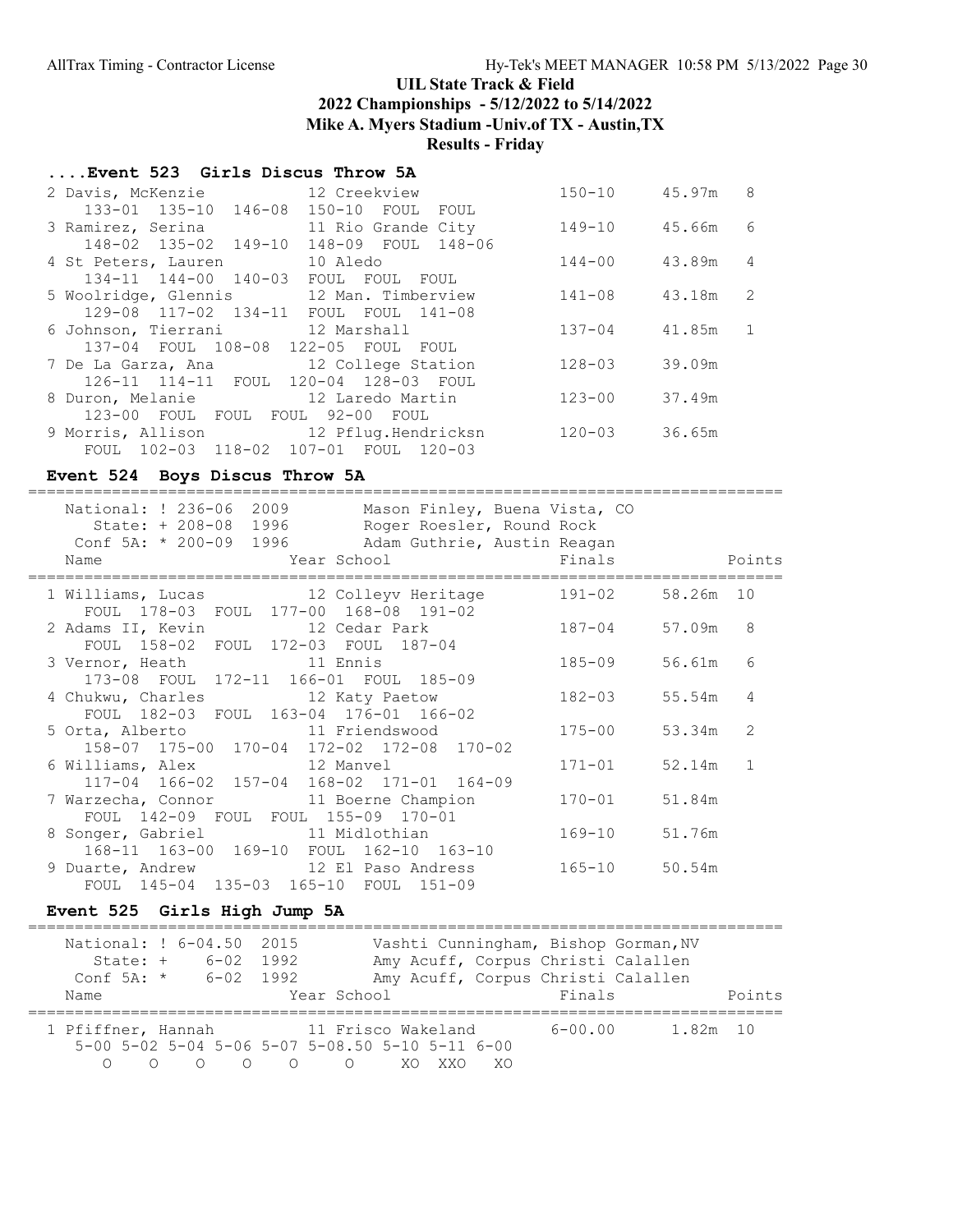UIL State Track & Field

2022 Championships - 5/12/2022 to 5/14/2022

Mike A. Myers Stadium -Univ.of TX - Austin,TX

Results - Friday

### ....Event 523 Girls Discus Throw 5A

| Place | Name | Year | School | Finals | Metric | Points |
|---|---|---|---|---|---|---|
| 2 | Davis, McKenzie | 12 | Creekview | 150-10 | 45.97m | 8 |
| | 133-01 135-10 146-08 150-10 FOUL FOUL | | | | | |
| 3 | Ramirez, Serina | 11 | Rio Grande City | 149-10 | 45.66m | 6 |
| | 148-02 135-02 149-10 148-09 FOUL 148-06 | | | | | |
| 4 | St Peters, Lauren | 10 | Aledo | 144-00 | 43.89m | 4 |
| | 134-11 144-00 140-03 FOUL FOUL FOUL | | | | | |
| 5 | Woolridge, Glennis | 12 | Man. Timberview | 141-08 | 43.18m | 2 |
| | 129-08 117-02 134-11 FOUL FOUL 141-08 | | | | | |
| 6 | Johnson, Tierrani | 12 | Marshall | 137-04 | 41.85m | 1 |
| | 137-04 FOUL 108-08 122-05 FOUL FOUL | | | | | |
| 7 | De La Garza, Ana | 12 | College Station | 128-03 | 39.09m | |
| | 126-11 114-11 FOUL 120-04 128-03 FOUL | | | | | |
| 8 | Duron, Melanie | 12 | Laredo Martin | 123-00 | 37.49m | |
| | 123-00 FOUL FOUL FOUL 92-00 FOUL | | | | | |
| 9 | Morris, Allison | 12 | Pflug.Hendricksn | 120-03 | 36.65m | |
| | FOUL 102-03 118-02 107-01 FOUL 120-03 | | | | | |

### Event 524 Boys Discus Throw 5A

National: ! 236-06 2009 Mason Finley, Buena Vista, CO
State: + 208-08 1996 Roger Roesler, Round Rock
Conf 5A: * 200-09 1996 Adam Guthrie, Austin Reagan

| Place | Name | Year | School | Finals | Metric | Points |
|---|---|---|---|---|---|---|
| 1 | Williams, Lucas | 12 | Colleyv Heritage | 191-02 | 58.26m | 10 |
| | FOUL 178-03 FOUL 177-00 168-08 191-02 | | | | | |
| 2 | Adams II, Kevin | 12 | Cedar Park | 187-04 | 57.09m | 8 |
| | FOUL 158-02 FOUL 172-03 FOUL 187-04 | | | | | |
| 3 | Vernor, Heath | 11 | Ennis | 185-09 | 56.61m | 6 |
| | 173-08 FOUL 172-11 166-01 FOUL 185-09 | | | | | |
| 4 | Chukwu, Charles | 12 | Katy Paetow | 182-03 | 55.54m | 4 |
| | FOUL 182-03 FOUL 163-04 176-01 166-02 | | | | | |
| 5 | Orta, Alberto | 11 | Friendswood | 175-00 | 53.34m | 2 |
| | 158-07 175-00 170-04 172-02 172-08 170-02 | | | | | |
| 6 | Williams, Alex | 12 | Manvel | 171-01 | 52.14m | 1 |
| | 117-04 166-02 157-04 168-02 171-01 164-09 | | | | | |
| 7 | Warzecha, Connor | 11 | Boerne Champion | 170-01 | 51.84m | |
| | FOUL 142-09 FOUL FOUL 155-09 170-01 | | | | | |
| 8 | Songer, Gabriel | 11 | Midlothian | 169-10 | 51.76m | |
| | 168-11 163-00 169-10 FOUL 162-10 163-10 | | | | | |
| 9 | Duarte, Andrew | 12 | El Paso Andress | 165-10 | 50.54m | |
| | FOUL 145-04 135-03 165-10 FOUL 151-09 | | | | | |

### Event 525 Girls High Jump 5A

National: ! 6-04.50 2015 Vashti Cunningham, Bishop Gorman,NV
State: + 6-02 1992 Amy Acuff, Corpus Christi Calallen
Conf 5A: * 6-02 1992 Amy Acuff, Corpus Christi Calallen

| Place | Name | Year | School | Finals | Metric | Points |
|---|---|---|---|---|---|---|
| 1 | Pfiffner, Hannah | 11 | Frisco Wakeland | 6-00.00 | 1.82m | 10 |

| 5-00 | 5-02 | 5-04 | 5-06 | 5-07 | 5-08.50 | 5-10 | 5-11 | 6-00 |
|---|---|---|---|---|---|---|---|---|
| O | O | O | O | O | O | XO | XXO | XO |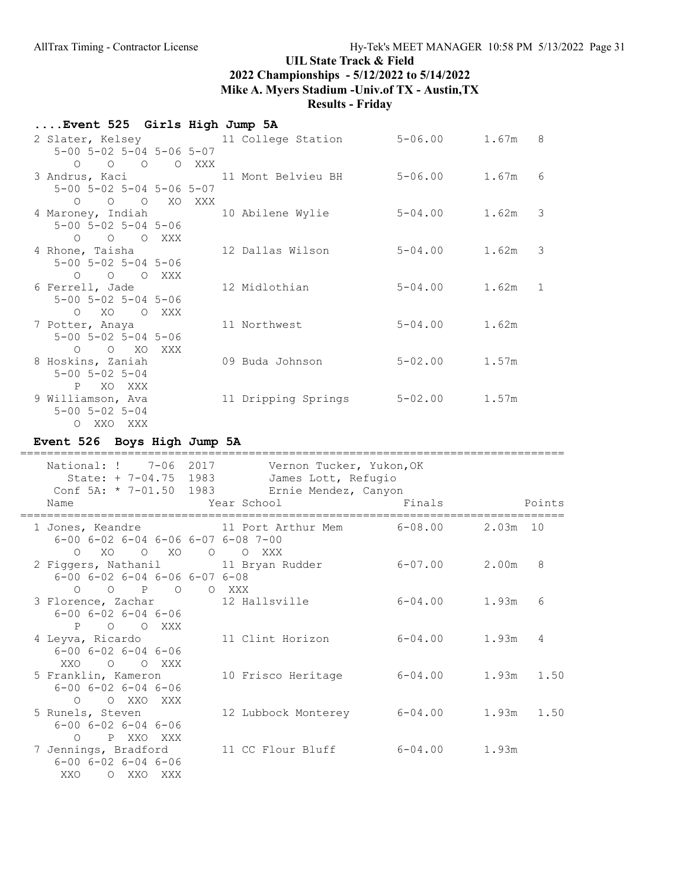# UIL State Track & Field
## 2022 Championships - 5/12/2022 to 5/14/2022
### Mike A. Myers Stadium -Univ.of TX - Austin,TX
### Results - Friday

## ....Event 525 Girls High Jump 5A

```
  2 Slater, Kelsey            11 College Station        5-06.00      1.67m   8
     5-00 5-02 5-04 5-06 5-07
        O    O    O    O  XXX
  3 Andrus, Kaci              11 Mont Belvieu BH        5-06.00      1.67m   6
     5-00 5-02 5-04 5-06 5-07
        O    O    O   XO  XXX
  4 Maroney, Indiah           10 Abilene Wylie          5-04.00      1.62m   3
     5-00 5-02 5-04 5-06
        O    O    O  XXX
  4 Rhone, Taisha             12 Dallas Wilson          5-04.00      1.62m   3
     5-00 5-02 5-04 5-06
        O    O    O  XXX
  6 Ferrell, Jade             12 Midlothian             5-04.00      1.62m   1
     5-00 5-02 5-04 5-06
        O   XO    O  XXX
  7 Potter, Anaya             11 Northwest              5-04.00      1.62m
     5-00 5-02 5-04 5-06
        O    O   XO  XXX
  8 Hoskins, Zaniah           09 Buda Johnson           5-02.00      1.57m
     5-00 5-02 5-04
        P   XO  XXX
  9 Williamson, Ava           11 Dripping Springs       5-02.00      1.57m
     5-00 5-02 5-04
        O  XXO  XXX
```

## Event 526 Boys High Jump 5A

```
=================================================================================
    National: !    7-06  2017        Vernon Tucker, Yukon,OK
       State: +  7-04.75  1983        James Lott, Refugio
    Conf 5A: *  7-01.50  1983        Ernie Mendez, Canyon
    Name                    Year School                Finals              Points
=================================================================================
  1 Jones, Keandre            11 Port Arthur Mem        6-08.00      2.03m  10
     6-00 6-02 6-04 6-06 6-07 6-08 7-00
        O   XO    O   XO    O    O  XXX
  2 Figgers, Nathanil         11 Bryan Rudder           6-07.00      2.00m   8
     6-00 6-02 6-04 6-06 6-07 6-08
        O    O    P    O    O  XXX
  3 Florence, Zachar          12 Hallsville             6-04.00      1.93m   6
     6-00 6-02 6-04 6-06
        P    O    O  XXX
  4 Leyva, Ricardo            11 Clint Horizon          6-04.00      1.93m   4
     6-00 6-02 6-04 6-06
      XXO    O    O  XXX
  5 Franklin, Kameron         10 Frisco Heritage        6-04.00      1.93m   1.50
     6-00 6-02 6-04 6-06
        O    O  XXO  XXX
  5 Runels, Steven            12 Lubbock Monterey       6-04.00      1.93m   1.50
     6-00 6-02 6-04 6-06
        O    P  XXO  XXX
  7 Jennings, Bradford        11 CC Flour Bluff         6-04.00      1.93m
     6-00 6-02 6-04 6-06
      XXO    O  XXO  XXX
```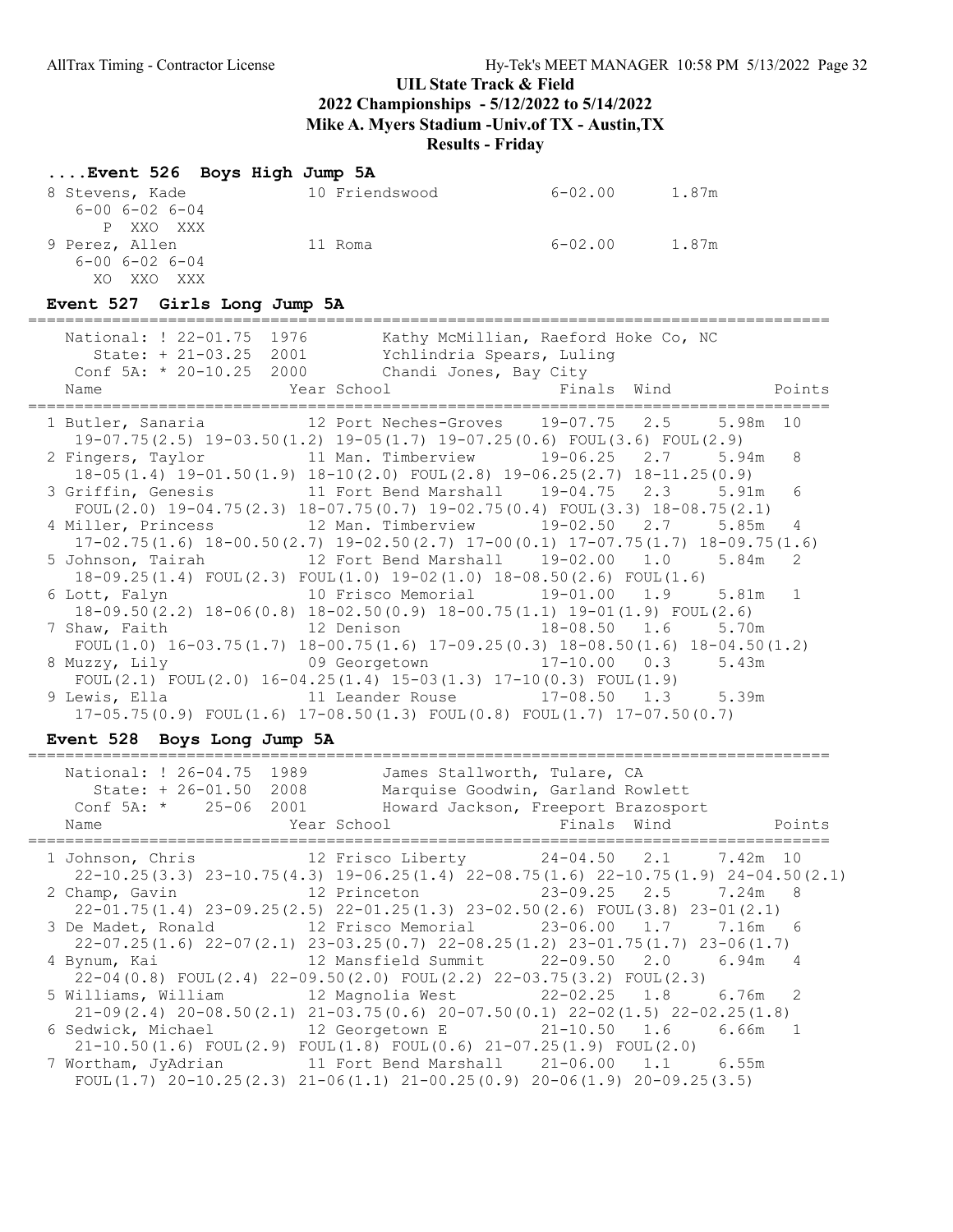UIL State Track & Field
2022 Championships - 5/12/2022 to 5/14/2022
Mike A. Myers Stadium -Univ.of TX - Austin,TX
Results - Friday

```
....Event 526  Boys High Jump 5A
  8 Stevens, Kade              10 Friendswood           6-02.00      1.87m
     6-00 6-02 6-04
        P  XXO  XXX
  9 Perez, Allen               11 Roma                  6-02.00      1.87m
     6-00 6-02 6-04
       XO  XXO  XXX
```

### Event 527 Girls Long Jump 5A

```
=====================================================================================
    National: ! 22-01.75  1976        Kathy McMillian, Raeford Hoke Co, NC
       State: + 21-03.25  2001        Ychlindria Spears, Luling
    Conf 5A: * 20-10.25  2000        Chandi Jones, Bay City
    Name                    Year School                  Finals  Wind         Points
=====================================================================================
  1 Butler, Sanaria          12 Port Neches-Groves    19-07.75   2.5    5.98m  10
     19-07.75(2.5) 19-03.50(1.2) 19-05(1.7) 19-07.25(0.6) FOUL(3.6) FOUL(2.9)
  2 Fingers, Taylor          11 Man. Timberview       19-06.25   2.7    5.94m   8
     18-05(1.4) 19-01.50(1.9) 18-10(2.0) FOUL(2.8) 19-06.25(2.7) 18-11.25(0.9)
  3 Griffin, Genesis         11 Fort Bend Marshall    19-04.75   2.3    5.91m   6
     FOUL(2.0) 19-04.75(2.3) 18-07.75(0.7) 19-02.75(0.4) FOUL(3.3) 18-08.75(2.1)
  4 Miller, Princess         12 Man. Timberview       19-02.50   2.7    5.85m   4
     17-02.75(1.6) 18-00.50(2.7) 19-02.50(2.7) 17-00(0.1) 17-07.75(1.7) 18-09.75(1.6)
  5 Johnson, Tairah          12 Fort Bend Marshall    19-02.00   1.0    5.84m   2
     18-09.25(1.4) FOUL(2.3) FOUL(1.0) 19-02(1.0) 18-08.50(2.6) FOUL(1.6)
  6 Lott, Falyn              10 Frisco Memorial       19-01.00   1.9    5.81m   1
     18-09.50(2.2) 18-06(0.8) 18-02.50(0.9) 18-00.75(1.1) 19-01(1.9) FOUL(2.6)
  7 Shaw, Faith              12 Denison               18-08.50   1.6    5.70m
     FOUL(1.0) 16-03.75(1.7) 18-00.75(1.6) 17-09.25(0.3) 18-08.50(1.6) 18-04.50(1.2)
  8 Muzzy, Lily              09 Georgetown            17-10.00   0.3    5.43m
     FOUL(2.1) FOUL(2.0) 16-04.25(1.4) 15-03(1.3) 17-10(0.3) FOUL(1.9)
  9 Lewis, Ella              11 Leander Rouse         17-08.50   1.3    5.39m
     17-05.75(0.9) FOUL(1.6) 17-08.50(1.3) FOUL(0.8) FOUL(1.7) 17-07.50(0.7)
```

### Event 528 Boys Long Jump 5A

```
=====================================================================================
    National: ! 26-04.75  1989        James Stallworth, Tulare, CA
       State: + 26-01.50  2008        Marquise Goodwin, Garland Rowlett
    Conf 5A: *    25-06  2001        Howard Jackson, Freeport Brazosport
    Name                    Year School                  Finals  Wind         Points
=====================================================================================
  1 Johnson, Chris           12 Frisco Liberty        24-04.50   2.1    7.42m  10
     22-10.25(3.3) 23-10.75(4.3) 19-06.25(1.4) 22-08.75(1.6) 22-10.75(1.9) 24-04.50(2.1)
  2 Champ, Gavin             12 Princeton             23-09.25   2.5    7.24m   8
     22-01.75(1.4) 23-09.25(2.5) 22-01.25(1.3) 23-02.50(2.6) FOUL(3.8) 23-01(2.1)
  3 De Madet, Ronald         12 Frisco Memorial       23-06.00   1.7    7.16m   6
     22-07.25(1.6) 22-07(2.1) 23-03.25(0.7) 22-08.25(1.2) 23-01.75(1.7) 23-06(1.7)
  4 Bynum, Kai               12 Mansfield Summit      22-09.50   2.0    6.94m   4
     22-04(0.8) FOUL(2.4) 22-09.50(2.0) FOUL(2.2) 22-03.75(3.2) FOUL(2.3)
  5 Williams, William        12 Magnolia West         22-02.25   1.8    6.76m   2
     21-09(2.4) 20-08.50(2.1) 21-03.75(0.6) 20-07.50(0.1) 22-02(1.5) 22-02.25(1.8)
  6 Sedwick, Michael         12 Georgetown E          21-10.50   1.6    6.66m   1
     21-10.50(1.6) FOUL(2.9) FOUL(1.8) FOUL(0.6) 21-07.25(1.9) FOUL(2.0)
  7 Wortham, JyAdrian        11 Fort Bend Marshall    21-06.00   1.1    6.55m
     FOUL(1.7) 20-10.25(2.3) 21-06(1.1) 21-00.25(0.9) 20-06(1.9) 20-09.25(3.5)
```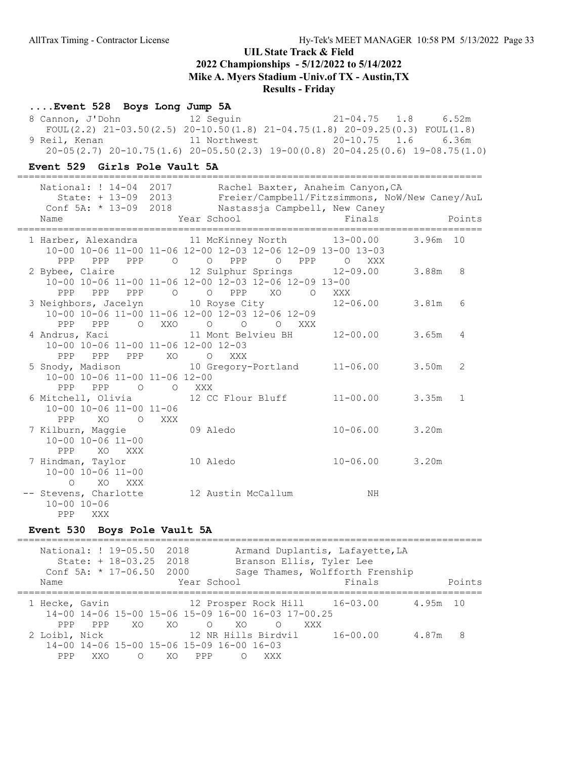## UIL State Track & Field
## 2022 Championships - 5/12/2022 to 5/14/2022
## Mike A. Myers Stadium -Univ.of TX - Austin,TX
## Results - Friday

### ....Event 528 Boys Long Jump 5A

```
 8 Cannon, J'Dohn            12 Seguin                 21-04.75  1.8     6.52m
   FOUL(2.2) 21-03.50(2.5) 20-10.50(1.8) 21-04.75(1.8) 20-09.25(0.3) FOUL(1.8)
 9 Reil, Kenan               11 Northwest              20-10.75  1.6     6.36m
   20-05(2.7) 20-10.75(1.6) 20-05.50(2.3) 19-00(0.8) 20-04.25(0.6) 19-08.75(1.0)
```

### Event 529 Girls Pole Vault 5A

```
================================================================================
    National: ! 14-04  2017        Rachel Baxter, Anaheim Canyon,CA
       State: + 13-09  2013        Freier/Campbell/Fitzsimmons, NoW/New Caney/AuL
    Conf 5A: * 13-09  2018         Nastassja Campbell, New Caney
    Name                    Year School                  Finals            Points
================================================================================
  1 Harber, Alexandra        11 McKinney North         13-00.00      3.96m  10
     10-00 10-06 11-00 11-06 12-00 12-03 12-06 12-09 13-00 13-03
       PPP   PPP   PPP     O     O   PPP     O   PPP     O   XXX
  2 Bybee, Claire            12 Sulphur Springs        12-09.00      3.88m   8
     10-00 10-06 11-00 11-06 12-00 12-03 12-06 12-09 13-00
       PPP   PPP   PPP     O     O   PPP    XO     O   XXX
  3 Neighbors, Jacelyn       10 Royse City             12-06.00      3.81m   6
     10-00 10-06 11-00 11-06 12-00 12-03 12-06 12-09
       PPP   PPP     O   XXO     O     O     O   XXX
  4 Andrus, Kaci             11 Mont Belvieu BH        12-00.00      3.65m   4
     10-00 10-06 11-00 11-06 12-00 12-03
       PPP   PPP   PPP    XO     O   XXX
  5 Snody, Madison           10 Gregory-Portland       11-06.00      3.50m   2
     10-00 10-06 11-00 11-06 12-00
       PPP   PPP     O     O   XXX
  6 Mitchell, Olivia         12 CC Flour Bluff         11-00.00      3.35m   1
     10-00 10-06 11-00 11-06
       PPP    XO     O   XXX
  7 Kilburn, Maggie          09 Aledo                  10-06.00      3.20m
     10-00 10-06 11-00
       PPP    XO   XXX
  7 Hindman, Taylor          10 Aledo                  10-06.00      3.20m
     10-00 10-06 11-00
         O    XO   XXX
 -- Stevens, Charlotte       12 Austin McCallum              NH
     10-00 10-06
       PPP   XXX
```

### Event 530 Boys Pole Vault 5A

```
================================================================================
    National: ! 19-05.50  2018        Armand Duplantis, Lafayette,LA
       State: + 18-03.25  2018        Branson Ellis, Tyler Lee
    Conf 5A: * 17-06.50  2000         Sage Thames, Wolfforth Frenship
    Name                    Year School                  Finals            Points
================================================================================
  1 Hecke, Gavin             12 Prosper Rock Hill      16-03.00      4.95m  10
     14-00 14-06 15-00 15-06 15-09 16-00 16-03 17-00.25
       PPP   PPP    XO    XO     O    XO     O   XXX
  2 Loibl, Nick              12 NR Hills Birdvil       16-00.00      4.87m   8
     14-00 14-06 15-00 15-06 15-09 16-00 16-03
       PPP   XXO     O    XO   PPP     O   XXX
```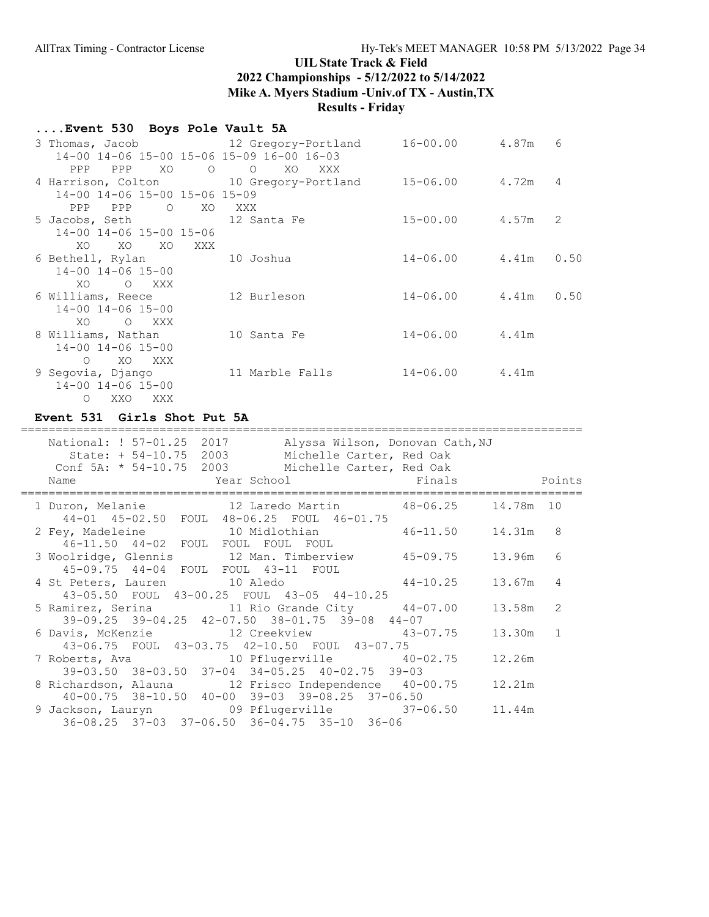# UIL State Track & Field

## 2022 Championships - 5/12/2022 to 5/14/2022

## Mike A. Myers Stadium -Univ.of TX - Austin,TX

## Results - Friday

### ....Event 530 Boys Pole Vault 5A

```
 3 Thomas, Jacob            12 Gregory-Portland      16-00.00      4.87m   6
    14-00 14-06 15-00 15-06 15-09 16-00 16-03
      PPP   PPP    XO     O     O    XO   XXX
 4 Harrison, Colton         10 Gregory-Portland      15-06.00      4.72m   4
    14-00 14-06 15-00 15-06 15-09
      PPP   PPP     O    XO   XXX
 5 Jacobs, Seth             12 Santa Fe              15-00.00      4.57m   2
    14-00 14-06 15-00 15-06
       XO    XO    XO   XXX
 6 Bethell, Rylan           10 Joshua                14-06.00      4.41m   0.50
    14-00 14-06 15-00
       XO     O   XXX
 6 Williams, Reece          12 Burleson              14-06.00      4.41m   0.50
    14-00 14-06 15-00
       XO     O   XXX
 8 Williams, Nathan         10 Santa Fe              14-06.00      4.41m
    14-00 14-06 15-00
        O    XO   XXX
 9 Segovia, Django          11 Marble Falls          14-06.00      4.41m
    14-00 14-06 15-00
        O   XXO   XXX
```

### Event 531 Girls Shot Put 5A

```
================================================================================
   National: ! 57-01.25  2017        Alyssa Wilson, Donovan Cath,NJ
      State: + 54-10.75  2003        Michelle Carter, Red Oak
    Conf 5A: * 54-10.75  2003        Michelle Carter, Red Oak
    Name                    Year School                Finals              Points
================================================================================
  1 Duron, Melanie          12 Laredo Martin         48-06.25     14.78m  10
     44-01  45-02.50  FOUL  48-06.25  FOUL  46-01.75
  2 Fey, Madeleine          10 Midlothian            46-11.50     14.31m   8
     46-11.50  44-02  FOUL  FOUL  FOUL  FOUL
  3 Woolridge, Glennis      12 Man. Timberview       45-09.75     13.96m   6
     45-09.75  44-04  FOUL  FOUL  43-11  FOUL
  4 St Peters, Lauren       10 Aledo                 44-10.25     13.67m   4
     43-05.50  FOUL  43-00.25  FOUL  43-05  44-10.25
  5 Ramirez, Serina         11 Rio Grande City       44-07.00     13.58m   2
     39-09.25  39-04.25  42-07.50  38-01.75  39-08  44-07
  6 Davis, McKenzie         12 Creekview             43-07.75     13.30m   1
     43-06.75  FOUL  43-03.75  42-10.50  FOUL  43-07.75
  7 Roberts, Ava            10 Pflugerville          40-02.75     12.26m
     39-03.50  38-03.50  37-04  34-05.25  40-02.75  39-03
  8 Richardson, Alauna      12 Frisco Independence   40-00.75     12.21m
     40-00.75  38-10.50  40-00  39-03  39-08.25  37-06.50
  9 Jackson, Lauryn         09 Pflugerville          37-06.50     11.44m
     36-08.25  37-03  37-06.50  36-04.75  35-10  36-06
```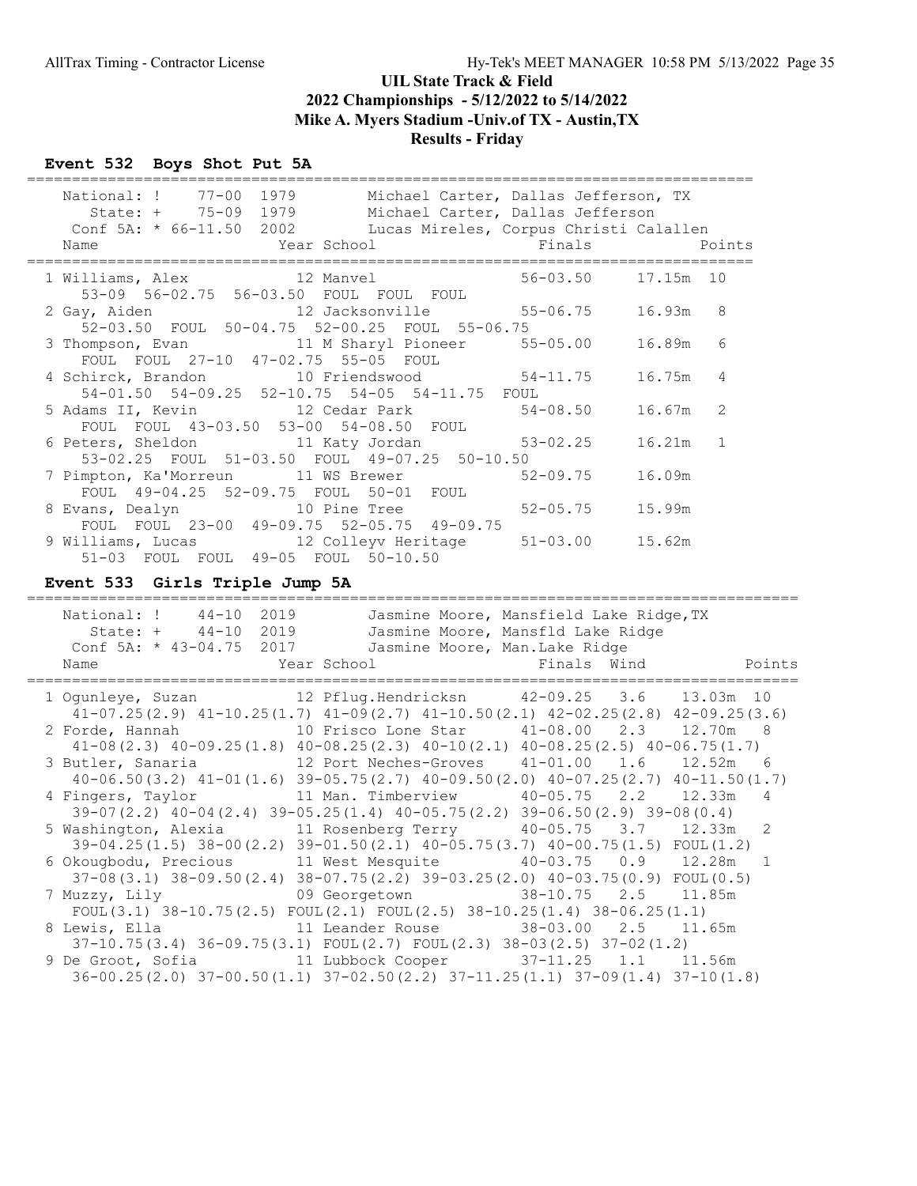# UIL State Track & Field
## 2022 Championships - 5/12/2022 to 5/14/2022
## Mike A. Myers Stadium -Univ.of TX - Austin,TX
## Results - Friday

### Event 532 Boys Shot Put 5A

| Record | Mark | Year | Holder |
|---|---|---|---|
| National: ! | 77-00 | 1979 | Michael Carter, Dallas Jefferson, TX |
| State: + | 75-09 | 1979 | Michael Carter, Dallas Jefferson |
| Conf 5A: * | 66-11.50 | 2002 | Lucas Mireles, Corpus Christi Calallen |

| Place | Name | Year | School | Finals | Metric | Points |
|---|---|---|---|---|---|---|
| 1 | Williams, Alex | 12 | Manvel | 56-03.50 | 17.15m | 10 |
| | 53-09 56-02.75 56-03.50 FOUL FOUL FOUL | | | | | |
| 2 | Gay, Aiden | 12 | Jacksonville | 55-06.75 | 16.93m | 8 |
| | 52-03.50 FOUL 50-04.75 52-00.25 FOUL 55-06.75 | | | | | |
| 3 | Thompson, Evan | 11 | M Sharyl Pioneer | 55-05.00 | 16.89m | 6 |
| | FOUL FOUL 27-10 47-02.75 55-05 FOUL | | | | | |
| 4 | Schirck, Brandon | 10 | Friendswood | 54-11.75 | 16.75m | 4 |
| | 54-01.50 54-09.25 52-10.75 54-05 54-11.75 FOUL | | | | | |
| 5 | Adams II, Kevin | 12 | Cedar Park | 54-08.50 | 16.67m | 2 |
| | FOUL FOUL 43-03.50 53-00 54-08.50 FOUL | | | | | |
| 6 | Peters, Sheldon | 11 | Katy Jordan | 53-02.25 | 16.21m | 1 |
| | 53-02.25 FOUL 51-03.50 FOUL 49-07.25 50-10.50 | | | | | |
| 7 | Pimpton, Ka'Morreun | 11 | WS Brewer | 52-09.75 | 16.09m | |
| | FOUL 49-04.25 52-09.75 FOUL 50-01 FOUL | | | | | |
| 8 | Evans, Dealyn | 10 | Pine Tree | 52-05.75 | 15.99m | |
| | FOUL FOUL 23-00 49-09.75 52-05.75 49-09.75 | | | | | |
| 9 | Williams, Lucas | 12 | Colleyv Heritage | 51-03.00 | 15.62m | |
| | 51-03 FOUL FOUL 49-05 FOUL 50-10.50 | | | | | |

### Event 533 Girls Triple Jump 5A

| Record | Mark | Year | Holder |
|---|---|---|---|
| National: ! | 44-10 | 2019 | Jasmine Moore, Mansfield Lake Ridge,TX |
| State: + | 44-10 | 2019 | Jasmine Moore, Mansfld Lake Ridge |
| Conf 5A: * | 43-04.75 | 2017 | Jasmine Moore, Man.Lake Ridge |

| Place | Name | Year | School | Finals | Wind | Metric | Points |
|---|---|---|---|---|---|---|---|
| 1 | Ogunleye, Suzan | 12 | Pflug.Hendricksn | 42-09.25 | 3.6 | 13.03m | 10 |
| | 41-07.25(2.9) 41-10.25(1.7) 41-09(2.7) 41-10.50(2.1) 42-02.25(2.8) 42-09.25(3.6) | | | | | | |
| 2 | Forde, Hannah | 10 | Frisco Lone Star | 41-08.00 | 2.3 | 12.70m | 8 |
| | 41-08(2.3) 40-09.25(1.8) 40-08.25(2.3) 40-10(2.1) 40-08.25(2.5) 40-06.75(1.7) | | | | | | |
| 3 | Butler, Sanaria | 12 | Port Neches-Groves | 41-01.00 | 1.6 | 12.52m | 6 |
| | 40-06.50(3.2) 41-01(1.6) 39-05.75(2.7) 40-09.50(2.0) 40-07.25(2.7) 40-11.50(1.7) | | | | | | |
| 4 | Fingers, Taylor | 11 | Man. Timberview | 40-05.75 | 2.2 | 12.33m | 4 |
| | 39-07(2.2) 40-04(2.4) 39-05.25(1.4) 40-05.75(2.2) 39-06.50(2.9) 39-08(0.4) | | | | | | |
| 5 | Washington, Alexia | 11 | Rosenberg Terry | 40-05.75 | 3.7 | 12.33m | 2 |
| | 39-04.25(1.5) 38-00(2.2) 39-01.50(2.1) 40-05.75(3.7) 40-00.75(1.5) FOUL(1.2) | | | | | | |
| 6 | Okougbodu, Precious | 11 | West Mesquite | 40-03.75 | 0.9 | 12.28m | 1 |
| | 37-08(3.1) 38-09.50(2.4) 38-07.75(2.2) 39-03.25(2.0) 40-03.75(0.9) FOUL(0.5) | | | | | | |
| 7 | Muzzy, Lily | 09 | Georgetown | 38-10.75 | 2.5 | 11.85m | |
| | FOUL(3.1) 38-10.75(2.5) FOUL(2.1) FOUL(2.5) 38-10.25(1.4) 38-06.25(1.1) | | | | | | |
| 8 | Lewis, Ella | 11 | Leander Rouse | 38-03.00 | 2.5 | 11.65m | |
| | 37-10.75(3.4) 36-09.75(3.1) FOUL(2.7) FOUL(2.3) 38-03(2.5) 37-02(1.2) | | | | | | |
| 9 | De Groot, Sofia | 11 | Lubbock Cooper | 37-11.25 | 1.1 | 11.56m | |
| | 36-00.25(2.0) 37-00.50(1.1) 37-02.50(2.2) 37-11.25(1.1) 37-09(1.4) 37-10(1.8) | | | | | | |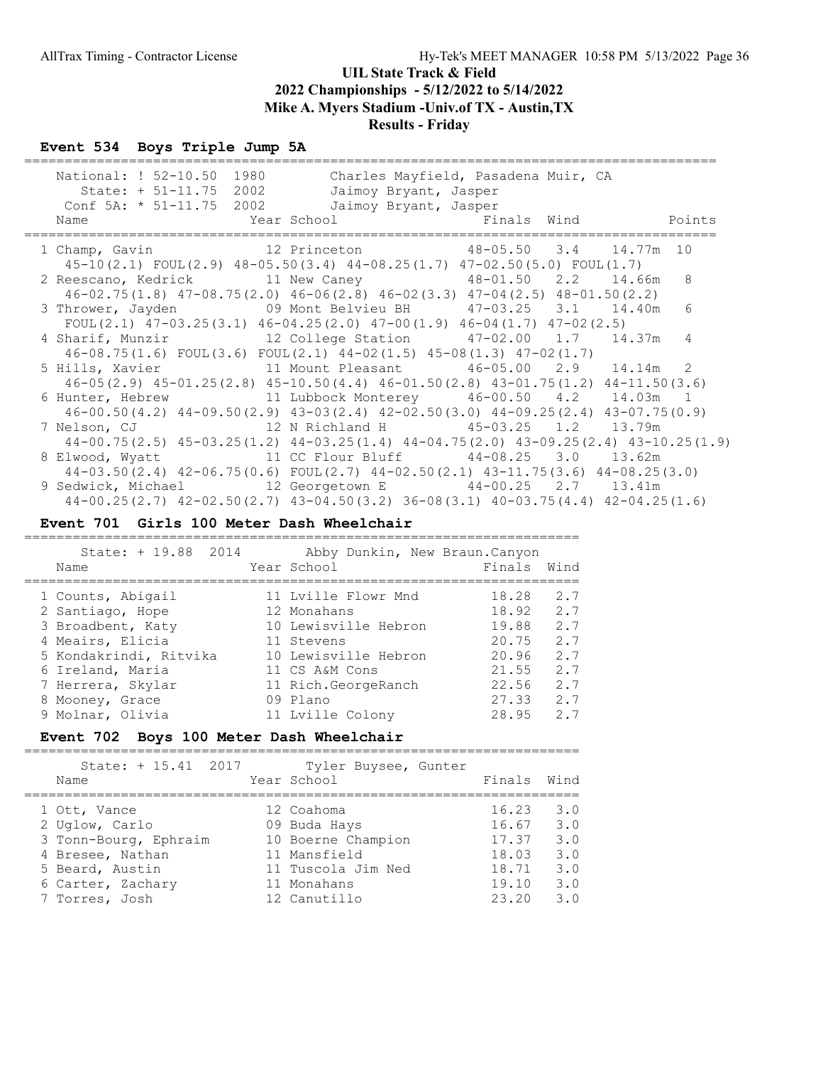# UIL State Track & Field
## 2022 Championships - 5/12/2022 to 5/14/2022
## Mike A. Myers Stadium -Univ.of TX - Austin,TX
## Results - Friday

### Event 534 Boys Triple Jump 5A

National: ! 52-10.50 1980 Charles Mayfield, Pasadena Muir, CA
State: + 51-11.75 2002 Jaimoy Bryant, Jasper
Conf 5A: * 51-11.75 2002 Jaimoy Bryant, Jasper

| Place | Name | Year | School | Finals | Wind | Metric | Points |
|---|---|---|---|---|---|---|---|
| 1 | Champ, Gavin | 12 | Princeton | 48-05.50 | 3.4 | 14.77m | 10 |
| | 45-10(2.1) FOUL(2.9) 48-05.50(3.4) 44-08.25(1.7) 47-02.50(5.0) FOUL(1.7) | | | | | | |
| 2 | Reescano, Kedrick | 11 | New Caney | 48-01.50 | 2.2 | 14.66m | 8 |
| | 46-02.75(1.8) 47-08.75(2.0) 46-06(2.8) 46-02(3.3) 47-04(2.5) 48-01.50(2.2) | | | | | | |
| 3 | Thrower, Jayden | 09 | Mont Belvieu BH | 47-03.25 | 3.1 | 14.40m | 6 |
| | FOUL(2.1) 47-03.25(3.1) 46-04.25(2.0) 47-00(1.9) 46-04(1.7) 47-02(2.5) | | | | | | |
| 4 | Sharif, Munzir | 12 | College Station | 47-02.00 | 1.7 | 14.37m | 4 |
| | 46-08.75(1.6) FOUL(3.6) FOUL(2.1) 44-02(1.5) 45-08(1.3) 47-02(1.7) | | | | | | |
| 5 | Hills, Xavier | 11 | Mount Pleasant | 46-05.00 | 2.9 | 14.14m | 2 |
| | 46-05(2.9) 45-01.25(2.8) 45-10.50(4.4) 46-01.50(2.8) 43-01.75(1.2) 44-11.50(3.6) | | | | | | |
| 6 | Hunter, Hebrew | 11 | Lubbock Monterey | 46-00.50 | 4.2 | 14.03m | 1 |
| | 46-00.50(4.2) 44-09.50(2.9) 43-03(2.4) 42-02.50(3.0) 44-09.25(2.4) 43-07.75(0.9) | | | | | | |
| 7 | Nelson, CJ | 12 | N Richland H | 45-03.25 | 1.2 | 13.79m | |
| | 44-00.75(2.5) 45-03.25(1.2) 44-03.25(1.4) 44-04.75(2.0) 43-09.25(2.4) 43-10.25(1.9) | | | | | | |
| 8 | Elwood, Wyatt | 11 | CC Flour Bluff | 44-08.25 | 3.0 | 13.62m | |
| | 44-03.50(2.4) 42-06.75(0.6) FOUL(2.7) 44-02.50(2.1) 43-11.75(3.6) 44-08.25(3.0) | | | | | | |
| 9 | Sedwick, Michael | 12 | Georgetown E | 44-00.25 | 2.7 | 13.41m | |
| | 44-00.25(2.7) 42-02.50(2.7) 43-04.50(3.2) 36-08(3.1) 40-03.75(4.4) 42-04.25(1.6) | | | | | | |

### Event 701 Girls 100 Meter Dash Wheelchair

State: + 19.88 2014 Abby Dunkin, New Braun.Canyon

| Place | Name | Year | School | Finals | Wind |
|---|---|---|---|---|---|
| 1 | Counts, Abigail | 11 | Lville Flowr Mnd | 18.28 | 2.7 |
| 2 | Santiago, Hope | 12 | Monahans | 18.92 | 2.7 |
| 3 | Broadbent, Katy | 10 | Lewisville Hebron | 19.88 | 2.7 |
| 4 | Meairs, Elicia | 11 | Stevens | 20.75 | 2.7 |
| 5 | Kondakrindi, Ritvika | 10 | Lewisville Hebron | 20.96 | 2.7 |
| 6 | Ireland, Maria | 11 | CS A&M Cons | 21.55 | 2.7 |
| 7 | Herrera, Skylar | 11 | Rich.GeorgeRanch | 22.56 | 2.7 |
| 8 | Mooney, Grace | 09 | Plano | 27.33 | 2.7 |
| 9 | Molnar, Olivia | 11 | Lville Colony | 28.95 | 2.7 |

### Event 702 Boys 100 Meter Dash Wheelchair

State: + 15.41 2017 Tyler Buysee, Gunter

| Place | Name | Year | School | Finals | Wind |
|---|---|---|---|---|---|
| 1 | Ott, Vance | 12 | Coahoma | 16.23 | 3.0 |
| 2 | Uglow, Carlo | 09 | Buda Hays | 16.67 | 3.0 |
| 3 | Tonn-Bourg, Ephraim | 10 | Boerne Champion | 17.37 | 3.0 |
| 4 | Bresee, Nathan | 11 | Mansfield | 18.03 | 3.0 |
| 5 | Beard, Austin | 11 | Tuscola Jim Ned | 18.71 | 3.0 |
| 6 | Carter, Zachary | 11 | Monahans | 19.10 | 3.0 |
| 7 | Torres, Josh | 12 | Canutillo | 23.20 | 3.0 |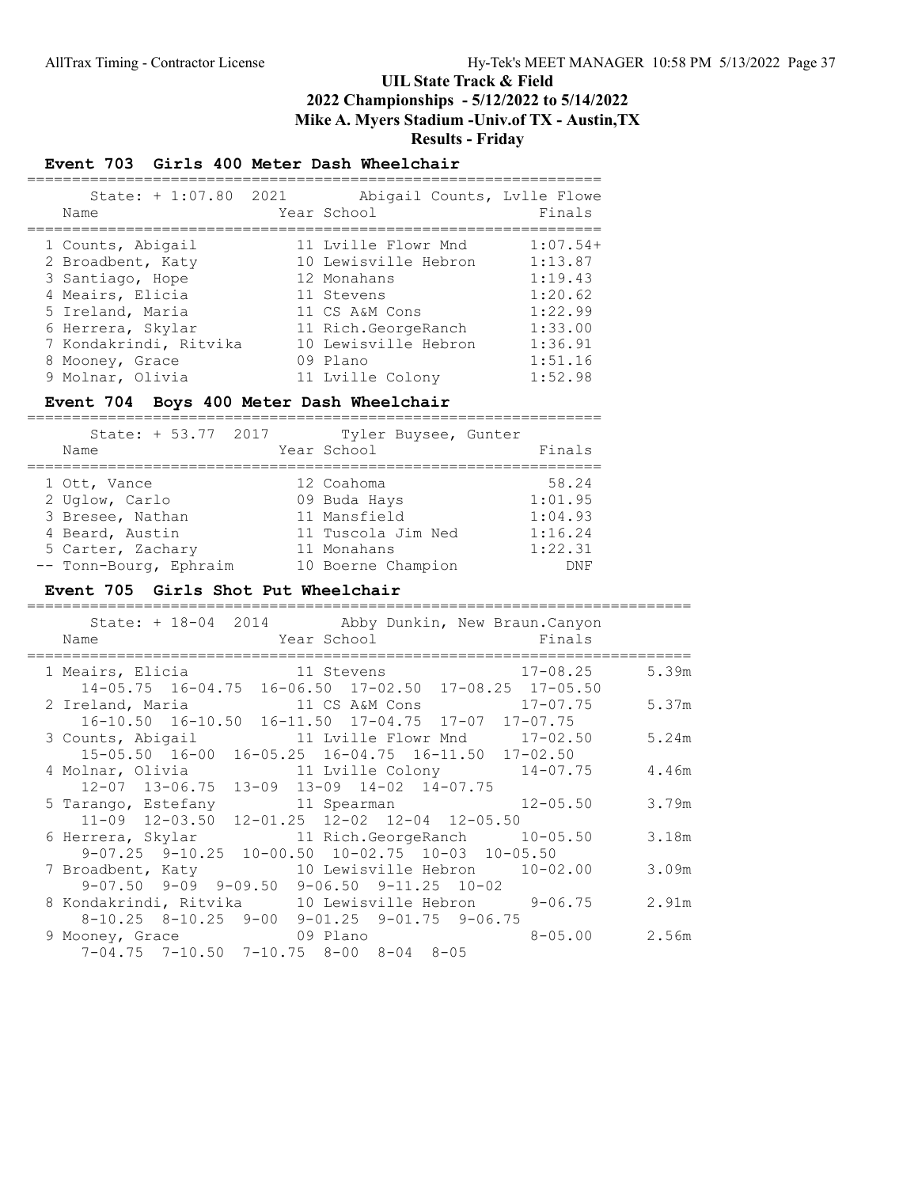# UIL State Track & Field

## 2022 Championships - 5/12/2022 to 5/14/2022

## Mike A. Myers Stadium -Univ.of TX - Austin,TX

## Results - Friday

### Event 703 Girls 400 Meter Dash Wheelchair

State: + 1:07.80 2021 Abigail Counts, Lvlle Flowe

| Place | Name | Year | School | Finals |
|---|---|---|---|---|
| 1 | Counts, Abigail | 11 | Lville Flowr Mnd | 1:07.54+ |
| 2 | Broadbent, Katy | 10 | Lewisville Hebron | 1:13.87 |
| 3 | Santiago, Hope | 12 | Monahans | 1:19.43 |
| 4 | Meairs, Elicia | 11 | Stevens | 1:20.62 |
| 5 | Ireland, Maria | 11 | CS A&M Cons | 1:22.99 |
| 6 | Herrera, Skylar | 11 | Rich.GeorgeRanch | 1:33.00 |
| 7 | Kondakrindi, Ritvika | 10 | Lewisville Hebron | 1:36.91 |
| 8 | Mooney, Grace | 09 | Plano | 1:51.16 |
| 9 | Molnar, Olivia | 11 | Lville Colony | 1:52.98 |

### Event 704 Boys 400 Meter Dash Wheelchair

State: + 53.77 2017 Tyler Buysee, Gunter

| Place | Name | Year | School | Finals |
|---|---|---|---|---|
| 1 | Ott, Vance | 12 | Coahoma | 58.24 |
| 2 | Uglow, Carlo | 09 | Buda Hays | 1:01.95 |
| 3 | Bresee, Nathan | 11 | Mansfield | 1:04.93 |
| 4 | Beard, Austin | 11 | Tuscola Jim Ned | 1:16.24 |
| 5 | Carter, Zachary | 11 | Monahans | 1:22.31 |
| -- | Tonn-Bourg, Ephraim | 10 | Boerne Champion | DNF |

### Event 705 Girls Shot Put Wheelchair

State: + 18-04 2014 Abby Dunkin, New Braun.Canyon

| Place | Name | Year | School | Finals | Metric |
|---|---|---|---|---|---|
| 1 | Meairs, Elicia | 11 | Stevens | 17-08.25 | 5.39m |
| | 14-05.75 16-04.75 16-06.50 17-02.50 17-08.25 17-05.50 | | | | |
| 2 | Ireland, Maria | 11 | CS A&M Cons | 17-07.75 | 5.37m |
| | 16-10.50 16-10.50 16-11.50 17-04.75 17-07 17-07.75 | | | | |
| 3 | Counts, Abigail | 11 | Lville Flowr Mnd | 17-02.50 | 5.24m |
| | 15-05.50 16-00 16-05.25 16-04.75 16-11.50 17-02.50 | | | | |
| 4 | Molnar, Olivia | 11 | Lville Colony | 14-07.75 | 4.46m |
| | 12-07 13-06.75 13-09 13-09 14-02 14-07.75 | | | | |
| 5 | Tarango, Estefany | 11 | Spearman | 12-05.50 | 3.79m |
| | 11-09 12-03.50 12-01.25 12-02 12-04 12-05.50 | | | | |
| 6 | Herrera, Skylar | 11 | Rich.GeorgeRanch | 10-05.50 | 3.18m |
| | 9-07.25 9-10.25 10-00.50 10-02.75 10-03 10-05.50 | | | | |
| 7 | Broadbent, Katy | 10 | Lewisville Hebron | 10-02.00 | 3.09m |
| | 9-07.50 9-09 9-09.50 9-06.50 9-11.25 10-02 | | | | |
| 8 | Kondakrindi, Ritvika | 10 | Lewisville Hebron | 9-06.75 | 2.91m |
| | 8-10.25 8-10.25 9-00 9-01.25 9-01.75 9-06.75 | | | | |
| 9 | Mooney, Grace | 09 | Plano | 8-05.00 | 2.56m |
| | 7-04.75 7-10.50 7-10.75 8-00 8-04 8-05 | | | | |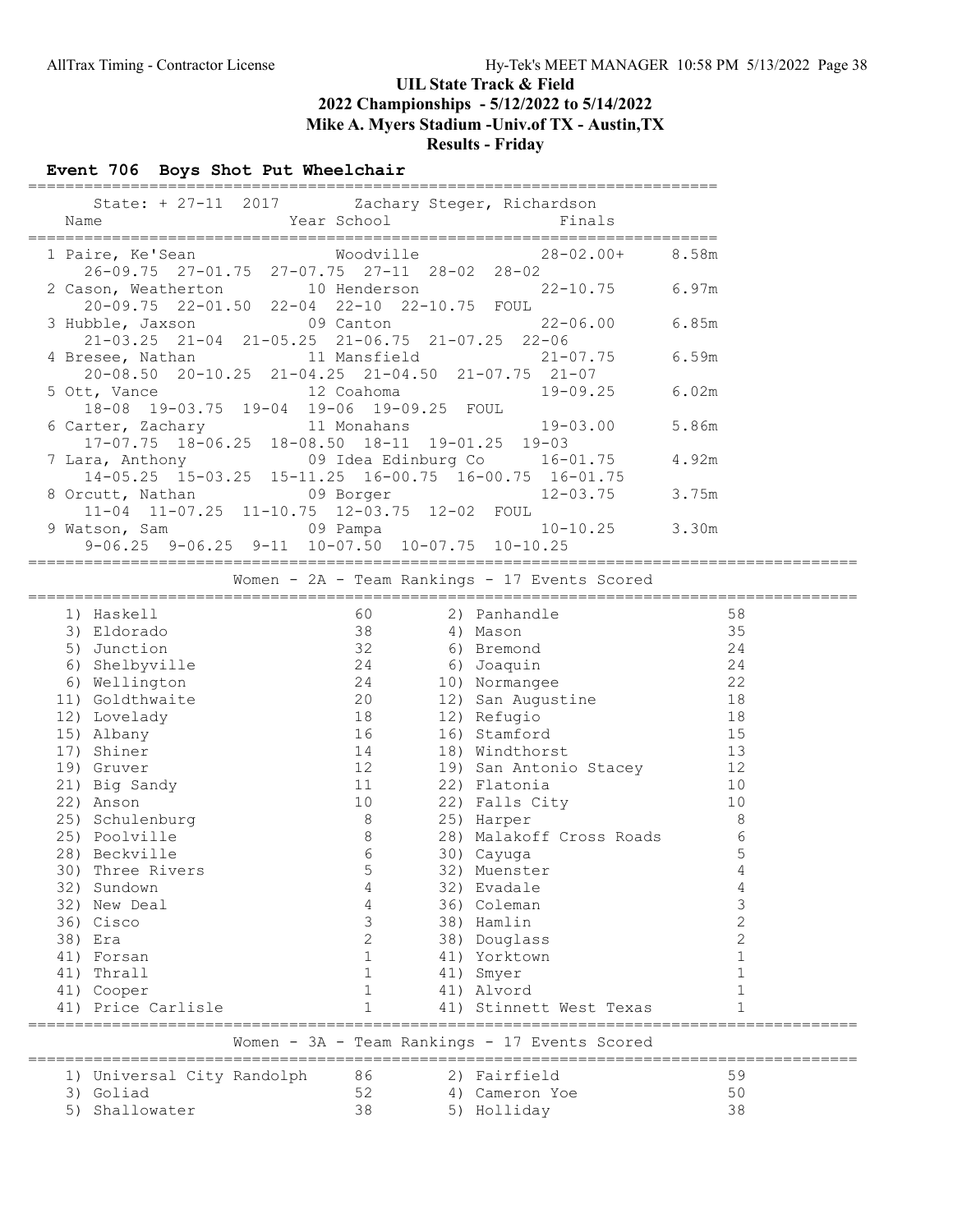# UIL State Track & Field
## 2022 Championships - 5/12/2022 to 5/14/2022
## Mike A. Myers Stadium -Univ.of TX - Austin,TX
## Results - Friday

### Event 706 Boys Shot Put Wheelchair

State: + 27-11 2017 Zachary Steger, Richardson

| Place | Name | Year | School | Finals | Metric |
|---|---|---|---|---|---|
| 1 | Paire, Ke'Sean | | Woodville | 28-02.00+ | 8.58m |
| | 26-09.75 27-01.75 27-07.75 27-11 28-02 28-02 | | | | |
| 2 | Cason, Weatherton | 10 | Henderson | 22-10.75 | 6.97m |
| | 20-09.75 22-01.50 22-04 22-10 22-10.75 FOUL | | | | |
| 3 | Hubble, Jaxson | 09 | Canton | 22-06.00 | 6.85m |
| | 21-03.25 21-04 21-05.25 21-06.75 21-07.25 22-06 | | | | |
| 4 | Bresee, Nathan | 11 | Mansfield | 21-07.75 | 6.59m |
| | 20-08.50 20-10.25 21-04.25 21-04.50 21-07.75 21-07 | | | | |
| 5 | Ott, Vance | 12 | Coahoma | 19-09.25 | 6.02m |
| | 18-08 19-03.75 19-04 19-06 19-09.25 FOUL | | | | |
| 6 | Carter, Zachary | 11 | Monahans | 19-03.00 | 5.86m |
| | 17-07.75 18-06.25 18-08.50 18-11 19-01.25 19-03 | | | | |
| 7 | Lara, Anthony | 09 | Idea Edinburg Co | 16-01.75 | 4.92m |
| | 14-05.25 15-03.25 15-11.25 16-00.75 16-00.75 16-01.75 | | | | |
| 8 | Orcutt, Nathan | 09 | Borger | 12-03.75 | 3.75m |
| | 11-04 11-07.25 11-10.75 12-03.75 12-02 FOUL | | | | |
| 9 | Watson, Sam | 09 | Pampa | 10-10.25 | 3.30m |
| | 9-06.25 9-06.25 9-11 10-07.50 10-07.75 10-10.25 | | | | |

### Women - 2A - Team Rankings - 17 Events Scored

| Rank | Team | Points | Rank | Team | Points |
|---|---|---|---|---|---|
| 1) | Haskell | 60 | 2) | Panhandle | 58 |
| 3) | Eldorado | 38 | 4) | Mason | 35 |
| 5) | Junction | 32 | 6) | Bremond | 24 |
| 6) | Shelbyville | 24 | 6) | Joaquin | 24 |
| 6) | Wellington | 24 | 10) | Normangee | 22 |
| 11) | Goldthwaite | 20 | 12) | San Augustine | 18 |
| 12) | Lovelady | 18 | 12) | Refugio | 18 |
| 15) | Albany | 16 | 16) | Stamford | 15 |
| 17) | Shiner | 14 | 18) | Windthorst | 13 |
| 19) | Gruver | 12 | 19) | San Antonio Stacey | 12 |
| 21) | Big Sandy | 11 | 22) | Flatonia | 10 |
| 22) | Anson | 10 | 22) | Falls City | 10 |
| 25) | Schulenburg | 8 | 25) | Harper | 8 |
| 25) | Poolville | 8 | 28) | Malakoff Cross Roads | 6 |
| 28) | Beckville | 6 | 30) | Cayuga | 5 |
| 30) | Three Rivers | 5 | 32) | Muenster | 4 |
| 32) | Sundown | 4 | 32) | Evadale | 4 |
| 32) | New Deal | 4 | 36) | Coleman | 3 |
| 36) | Cisco | 3 | 38) | Hamlin | 2 |
| 38) | Era | 2 | 38) | Douglass | 2 |
| 41) | Forsan | 1 | 41) | Yorktown | 1 |
| 41) | Thrall | 1 | 41) | Smyer | 1 |
| 41) | Cooper | 1 | 41) | Alvord | 1 |
| 41) | Price Carlisle | 1 | 41) | Stinnett West Texas | 1 |

### Women - 3A - Team Rankings - 17 Events Scored

| Rank | Team | Points | Rank | Team | Points |
|---|---|---|---|---|---|
| 1) | Universal City Randolph | 86 | 2) | Fairfield | 59 |
| 3) | Goliad | 52 | 4) | Cameron Yoe | 50 |
| 5) | Shallowater | 38 | 5) | Holliday | 38 |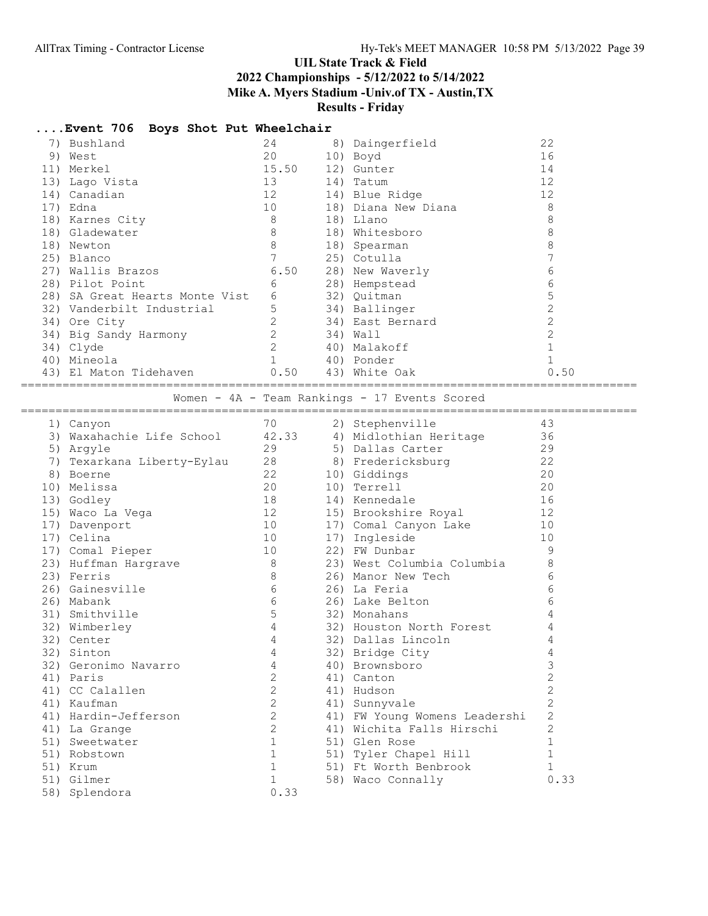## UIL State Track & Field
## 2022 Championships - 5/12/2022 to 5/14/2022
## Mike A. Myers Stadium -Univ.of TX - Austin,TX
## Results - Friday

### ....Event 706 Boys Shot Put Wheelchair

| Place | Team | Points | Place | Team | Points |
|---|---|---|---|---|---|
| 7) | Bushland | 24 | 8) | Daingerfield | 22 |
| 9) | West | 20 | 10) | Boyd | 16 |
| 11) | Merkel | 15.50 | 12) | Gunter | 14 |
| 13) | Lago Vista | 13 | 14) | Tatum | 12 |
| 14) | Canadian | 12 | 14) | Blue Ridge | 12 |
| 17) | Edna | 10 | 18) | Diana New Diana | 8 |
| 18) | Karnes City | 8 | 18) | Llano | 8 |
| 18) | Gladewater | 8 | 18) | Whitesboro | 8 |
| 18) | Newton | 8 | 18) | Spearman | 8 |
| 25) | Blanco | 7 | 25) | Cotulla | 7 |
| 27) | Wallis Brazos | 6.50 | 28) | New Waverly | 6 |
| 28) | Pilot Point | 6 | 28) | Hempstead | 6 |
| 28) | SA Great Hearts Monte Vist | 6 | 32) | Quitman | 5 |
| 32) | Vanderbilt Industrial | 5 | 34) | Ballinger | 2 |
| 34) | Ore City | 2 | 34) | East Bernard | 2 |
| 34) | Big Sandy Harmony | 2 | 34) | Wall | 2 |
| 34) | Clyde | 2 | 40) | Malakoff | 1 |
| 40) | Mineola | 1 | 40) | Ponder | 1 |
| 43) | El Maton Tidehaven | 0.50 | 43) | White Oak | 0.50 |

### Women - 4A - Team Rankings - 17 Events Scored

| Place | Team | Points | Place | Team | Points |
|---|---|---|---|---|---|
| 1) | Canyon | 70 | 2) | Stephenville | 43 |
| 3) | Waxahachie Life School | 42.33 | 4) | Midlothian Heritage | 36 |
| 5) | Argyle | 29 | 5) | Dallas Carter | 29 |
| 7) | Texarkana Liberty-Eylau | 28 | 8) | Fredericksburg | 22 |
| 8) | Boerne | 22 | 10) | Giddings | 20 |
| 10) | Melissa | 20 | 10) | Terrell | 20 |
| 13) | Godley | 18 | 14) | Kennedale | 16 |
| 15) | Waco La Vega | 12 | 15) | Brookshire Royal | 12 |
| 17) | Davenport | 10 | 17) | Comal Canyon Lake | 10 |
| 17) | Celina | 10 | 17) | Ingleside | 10 |
| 17) | Comal Pieper | 10 | 22) | FW Dunbar | 9 |
| 23) | Huffman Hargrave | 8 | 23) | West Columbia Columbia | 8 |
| 23) | Ferris | 8 | 26) | Manor New Tech | 6 |
| 26) | Gainesville | 6 | 26) | La Feria | 6 |
| 26) | Mabank | 6 | 26) | Lake Belton | 6 |
| 31) | Smithville | 5 | 32) | Monahans | 4 |
| 32) | Wimberley | 4 | 32) | Houston North Forest | 4 |
| 32) | Center | 4 | 32) | Dallas Lincoln | 4 |
| 32) | Sinton | 4 | 32) | Bridge City | 4 |
| 32) | Geronimo Navarro | 4 | 40) | Brownsboro | 3 |
| 41) | Paris | 2 | 41) | Canton | 2 |
| 41) | CC Calallen | 2 | 41) | Hudson | 2 |
| 41) | Kaufman | 2 | 41) | Sunnyvale | 2 |
| 41) | Hardin-Jefferson | 2 | 41) | FW Young Womens Leadershi | 2 |
| 41) | La Grange | 2 | 41) | Wichita Falls Hirschi | 2 |
| 51) | Sweetwater | 1 | 51) | Glen Rose | 1 |
| 51) | Robstown | 1 | 51) | Tyler Chapel Hill | 1 |
| 51) | Krum | 1 | 51) | Ft Worth Benbrook | 1 |
| 51) | Gilmer | 1 | 58) | Waco Connally | 0.33 |
| 58) | Splendora | 0.33 | | | |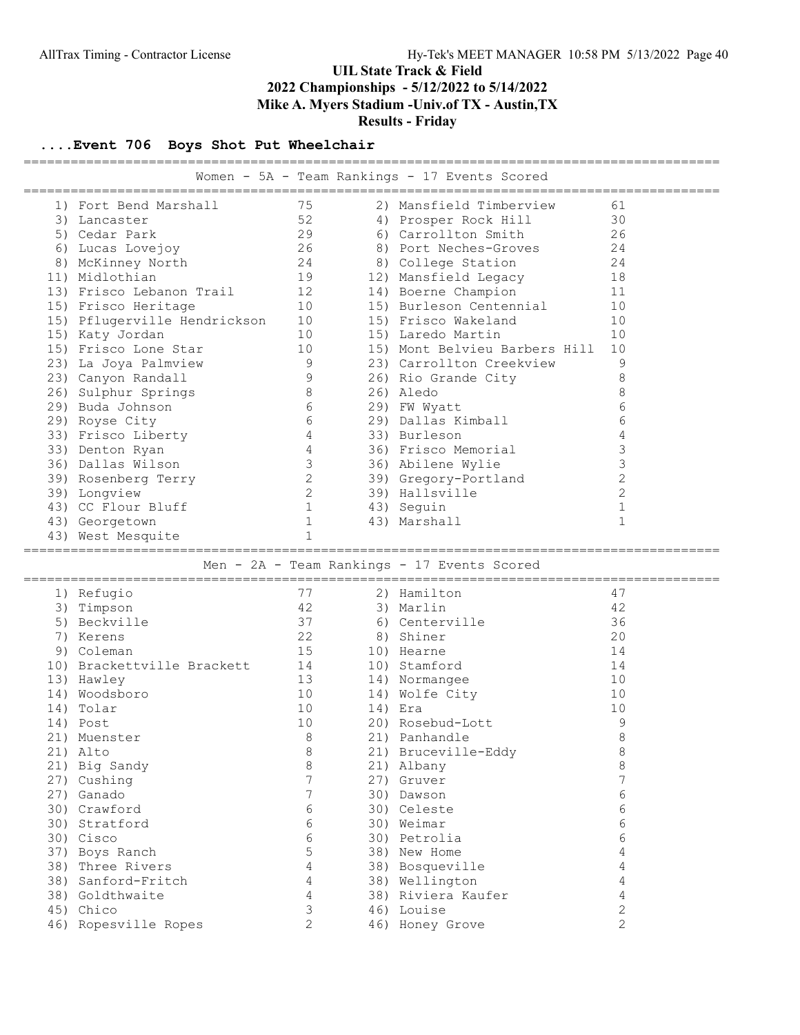# UIL State Track & Field
## 2022 Championships - 5/12/2022 to 5/14/2022
## Mike A. Myers Stadium -Univ.of TX - Austin,TX
## Results - Friday

### ....Event 706 Boys Shot Put Wheelchair

**Women - 5A - Team Rankings - 17 Events Scored**

| Rank | Team | Points | Rank | Team | Points |
|---|---|---|---|---|---|
| 1) | Fort Bend Marshall | 75 | 2) | Mansfield Timberview | 61 |
| 3) | Lancaster | 52 | 4) | Prosper Rock Hill | 30 |
| 5) | Cedar Park | 29 | 6) | Carrollton Smith | 26 |
| 6) | Lucas Lovejoy | 26 | 8) | Port Neches-Groves | 24 |
| 8) | McKinney North | 24 | 8) | College Station | 24 |
| 11) | Midlothian | 19 | 12) | Mansfield Legacy | 18 |
| 13) | Frisco Lebanon Trail | 12 | 14) | Boerne Champion | 11 |
| 15) | Frisco Heritage | 10 | 15) | Burleson Centennial | 10 |
| 15) | Pflugerville Hendrickson | 10 | 15) | Frisco Wakeland | 10 |
| 15) | Katy Jordan | 10 | 15) | Laredo Martin | 10 |
| 15) | Frisco Lone Star | 10 | 15) | Mont Belvieu Barbers Hill | 10 |
| 23) | La Joya Palmview | 9 | 23) | Carrollton Creekview | 9 |
| 23) | Canyon Randall | 9 | 26) | Rio Grande City | 8 |
| 26) | Sulphur Springs | 8 | 26) | Aledo | 8 |
| 29) | Buda Johnson | 6 | 29) | FW Wyatt | 6 |
| 29) | Royse City | 6 | 29) | Dallas Kimball | 6 |
| 33) | Frisco Liberty | 4 | 33) | Burleson | 4 |
| 33) | Denton Ryan | 4 | 36) | Frisco Memorial | 3 |
| 36) | Dallas Wilson | 3 | 36) | Abilene Wylie | 3 |
| 39) | Rosenberg Terry | 2 | 39) | Gregory-Portland | 2 |
| 39) | Longview | 2 | 39) | Hallsville | 2 |
| 43) | CC Flour Bluff | 1 | 43) | Seguin | 1 |
| 43) | Georgetown | 1 | 43) | Marshall | 1 |
| 43) | West Mesquite | 1 | | | |

**Men - 2A - Team Rankings - 17 Events Scored**

| Rank | Team | Points | Rank | Team | Points |
|---|---|---|---|---|---|
| 1) | Refugio | 77 | 2) | Hamilton | 47 |
| 3) | Timpson | 42 | 3) | Marlin | 42 |
| 5) | Beckville | 37 | 6) | Centerville | 36 |
| 7) | Kerens | 22 | 8) | Shiner | 20 |
| 9) | Coleman | 15 | 10) | Hearne | 14 |
| 10) | Brackettville Brackett | 14 | 10) | Stamford | 14 |
| 13) | Hawley | 13 | 14) | Normangee | 10 |
| 14) | Woodsboro | 10 | 14) | Wolfe City | 10 |
| 14) | Tolar | 10 | 14) | Era | 10 |
| 14) | Post | 10 | 20) | Rosebud-Lott | 9 |
| 21) | Muenster | 8 | 21) | Panhandle | 8 |
| 21) | Alto | 8 | 21) | Bruceville-Eddy | 8 |
| 21) | Big Sandy | 8 | 21) | Albany | 8 |
| 27) | Cushing | 7 | 27) | Gruver | 7 |
| 27) | Ganado | 7 | 30) | Dawson | 6 |
| 30) | Crawford | 6 | 30) | Celeste | 6 |
| 30) | Stratford | 6 | 30) | Weimar | 6 |
| 30) | Cisco | 6 | 30) | Petrolia | 6 |
| 37) | Boys Ranch | 5 | 38) | New Home | 4 |
| 38) | Three Rivers | 4 | 38) | Bosqueville | 4 |
| 38) | Sanford-Fritch | 4 | 38) | Wellington | 4 |
| 38) | Goldthwaite | 4 | 38) | Riviera Kaufer | 4 |
| 45) | Chico | 3 | 46) | Louise | 2 |
| 46) | Ropesville Ropes | 2 | 46) | Honey Grove | 2 |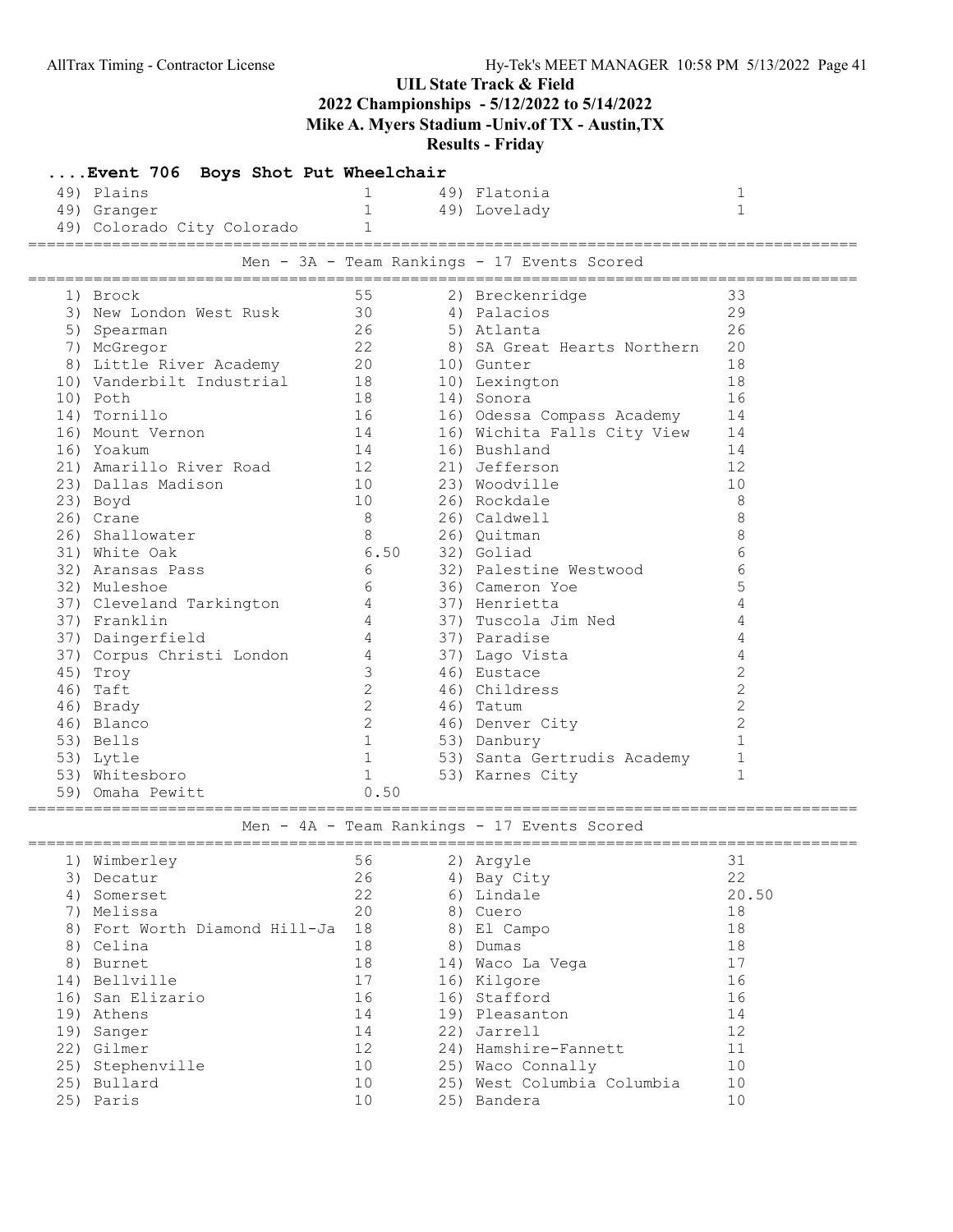## UIL State Track & Field
## 2022 Championships - 5/12/2022 to 5/14/2022
## Mike A. Myers Stadium -Univ.of TX - Austin,TX
## Results - Friday

### ....Event 706 Boys Shot Put Wheelchair

| Place | Team | Points | Place | Team | Points |
|---|---|---|---|---|---|
| 49) | Plains | 1 | 49) | Flatonia | 1 |
| 49) | Granger | 1 | 49) | Lovelady | 1 |
| 49) | Colorado City Colorado | 1 | | | |

### Men - 3A - Team Rankings - 17 Events Scored

| Place | Team | Points | Place | Team | Points |
|---|---|---|---|---|---|
| 1) | Brock | 55 | 2) | Breckenridge | 33 |
| 3) | New London West Rusk | 30 | 4) | Palacios | 29 |
| 5) | Spearman | 26 | 5) | Atlanta | 26 |
| 7) | McGregor | 22 | 8) | SA Great Hearts Northern | 20 |
| 8) | Little River Academy | 20 | 10) | Gunter | 18 |
| 10) | Vanderbilt Industrial | 18 | 10) | Lexington | 18 |
| 10) | Poth | 18 | 14) | Sonora | 16 |
| 14) | Tornillo | 16 | 16) | Odessa Compass Academy | 14 |
| 16) | Mount Vernon | 14 | 16) | Wichita Falls City View | 14 |
| 16) | Yoakum | 14 | 16) | Bushland | 14 |
| 21) | Amarillo River Road | 12 | 21) | Jefferson | 12 |
| 23) | Dallas Madison | 10 | 23) | Woodville | 10 |
| 23) | Boyd | 10 | 26) | Rockdale | 8 |
| 26) | Crane | 8 | 26) | Caldwell | 8 |
| 26) | Shallowater | 8 | 26) | Quitman | 8 |
| 31) | White Oak | 6.50 | 32) | Goliad | 6 |
| 32) | Aransas Pass | 6 | 32) | Palestine Westwood | 6 |
| 32) | Muleshoe | 6 | 36) | Cameron Yoe | 5 |
| 37) | Cleveland Tarkington | 4 | 37) | Henrietta | 4 |
| 37) | Franklin | 4 | 37) | Tuscola Jim Ned | 4 |
| 37) | Daingerfield | 4 | 37) | Paradise | 4 |
| 37) | Corpus Christi London | 4 | 37) | Lago Vista | 4 |
| 45) | Troy | 3 | 46) | Eustace | 2 |
| 46) | Taft | 2 | 46) | Childress | 2 |
| 46) | Brady | 2 | 46) | Tatum | 2 |
| 46) | Blanco | 2 | 46) | Denver City | 2 |
| 53) | Bells | 1 | 53) | Danbury | 1 |
| 53) | Lytle | 1 | 53) | Santa Gertrudis Academy | 1 |
| 53) | Whitesboro | 1 | 53) | Karnes City | 1 |
| 59) | Omaha Pewitt | 0.50 | | | |

### Men - 4A - Team Rankings - 17 Events Scored

| Place | Team | Points | Place | Team | Points |
|---|---|---|---|---|---|
| 1) | Wimberley | 56 | 2) | Argyle | 31 |
| 3) | Decatur | 26 | 4) | Bay City | 22 |
| 4) | Somerset | 22 | 6) | Lindale | 20.50 |
| 7) | Melissa | 20 | 8) | Cuero | 18 |
| 8) | Fort Worth Diamond Hill-Ja | 18 | 8) | El Campo | 18 |
| 8) | Celina | 18 | 8) | Dumas | 18 |
| 8) | Burnet | 18 | 14) | Waco La Vega | 17 |
| 14) | Bellville | 17 | 16) | Kilgore | 16 |
| 16) | San Elizario | 16 | 16) | Stafford | 16 |
| 19) | Athens | 14 | 19) | Pleasanton | 14 |
| 19) | Sanger | 14 | 22) | Jarrell | 12 |
| 22) | Gilmer | 12 | 24) | Hamshire-Fannett | 11 |
| 25) | Stephenville | 10 | 25) | Waco Connally | 10 |
| 25) | Bullard | 10 | 25) | West Columbia Columbia | 10 |
| 25) | Paris | 10 | 25) | Bandera | 10 |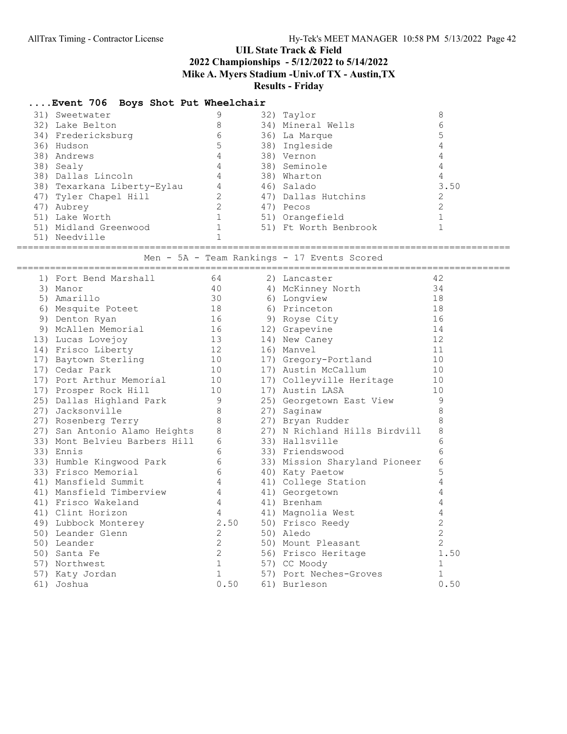# UIL State Track & Field
## 2022 Championships - 5/12/2022 to 5/14/2022
## Mike A. Myers Stadium -Univ.of TX - Austin,TX
## Results - Friday

### ....Event 706 Boys Shot Put Wheelchair

| | | | |
|---|---|---|---|
| 31) Sweetwater | 9 | 32) Taylor | 8 |
| 32) Lake Belton | 8 | 34) Mineral Wells | 6 |
| 34) Fredericksburg | 6 | 36) La Marque | 5 |
| 36) Hudson | 5 | 38) Ingleside | 4 |
| 38) Andrews | 4 | 38) Vernon | 4 |
| 38) Sealy | 4 | 38) Seminole | 4 |
| 38) Dallas Lincoln | 4 | 38) Wharton | 4 |
| 38) Texarkana Liberty-Eylau | 4 | 46) Salado | 3.50 |
| 47) Tyler Chapel Hill | 2 | 47) Dallas Hutchins | 2 |
| 47) Aubrey | 2 | 47) Pecos | 2 |
| 51) Lake Worth | 1 | 51) Orangefield | 1 |
| 51) Midland Greenwood | 1 | 51) Ft Worth Benbrook | 1 |
| 51) Needville | 1 | | |

### Men - 5A - Team Rankings - 17 Events Scored

| | | | |
|---|---|---|---|
| 1) Fort Bend Marshall | 64 | 2) Lancaster | 42 |
| 3) Manor | 40 | 4) McKinney North | 34 |
| 5) Amarillo | 30 | 6) Longview | 18 |
| 6) Mesquite Poteet | 18 | 6) Princeton | 18 |
| 9) Denton Ryan | 16 | 9) Royse City | 16 |
| 9) McAllen Memorial | 16 | 12) Grapevine | 14 |
| 13) Lucas Lovejoy | 13 | 14) New Caney | 12 |
| 14) Frisco Liberty | 12 | 16) Manvel | 11 |
| 17) Baytown Sterling | 10 | 17) Gregory-Portland | 10 |
| 17) Cedar Park | 10 | 17) Austin McCallum | 10 |
| 17) Port Arthur Memorial | 10 | 17) Colleyville Heritage | 10 |
| 17) Prosper Rock Hill | 10 | 17) Austin LASA | 10 |
| 25) Dallas Highland Park | 9 | 25) Georgetown East View | 9 |
| 27) Jacksonville | 8 | 27) Saginaw | 8 |
| 27) Rosenberg Terry | 8 | 27) Bryan Rudder | 8 |
| 27) San Antonio Alamo Heights | 8 | 27) N Richland Hills Birdvill | 8 |
| 33) Mont Belvieu Barbers Hill | 6 | 33) Hallsville | 6 |
| 33) Ennis | 6 | 33) Friendswood | 6 |
| 33) Humble Kingwood Park | 6 | 33) Mission Sharyland Pioneer | 6 |
| 33) Frisco Memorial | 6 | 40) Katy Paetow | 5 |
| 41) Mansfield Summit | 4 | 41) College Station | 4 |
| 41) Mansfield Timberview | 4 | 41) Georgetown | 4 |
| 41) Frisco Wakeland | 4 | 41) Brenham | 4 |
| 41) Clint Horizon | 4 | 41) Magnolia West | 4 |
| 49) Lubbock Monterey | 2.50 | 50) Frisco Reedy | 2 |
| 50) Leander Glenn | 2 | 50) Aledo | 2 |
| 50) Leander | 2 | 50) Mount Pleasant | 2 |
| 50) Santa Fe | 2 | 56) Frisco Heritage | 1.50 |
| 57) Northwest | 1 | 57) CC Moody | 1 |
| 57) Katy Jordan | 1 | 57) Port Neches-Groves | 1 |
| 61) Joshua | 0.50 | 61) Burleson | 0.50 |